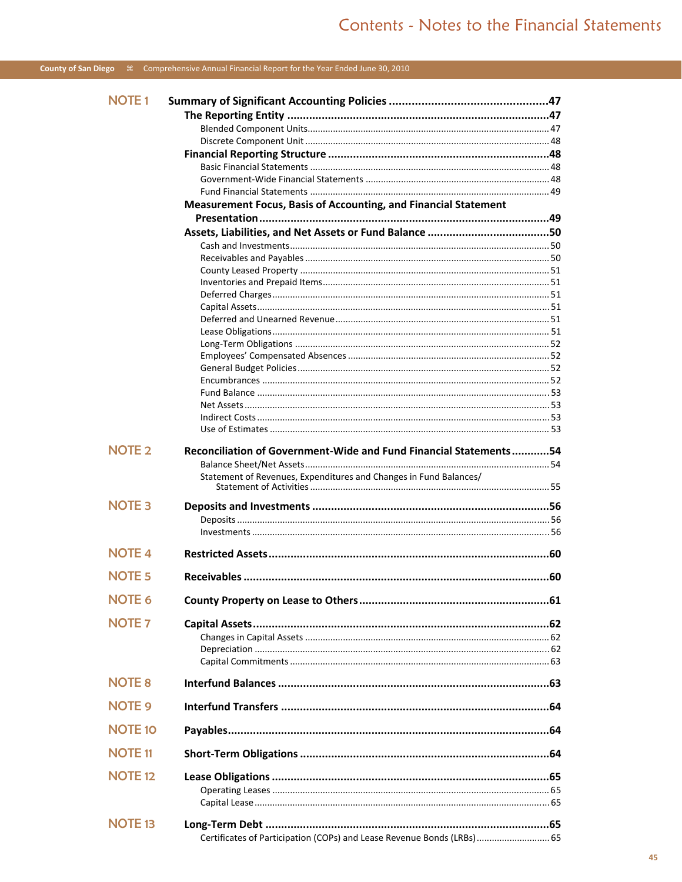# Contents - Notes to the Financial Statements

**NOTE 1 Summary of Significant Accounting Policies** .......... 47

**The Reporting Entity** .......... 47

- Blended Component Units .......... 47
- Discrete Component Unit .......... 48

**Financial Reporting Structure** .......... 48

- Basic Financial Statements .......... 48
- Government-Wide Financial Statements .......... 48
- Fund Financial Statements .......... 49

**Measurement Focus, Basis of Accounting, and Financial Statement Presentation** .......... 49

**Assets, Liabilities, and Net Assets or Fund Balance** .......... 50

- Cash and Investments .......... 50
- Receivables and Payables .......... 50
- County Leased Property .......... 51
- Inventories and Prepaid Items .......... 51
- Deferred Charges .......... 51
- Capital Assets .......... 51
- Deferred and Unearned Revenue .......... 51
- Lease Obligations .......... 51
- Long-Term Obligations .......... 52
- Employees' Compensated Absences .......... 52
- General Budget Policies .......... 52
- Encumbrances .......... 52
- Fund Balance .......... 53
- Net Assets .......... 53
- Indirect Costs .......... 53
- Use of Estimates .......... 53

**NOTE 2 Reconciliation of Government-Wide and Fund Financial Statements** .......... 54

- Balance Sheet/Net Assets .......... 54
- Statement of Revenues, Expenditures and Changes in Fund Balances/ Statement of Activities .......... 55

**NOTE 3 Deposits and Investments** .......... 56

- Deposits .......... 56
- Investments .......... 56

**NOTE 4 Restricted Assets** .......... 60

**NOTE 5 Receivables** .......... 60

**NOTE 6 County Property on Lease to Others** .......... 61

**NOTE 7 Capital Assets** .......... 62

- Changes in Capital Assets .......... 62
- Depreciation .......... 62
- Capital Commitments .......... 63

**NOTE 8 Interfund Balances** .......... 63

**NOTE 9 Interfund Transfers** .......... 64

**NOTE 10 Payables** .......... 64

**NOTE 11 Short-Term Obligations** .......... 64

**NOTE 12 Lease Obligations** .......... 65

- Operating Leases .......... 65
- Capital Lease .......... 65

**NOTE 13 Long-Term Debt** .......... 65

- Certificates of Participation (COPs) and Lease Revenue Bonds (LRBs) .......... 65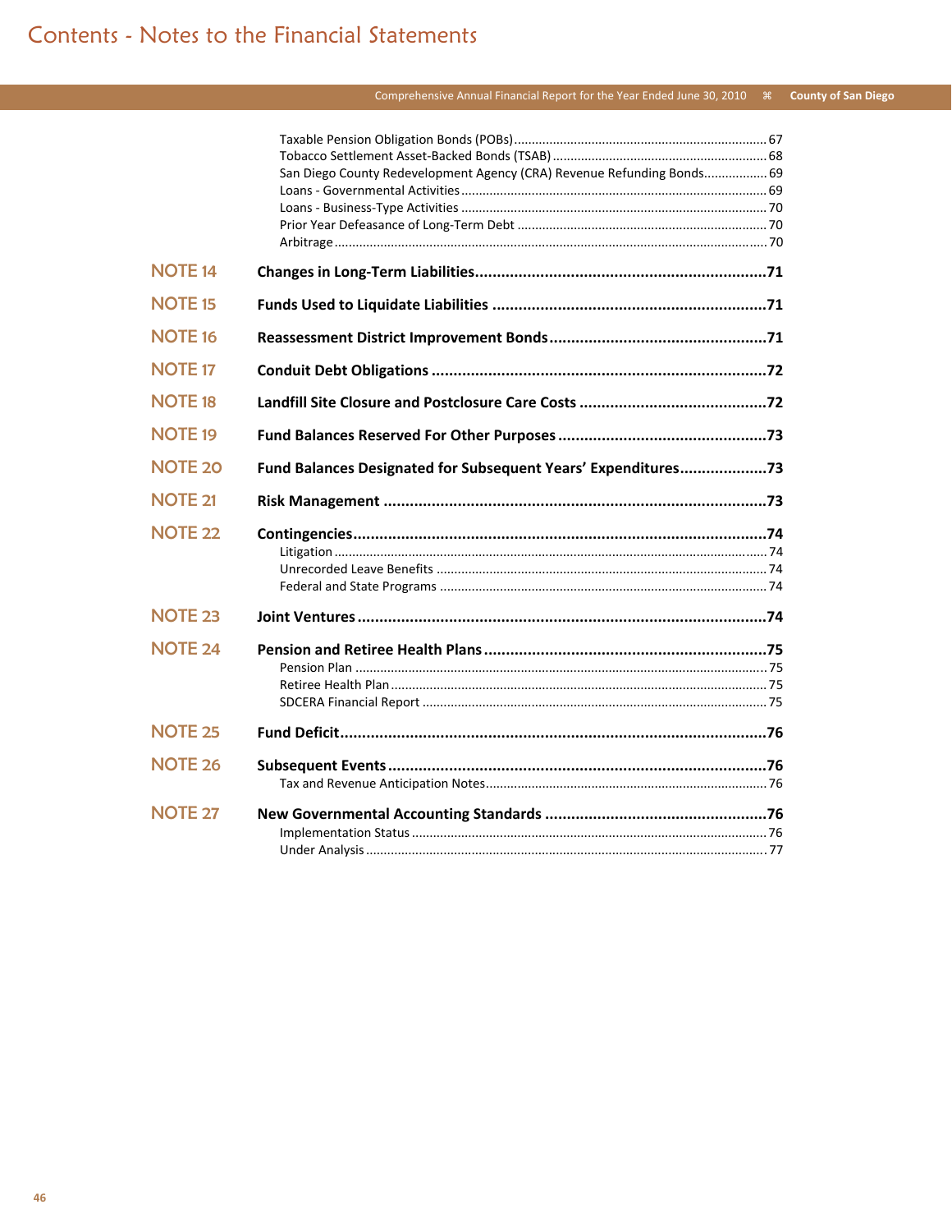# Contents - Notes to the Financial Statements

- Taxable Pension Obligation Bonds (POBs) ........ 67
- Tobacco Settlement Asset-Backed Bonds (TSAB) ........ 68
- San Diego County Redevelopment Agency (CRA) Revenue Refunding Bonds ........ 69
- Loans - Governmental Activities ........ 69
- Loans - Business-Type Activities ........ 70
- Prior Year Defeasance of Long-Term Debt ........ 70
- Arbitrage ........ 70

**NOTE 14** **Changes in Long-Term Liabilities ........ 71**

**NOTE 15** **Funds Used to Liquidate Liabilities ........ 71**

**NOTE 16** **Reassessment District Improvement Bonds ........ 71**

**NOTE 17** **Conduit Debt Obligations ........ 72**

**NOTE 18** **Landfill Site Closure and Postclosure Care Costs ........ 72**

**NOTE 19** **Fund Balances Reserved For Other Purposes ........ 73**

**NOTE 20** **Fund Balances Designated for Subsequent Years' Expenditures ........ 73**

**NOTE 21** **Risk Management ........ 73**

**NOTE 22** **Contingencies ........ 74**

- Litigation ........ 74
- Unrecorded Leave Benefits ........ 74
- Federal and State Programs ........ 74

**NOTE 23** **Joint Ventures ........ 74**

**NOTE 24** **Pension and Retiree Health Plans ........ 75**

- Pension Plan ........ 75
- Retiree Health Plan ........ 75
- SDCERA Financial Report ........ 75

**NOTE 25** **Fund Deficit ........ 76**

**NOTE 26** **Subsequent Events ........ 76**

- Tax and Revenue Anticipation Notes ........ 76

**NOTE 27** **New Governmental Accounting Standards ........ 76**

- Implementation Status ........ 76
- Under Analysis ........ 77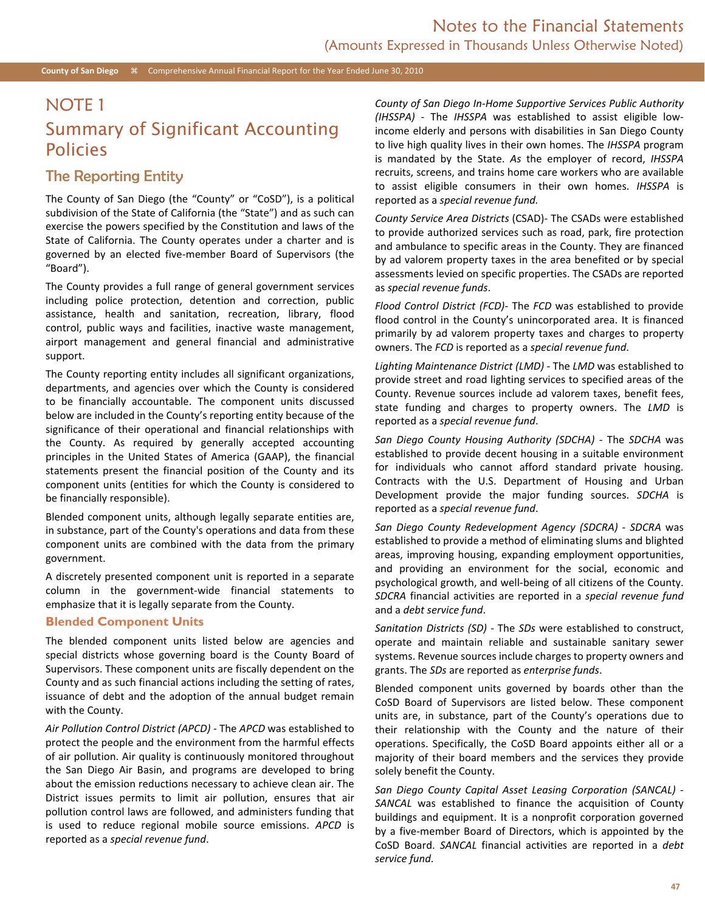# NOTE 1

# Summary of Significant Accounting Policies

## The Reporting Entity

The County of San Diego (the "County" or "CoSD"), is a political subdivision of the State of California (the "State") and as such can exercise the powers specified by the Constitution and laws of the State of California. The County operates under a charter and is governed by an elected five-member Board of Supervisors (the "Board").

The County provides a full range of general government services including police protection, detention and correction, public assistance, health and sanitation, recreation, library, flood control, public ways and facilities, inactive waste management, airport management and general financial and administrative support.

The County reporting entity includes all significant organizations, departments, and agencies over which the County is considered to be financially accountable. The component units discussed below are included in the County's reporting entity because of the significance of their operational and financial relationships with the County. As required by generally accepted accounting principles in the United States of America (GAAP), the financial statements present the financial position of the County and its component units (entities for which the County is considered to be financially responsible).

Blended component units, although legally separate entities are, in substance, part of the County's operations and data from these component units are combined with the data from the primary government.

A discretely presented component unit is reported in a separate column in the government-wide financial statements to emphasize that it is legally separate from the County.

### Blended Component Units

The blended component units listed below are agencies and special districts whose governing board is the County Board of Supervisors. These component units are fiscally dependent on the County and as such financial actions including the setting of rates, issuance of debt and the adoption of the annual budget remain with the County.

*Air Pollution Control District (APCD)* - The *APCD* was established to protect the people and the environment from the harmful effects of air pollution. Air quality is continuously monitored throughout the San Diego Air Basin, and programs are developed to bring about the emission reductions necessary to achieve clean air. The District issues permits to limit air pollution, ensures that air pollution control laws are followed, and administers funding that is used to reduce regional mobile source emissions. *APCD* is reported as a *special revenue fund*.

*County of San Diego In-Home Supportive Services Public Authority (IHSSPA)* - The *IHSSPA* was established to assist eligible low-income elderly and persons with disabilities in San Diego County to live high quality lives in their own homes. The *IHSSPA* program is mandated by the State. *As* the employer of record, *IHSSPA* recruits, screens, and trains home care workers who are available to assist eligible consumers in their own homes. *IHSSPA* is reported as a *special revenue fund.*

*County Service Area Districts* (CSAD)- The CSADs were established to provide authorized services such as road, park, fire protection and ambulance to specific areas in the County. They are financed by ad valorem property taxes in the area benefited or by special assessments levied on specific properties. The CSADs are reported as *special revenue funds*.

*Flood Control District (FCD)*- The *FCD* was established to provide flood control in the County's unincorporated area. It is financed primarily by ad valorem property taxes and charges to property owners. The *FCD* is reported as a *special revenue fund*.

*Lighting Maintenance District (LMD)* - The *LMD* was established to provide street and road lighting services to specified areas of the County. Revenue sources include ad valorem taxes, benefit fees, state funding and charges to property owners. The *LMD* is reported as a *special revenue fund*.

*San Diego County Housing Authority (SDCHA)* - The *SDCHA* was established to provide decent housing in a suitable environment for individuals who cannot afford standard private housing. Contracts with the U.S. Department of Housing and Urban Development provide the major funding sources. *SDCHA* is reported as a *special revenue fund*.

*San Diego County Redevelopment Agency (SDCRA)* - *SDCRA* was established to provide a method of eliminating slums and blighted areas, improving housing, expanding employment opportunities, and providing an environment for the social, economic and psychological growth, and well-being of all citizens of the County. *SDCRA* financial activities are reported in a *special revenue fund* and a *debt service fund*.

*Sanitation Districts (SD)* - The *SDs* were established to construct, operate and maintain reliable and sustainable sanitary sewer systems. Revenue sources include charges to property owners and grants. The *SDs* are reported as *enterprise funds*.

Blended component units governed by boards other than the CoSD Board of Supervisors are listed below. These component units are, in substance, part of the County's operations due to their relationship with the County and the nature of their operations. Specifically, the CoSD Board appoints either all or a majority of their board members and the services they provide solely benefit the County.

*San Diego County Capital Asset Leasing Corporation (SANCAL)* - *SANCAL* was established to finance the acquisition of County buildings and equipment. It is a nonprofit corporation governed by a five-member Board of Directors, which is appointed by the CoSD Board. *SANCAL* financial activities are reported in a *debt service fund*.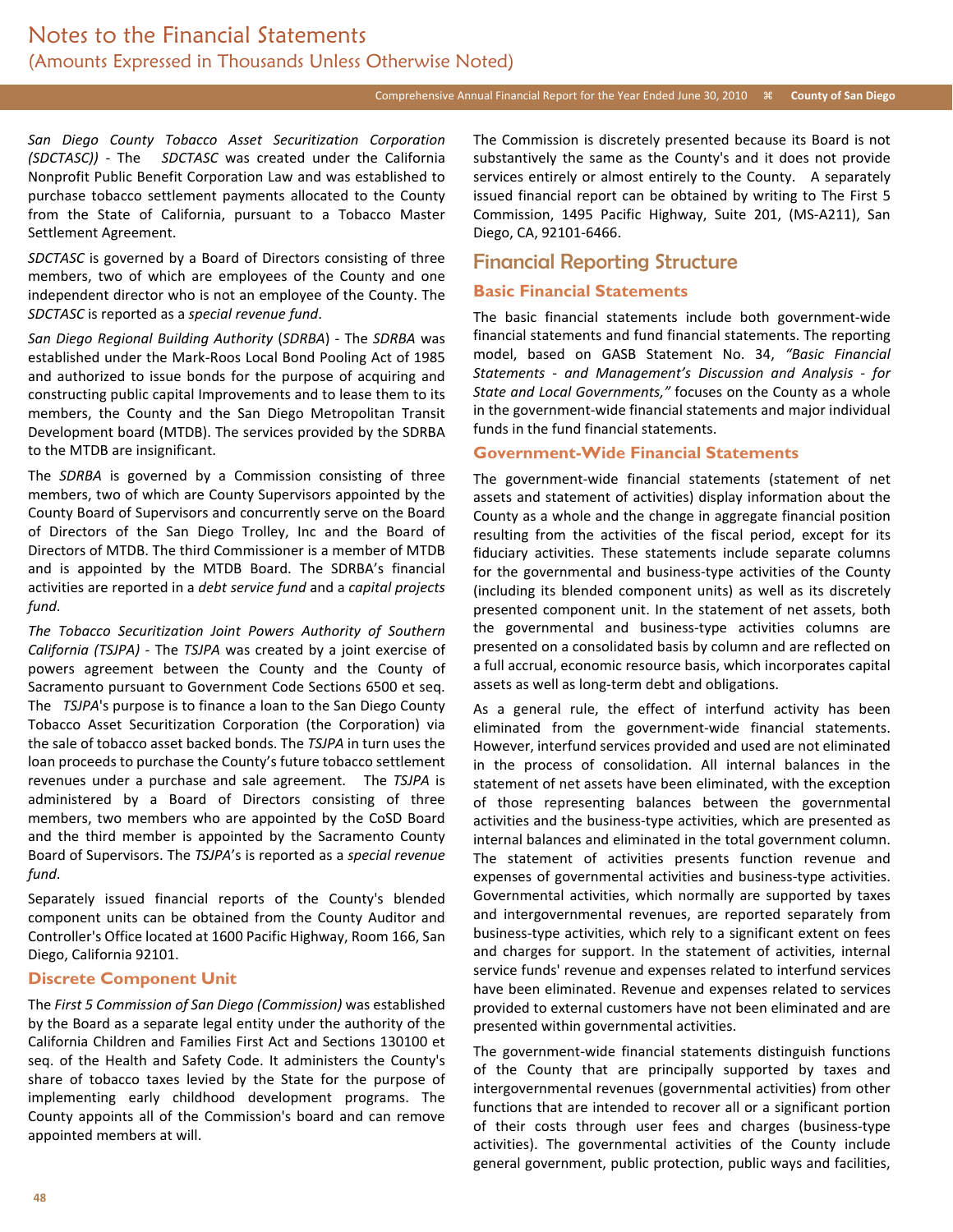*San Diego County Tobacco Asset Securitization Corporation (SDCTASC))* - The *SDCTASC* was created under the California Nonprofit Public Benefit Corporation Law and was established to purchase tobacco settlement payments allocated to the County from the State of California, pursuant to a Tobacco Master Settlement Agreement.

*SDCTASC* is governed by a Board of Directors consisting of three members, two of which are employees of the County and one independent director who is not an employee of the County. The *SDCTASC* is reported as a *special revenue fund*.

*San Diego Regional Building Authority* (*SDRBA*) - The *SDRBA* was established under the Mark-Roos Local Bond Pooling Act of 1985 and authorized to issue bonds for the purpose of acquiring and constructing public capital Improvements and to lease them to its members, the County and the San Diego Metropolitan Transit Development board (MTDB). The services provided by the SDRBA to the MTDB are insignificant.

The *SDRBA* is governed by a Commission consisting of three members, two of which are County Supervisors appointed by the County Board of Supervisors and concurrently serve on the Board of Directors of the San Diego Trolley, Inc and the Board of Directors of MTDB. The third Commissioner is a member of MTDB and is appointed by the MTDB Board. The SDRBA's financial activities are reported in a *debt service fund* and a *capital projects fund*.

*The Tobacco Securitization Joint Powers Authority of Southern California (TSJPA)* - The *TSJPA* was created by a joint exercise of powers agreement between the County and the County of Sacramento pursuant to Government Code Sections 6500 et seq. The *TSJPA*'s purpose is to finance a loan to the San Diego County Tobacco Asset Securitization Corporation (the Corporation) via the sale of tobacco asset backed bonds. The *TSJPA* in turn uses the loan proceeds to purchase the County's future tobacco settlement revenues under a purchase and sale agreement. The *TSJPA* is administered by a Board of Directors consisting of three members, two members who are appointed by the CoSD Board and the third member is appointed by the Sacramento County Board of Supervisors. The *TSJPA*'s is reported as a *special revenue fund*.

Separately issued financial reports of the County's blended component units can be obtained from the County Auditor and Controller's Office located at 1600 Pacific Highway, Room 166, San Diego, California 92101.

### Discrete Component Unit

The *First 5 Commission of San Diego (Commission)* was established by the Board as a separate legal entity under the authority of the California Children and Families First Act and Sections 130100 et seq. of the Health and Safety Code. It administers the County's share of tobacco taxes levied by the State for the purpose of implementing early childhood development programs. The County appoints all of the Commission's board and can remove appointed members at will.

The Commission is discretely presented because its Board is not substantively the same as the County's and it does not provide services entirely or almost entirely to the County. A separately issued financial report can be obtained by writing to The First 5 Commission, 1495 Pacific Highway, Suite 201, (MS-A211), San Diego, CA, 92101-6466.

## Financial Reporting Structure

### Basic Financial Statements

The basic financial statements include both government-wide financial statements and fund financial statements. The reporting model, based on GASB Statement No. 34, *"Basic Financial Statements - and Management's Discussion and Analysis - for State and Local Governments,"* focuses on the County as a whole in the government-wide financial statements and major individual funds in the fund financial statements.

### Government-Wide Financial Statements

The government-wide financial statements (statement of net assets and statement of activities) display information about the County as a whole and the change in aggregate financial position resulting from the activities of the fiscal period, except for its fiduciary activities. These statements include separate columns for the governmental and business-type activities of the County (including its blended component units) as well as its discretely presented component unit. In the statement of net assets, both the governmental and business-type activities columns are presented on a consolidated basis by column and are reflected on a full accrual, economic resource basis, which incorporates capital assets as well as long-term debt and obligations.

As a general rule, the effect of interfund activity has been eliminated from the government-wide financial statements. However, interfund services provided and used are not eliminated in the process of consolidation. All internal balances in the statement of net assets have been eliminated, with the exception of those representing balances between the governmental activities and the business-type activities, which are presented as internal balances and eliminated in the total government column. The statement of activities presents function revenue and expenses of governmental activities and business-type activities. Governmental activities, which normally are supported by taxes and intergovernmental revenues, are reported separately from business-type activities, which rely to a significant extent on fees and charges for support. In the statement of activities, internal service funds' revenue and expenses related to interfund services have been eliminated. Revenue and expenses related to services provided to external customers have not been eliminated and are presented within governmental activities.

The government-wide financial statements distinguish functions of the County that are principally supported by taxes and intergovernmental revenues (governmental activities) from other functions that are intended to recover all or a significant portion of their costs through user fees and charges (business-type activities). The governmental activities of the County include general government, public protection, public ways and facilities,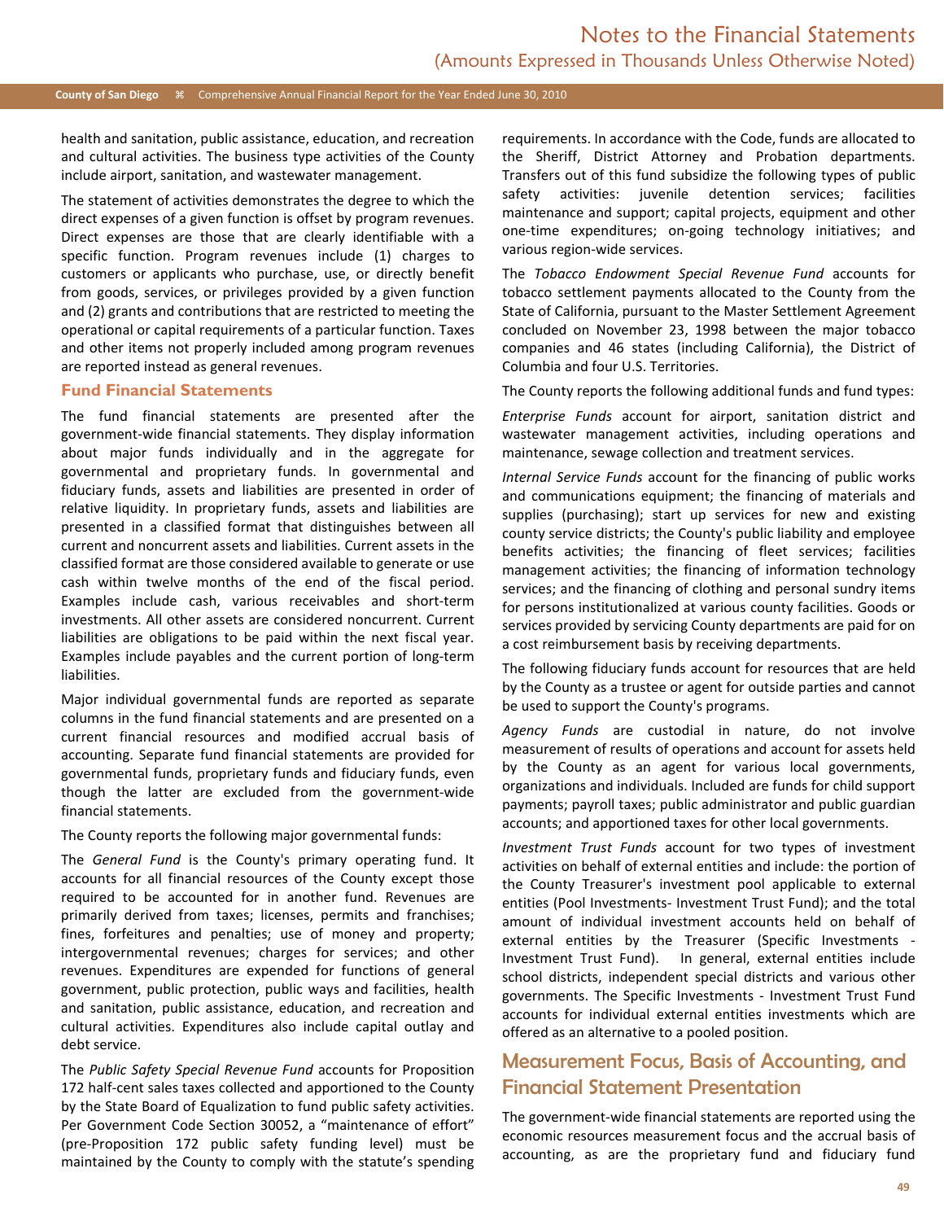health and sanitation, public assistance, education, and recreation and cultural activities. The business type activities of the County include airport, sanitation, and wastewater management.

The statement of activities demonstrates the degree to which the direct expenses of a given function is offset by program revenues. Direct expenses are those that are clearly identifiable with a specific function. Program revenues include (1) charges to customers or applicants who purchase, use, or directly benefit from goods, services, or privileges provided by a given function and (2) grants and contributions that are restricted to meeting the operational or capital requirements of a particular function. Taxes and other items not properly included among program revenues are reported instead as general revenues.

### Fund Financial Statements

The fund financial statements are presented after the government-wide financial statements. They display information about major funds individually and in the aggregate for governmental and proprietary funds. In governmental and fiduciary funds, assets and liabilities are presented in order of relative liquidity. In proprietary funds, assets and liabilities are presented in a classified format that distinguishes between all current and noncurrent assets and liabilities. Current assets in the classified format are those considered available to generate or use cash within twelve months of the end of the fiscal period. Examples include cash, various receivables and short-term investments. All other assets are considered noncurrent. Current liabilities are obligations to be paid within the next fiscal year. Examples include payables and the current portion of long-term liabilities.

Major individual governmental funds are reported as separate columns in the fund financial statements and are presented on a current financial resources and modified accrual basis of accounting. Separate fund financial statements are provided for governmental funds, proprietary funds and fiduciary funds, even though the latter are excluded from the government-wide financial statements.

The County reports the following major governmental funds:

The *General Fund* is the County's primary operating fund. It accounts for all financial resources of the County except those required to be accounted for in another fund. Revenues are primarily derived from taxes; licenses, permits and franchises; fines, forfeitures and penalties; use of money and property; intergovernmental revenues; charges for services; and other revenues. Expenditures are expended for functions of general government, public protection, public ways and facilities, health and sanitation, public assistance, education, and recreation and cultural activities. Expenditures also include capital outlay and debt service.

The *Public Safety Special Revenue Fund* accounts for Proposition 172 half-cent sales taxes collected and apportioned to the County by the State Board of Equalization to fund public safety activities. Per Government Code Section 30052, a "maintenance of effort" (pre-Proposition 172 public safety funding level) must be maintained by the County to comply with the statute's spending requirements. In accordance with the Code, funds are allocated to the Sheriff, District Attorney and Probation departments. Transfers out of this fund subsidize the following types of public safety activities: juvenile detention services; facilities maintenance and support; capital projects, equipment and other one-time expenditures; on-going technology initiatives; and various region-wide services.

The *Tobacco Endowment Special Revenue Fund* accounts for tobacco settlement payments allocated to the County from the State of California, pursuant to the Master Settlement Agreement concluded on November 23, 1998 between the major tobacco companies and 46 states (including California), the District of Columbia and four U.S. Territories.

The County reports the following additional funds and fund types:

*Enterprise Funds* account for airport, sanitation district and wastewater management activities, including operations and maintenance, sewage collection and treatment services.

*Internal Service Funds* account for the financing of public works and communications equipment; the financing of materials and supplies (purchasing); start up services for new and existing county service districts; the County's public liability and employee benefits activities; the financing of fleet services; facilities management activities; the financing of information technology services; and the financing of clothing and personal sundry items for persons institutionalized at various county facilities. Goods or services provided by servicing County departments are paid for on a cost reimbursement basis by receiving departments.

The following fiduciary funds account for resources that are held by the County as a trustee or agent for outside parties and cannot be used to support the County's programs.

*Agency Funds* are custodial in nature, do not involve measurement of results of operations and account for assets held by the County as an agent for various local governments, organizations and individuals. Included are funds for child support payments; payroll taxes; public administrator and public guardian accounts; and apportioned taxes for other local governments.

*Investment Trust Funds* account for two types of investment activities on behalf of external entities and include: the portion of the County Treasurer's investment pool applicable to external entities (Pool Investments- Investment Trust Fund); and the total amount of individual investment accounts held on behalf of external entities by the Treasurer (Specific Investments - Investment Trust Fund). In general, external entities include school districts, independent special districts and various other governments. The Specific Investments - Investment Trust Fund accounts for individual external entities investments which are offered as an alternative to a pooled position.

## Measurement Focus, Basis of Accounting, and Financial Statement Presentation

The government-wide financial statements are reported using the economic resources measurement focus and the accrual basis of accounting, as are the proprietary fund and fiduciary fund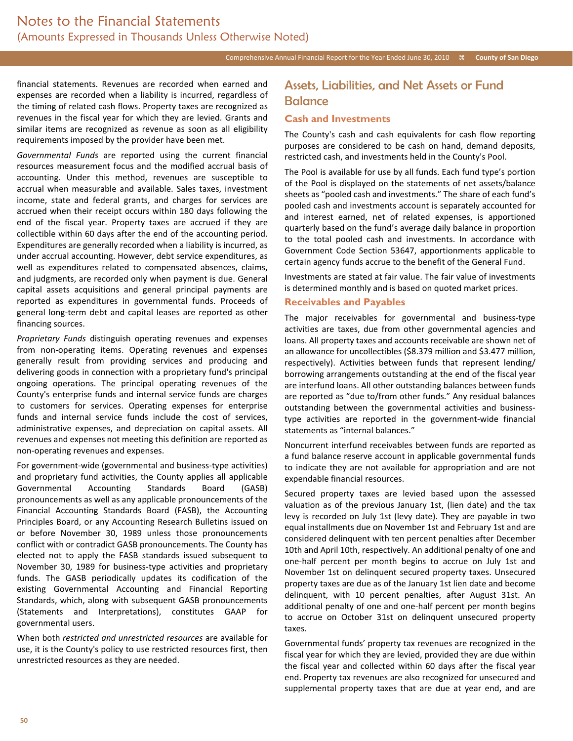financial statements. Revenues are recorded when earned and expenses are recorded when a liability is incurred, regardless of the timing of related cash flows. Property taxes are recognized as revenues in the fiscal year for which they are levied. Grants and similar items are recognized as revenue as soon as all eligibility requirements imposed by the provider have been met.

*Governmental Funds* are reported using the current financial resources measurement focus and the modified accrual basis of accounting. Under this method, revenues are susceptible to accrual when measurable and available. Sales taxes, investment income, state and federal grants, and charges for services are accrued when their receipt occurs within 180 days following the end of the fiscal year. Property taxes are accrued if they are collectible within 60 days after the end of the accounting period. Expenditures are generally recorded when a liability is incurred, as under accrual accounting. However, debt service expenditures, as well as expenditures related to compensated absences, claims, and judgments, are recorded only when payment is due. General capital assets acquisitions and general principal payments are reported as expenditures in governmental funds. Proceeds of general long-term debt and capital leases are reported as other financing sources.

*Proprietary Funds* distinguish operating revenues and expenses from non-operating items. Operating revenues and expenses generally result from providing services and producing and delivering goods in connection with a proprietary fund's principal ongoing operations. The principal operating revenues of the County's enterprise funds and internal service funds are charges to customers for services. Operating expenses for enterprise funds and internal service funds include the cost of services, administrative expenses, and depreciation on capital assets. All revenues and expenses not meeting this definition are reported as non-operating revenues and expenses.

For government-wide (governmental and business-type activities) and proprietary fund activities, the County applies all applicable Governmental Accounting Standards Board (GASB) pronouncements as well as any applicable pronouncements of the Financial Accounting Standards Board (FASB), the Accounting Principles Board, or any Accounting Research Bulletins issued on or before November 30, 1989 unless those pronouncements conflict with or contradict GASB pronouncements. The County has elected not to apply the FASB standards issued subsequent to November 30, 1989 for business-type activities and proprietary funds. The GASB periodically updates its codification of the existing Governmental Accounting and Financial Reporting Standards, which, along with subsequent GASB pronouncements (Statements and Interpretations), constitutes GAAP for governmental users.

When both *restricted and unrestricted resources* are available for use, it is the County's policy to use restricted resources first, then unrestricted resources as they are needed.

## Assets, Liabilities, and Net Assets or Fund Balance

### Cash and Investments

The County's cash and cash equivalents for cash flow reporting purposes are considered to be cash on hand, demand deposits, restricted cash, and investments held in the County's Pool.

The Pool is available for use by all funds. Each fund type's portion of the Pool is displayed on the statements of net assets/balance sheets as "pooled cash and investments." The share of each fund's pooled cash and investments account is separately accounted for and interest earned, net of related expenses, is apportioned quarterly based on the fund's average daily balance in proportion to the total pooled cash and investments. In accordance with Government Code Section 53647, apportionments applicable to certain agency funds accrue to the benefit of the General Fund.

Investments are stated at fair value. The fair value of investments is determined monthly and is based on quoted market prices.

### Receivables and Payables

The major receivables for governmental and business-type activities are taxes, due from other governmental agencies and loans. All property taxes and accounts receivable are shown net of an allowance for uncollectibles ($8.379 million and $3.477 million, respectively). Activities between funds that represent lending/borrowing arrangements outstanding at the end of the fiscal year are interfund loans. All other outstanding balances between funds are reported as "due to/from other funds." Any residual balances outstanding between the governmental activities and business-type activities are reported in the government-wide financial statements as "internal balances."

Noncurrent interfund receivables between funds are reported as a fund balance reserve account in applicable governmental funds to indicate they are not available for appropriation and are not expendable financial resources.

Secured property taxes are levied based upon the assessed valuation as of the previous January 1st, (lien date) and the tax levy is recorded on July 1st (levy date). They are payable in two equal installments due on November 1st and February 1st and are considered delinquent with ten percent penalties after December 10th and April 10th, respectively. An additional penalty of one and one-half percent per month begins to accrue on July 1st and November 1st on delinquent secured property taxes. Unsecured property taxes are due as of the January 1st lien date and become delinquent, with 10 percent penalties, after August 31st. An additional penalty of one and one-half percent per month begins to accrue on October 31st on delinquent unsecured property taxes.

Governmental funds' property tax revenues are recognized in the fiscal year for which they are levied, provided they are due within the fiscal year and collected within 60 days after the fiscal year end. Property tax revenues are also recognized for unsecured and supplemental property taxes that are due at year end, and are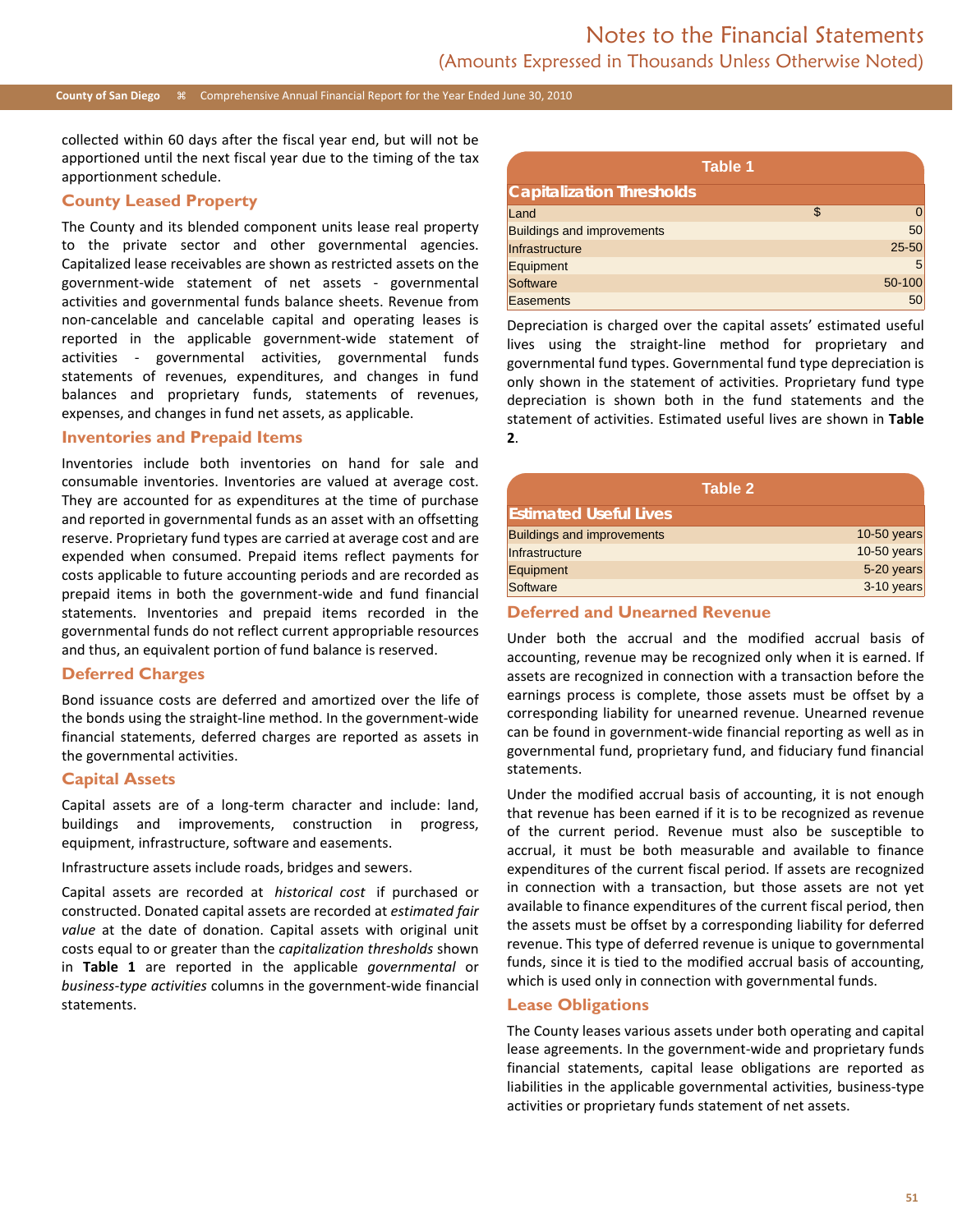collected within 60 days after the fiscal year end, but will not be apportioned until the next fiscal year due to the timing of the tax apportionment schedule.

### County Leased Property

The County and its blended component units lease real property to the private sector and other governmental agencies. Capitalized lease receivables are shown as restricted assets on the government-wide statement of net assets - governmental activities and governmental funds balance sheets. Revenue from non-cancelable and cancelable capital and operating leases is reported in the applicable government-wide statement of activities - governmental activities, governmental funds statements of revenues, expenditures, and changes in fund balances and proprietary funds, statements of revenues, expenses, and changes in fund net assets, as applicable.

### Inventories and Prepaid Items

Inventories include both inventories on hand for sale and consumable inventories. Inventories are valued at average cost. They are accounted for as expenditures at the time of purchase and reported in governmental funds as an asset with an offsetting reserve. Proprietary fund types are carried at average cost and are expended when consumed. Prepaid items reflect payments for costs applicable to future accounting periods and are recorded as prepaid items in both the government-wide and fund financial statements. Inventories and prepaid items recorded in the governmental funds do not reflect current appropriable resources and thus, an equivalent portion of fund balance is reserved.

### Deferred Charges

Bond issuance costs are deferred and amortized over the life of the bonds using the straight-line method. In the government-wide financial statements, deferred charges are reported as assets in the governmental activities.

### Capital Assets

Capital assets are of a long-term character and include: land, buildings and improvements, construction in progress, equipment, infrastructure, software and easements.

Infrastructure assets include roads, bridges and sewers.

Capital assets are recorded at *historical cost* if purchased or constructed. Donated capital assets are recorded at *estimated fair value* at the date of donation. Capital assets with original unit costs equal to or greater than the *capitalization thresholds* shown in **Table 1** are reported in the applicable *governmental* or *business-type activities* columns in the government-wide financial statements.

**Table 1**

| Capitalization Thresholds | |
|---|---|
| Land | $ 0 |
| Buildings and improvements | 50 |
| Infrastructure | 25-50 |
| Equipment | 5 |
| Software | 50-100 |
| Easements | 50 |

Depreciation is charged over the capital assets' estimated useful lives using the straight-line method for proprietary and governmental fund types. Governmental fund type depreciation is only shown in the statement of activities. Proprietary fund type depreciation is shown both in the fund statements and the statement of activities. Estimated useful lives are shown in **Table 2**.

**Table 2**

| Estimated Useful Lives | |
|---|---|
| Buildings and improvements | 10-50 years |
| Infrastructure | 10-50 years |
| Equipment | 5-20 years |
| Software | 3-10 years |

### Deferred and Unearned Revenue

Under both the accrual and the modified accrual basis of accounting, revenue may be recognized only when it is earned. If assets are recognized in connection with a transaction before the earnings process is complete, those assets must be offset by a corresponding liability for unearned revenue. Unearned revenue can be found in government-wide financial reporting as well as in governmental fund, proprietary fund, and fiduciary fund financial statements.

Under the modified accrual basis of accounting, it is not enough that revenue has been earned if it is to be recognized as revenue of the current period. Revenue must also be susceptible to accrual, it must be both measurable and available to finance expenditures of the current fiscal period. If assets are recognized in connection with a transaction, but those assets are not yet available to finance expenditures of the current fiscal period, then the assets must be offset by a corresponding liability for deferred revenue. This type of deferred revenue is unique to governmental funds, since it is tied to the modified accrual basis of accounting, which is used only in connection with governmental funds.

### Lease Obligations

The County leases various assets under both operating and capital lease agreements. In the government-wide and proprietary funds financial statements, capital lease obligations are reported as liabilities in the applicable governmental activities, business-type activities or proprietary funds statement of net assets.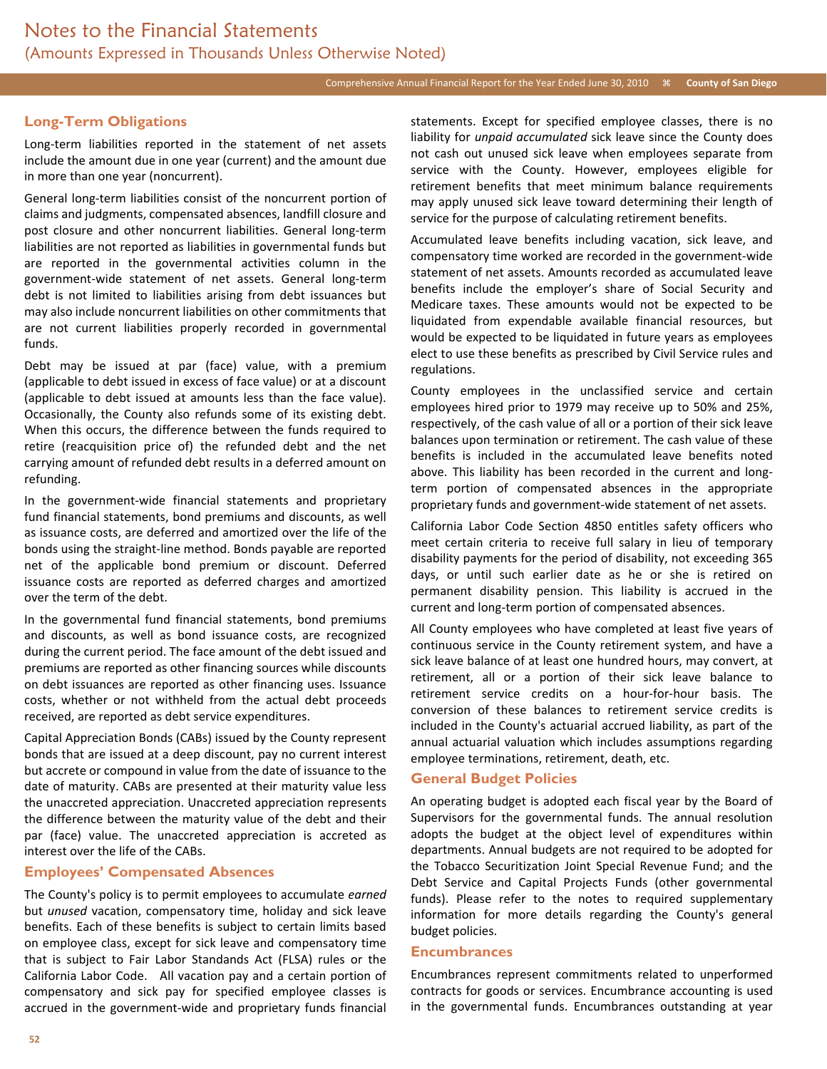## Long-Term Obligations

Long-term liabilities reported in the statement of net assets include the amount due in one year (current) and the amount due in more than one year (noncurrent).

General long-term liabilities consist of the noncurrent portion of claims and judgments, compensated absences, landfill closure and post closure and other noncurrent liabilities. General long-term liabilities are not reported as liabilities in governmental funds but are reported in the governmental activities column in the government-wide statement of net assets. General long-term debt is not limited to liabilities arising from debt issuances but may also include noncurrent liabilities on other commitments that are not current liabilities properly recorded in governmental funds.

Debt may be issued at par (face) value, with a premium (applicable to debt issued in excess of face value) or at a discount (applicable to debt issued at amounts less than the face value). Occasionally, the County also refunds some of its existing debt. When this occurs, the difference between the funds required to retire (reacquisition price of) the refunded debt and the net carrying amount of refunded debt results in a deferred amount on refunding.

In the government-wide financial statements and proprietary fund financial statements, bond premiums and discounts, as well as issuance costs, are deferred and amortized over the life of the bonds using the straight-line method. Bonds payable are reported net of the applicable bond premium or discount. Deferred issuance costs are reported as deferred charges and amortized over the term of the debt.

In the governmental fund financial statements, bond premiums and discounts, as well as bond issuance costs, are recognized during the current period. The face amount of the debt issued and premiums are reported as other financing sources while discounts on debt issuances are reported as other financing uses. Issuance costs, whether or not withheld from the actual debt proceeds received, are reported as debt service expenditures.

Capital Appreciation Bonds (CABs) issued by the County represent bonds that are issued at a deep discount, pay no current interest but accrete or compound in value from the date of issuance to the date of maturity. CABs are presented at their maturity value less the unaccreted appreciation. Unaccreted appreciation represents the difference between the maturity value of the debt and their par (face) value. The unaccreted appreciation is accreted as interest over the life of the CABs.

## Employees' Compensated Absences

The County's policy is to permit employees to accumulate *earned* but *unused* vacation, compensatory time, holiday and sick leave benefits. Each of these benefits is subject to certain limits based on employee class, except for sick leave and compensatory time that is subject to Fair Labor Standards Act (FLSA) rules or the California Labor Code. All vacation pay and a certain portion of compensatory and sick pay for specified employee classes is accrued in the government-wide and proprietary funds financial statements. Except for specified employee classes, there is no liability for *unpaid accumulated* sick leave since the County does not cash out unused sick leave when employees separate from service with the County. However, employees eligible for retirement benefits that meet minimum balance requirements may apply unused sick leave toward determining their length of service for the purpose of calculating retirement benefits.

Accumulated leave benefits including vacation, sick leave, and compensatory time worked are recorded in the government-wide statement of net assets. Amounts recorded as accumulated leave benefits include the employer's share of Social Security and Medicare taxes. These amounts would not be expected to be liquidated from expendable available financial resources, but would be expected to be liquidated in future years as employees elect to use these benefits as prescribed by Civil Service rules and regulations.

County employees in the unclassified service and certain employees hired prior to 1979 may receive up to 50% and 25%, respectively, of the cash value of all or a portion of their sick leave balances upon termination or retirement. The cash value of these benefits is included in the accumulated leave benefits noted above. This liability has been recorded in the current and long-term portion of compensated absences in the appropriate proprietary funds and government-wide statement of net assets.

California Labor Code Section 4850 entitles safety officers who meet certain criteria to receive full salary in lieu of temporary disability payments for the period of disability, not exceeding 365 days, or until such earlier date as he or she is retired on permanent disability pension. This liability is accrued in the current and long-term portion of compensated absences.

All County employees who have completed at least five years of continuous service in the County retirement system, and have a sick leave balance of at least one hundred hours, may convert, at retirement, all or a portion of their sick leave balance to retirement service credits on a hour-for-hour basis. The conversion of these balances to retirement service credits is included in the County's actuarial accrued liability, as part of the annual actuarial valuation which includes assumptions regarding employee terminations, retirement, death, etc.

## General Budget Policies

An operating budget is adopted each fiscal year by the Board of Supervisors for the governmental funds. The annual resolution adopts the budget at the object level of expenditures within departments. Annual budgets are not required to be adopted for the Tobacco Securitization Joint Special Revenue Fund; and the Debt Service and Capital Projects Funds (other governmental funds). Please refer to the notes to required supplementary information for more details regarding the County's general budget policies.

## Encumbrances

Encumbrances represent commitments related to unperformed contracts for goods or services. Encumbrance accounting is used in the governmental funds. Encumbrances outstanding at year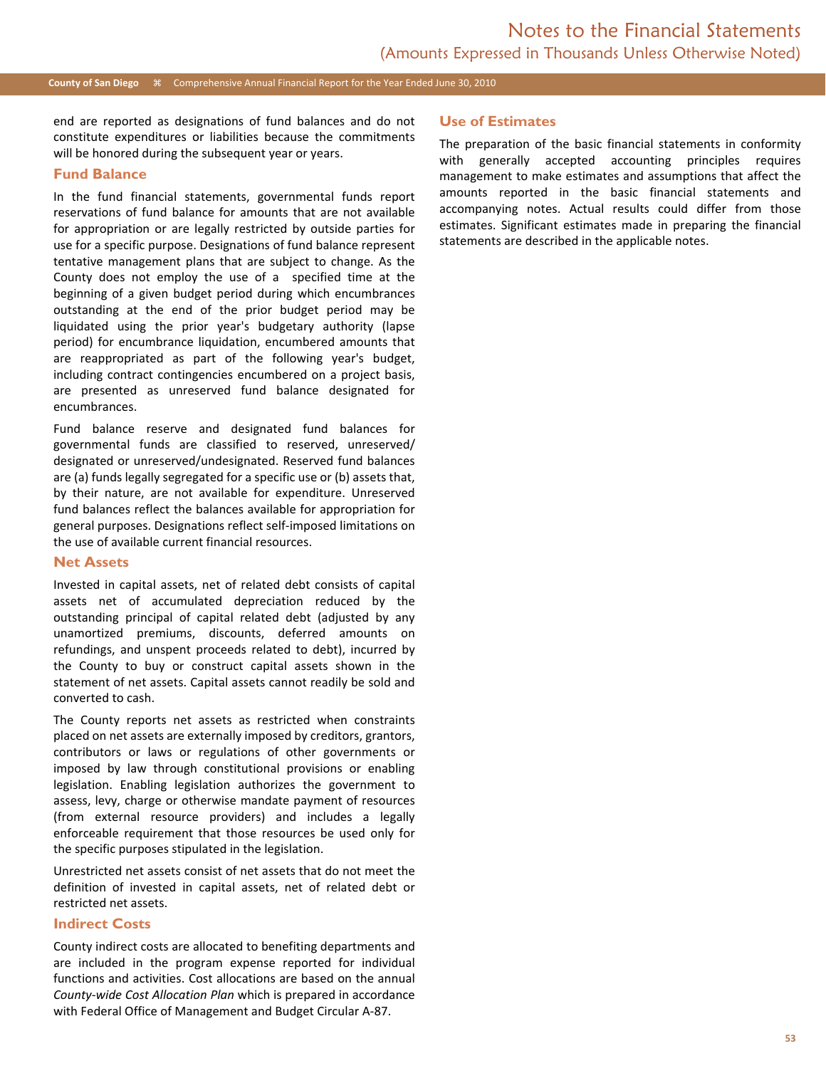end are reported as designations of fund balances and do not constitute expenditures or liabilities because the commitments will be honored during the subsequent year or years.

## Fund Balance

In the fund financial statements, governmental funds report reservations of fund balance for amounts that are not available for appropriation or are legally restricted by outside parties for use for a specific purpose. Designations of fund balance represent tentative management plans that are subject to change. As the County does not employ the use of a specified time at the beginning of a given budget period during which encumbrances outstanding at the end of the prior budget period may be liquidated using the prior year's budgetary authority (lapse period) for encumbrance liquidation, encumbered amounts that are reappropriated as part of the following year's budget, including contract contingencies encumbered on a project basis, are presented as unreserved fund balance designated for encumbrances.

Fund balance reserve and designated fund balances for governmental funds are classified to reserved, unreserved/designated or unreserved/undesignated. Reserved fund balances are (a) funds legally segregated for a specific use or (b) assets that, by their nature, are not available for expenditure. Unreserved fund balances reflect the balances available for appropriation for general purposes. Designations reflect self-imposed limitations on the use of available current financial resources.

## Net Assets

Invested in capital assets, net of related debt consists of capital assets net of accumulated depreciation reduced by the outstanding principal of capital related debt (adjusted by any unamortized premiums, discounts, deferred amounts on refundings, and unspent proceeds related to debt), incurred by the County to buy or construct capital assets shown in the statement of net assets. Capital assets cannot readily be sold and converted to cash.

The County reports net assets as restricted when constraints placed on net assets are externally imposed by creditors, grantors, contributors or laws or regulations of other governments or imposed by law through constitutional provisions or enabling legislation. Enabling legislation authorizes the government to assess, levy, charge or otherwise mandate payment of resources (from external resource providers) and includes a legally enforceable requirement that those resources be used only for the specific purposes stipulated in the legislation.

Unrestricted net assets consist of net assets that do not meet the definition of invested in capital assets, net of related debt or restricted net assets.

## Indirect Costs

County indirect costs are allocated to benefiting departments and are included in the program expense reported for individual functions and activities. Cost allocations are based on the annual *County-wide Cost Allocation Plan* which is prepared in accordance with Federal Office of Management and Budget Circular A-87.

## Use of Estimates

The preparation of the basic financial statements in conformity with generally accepted accounting principles requires management to make estimates and assumptions that affect the amounts reported in the basic financial statements and accompanying notes. Actual results could differ from those estimates. Significant estimates made in preparing the financial statements are described in the applicable notes.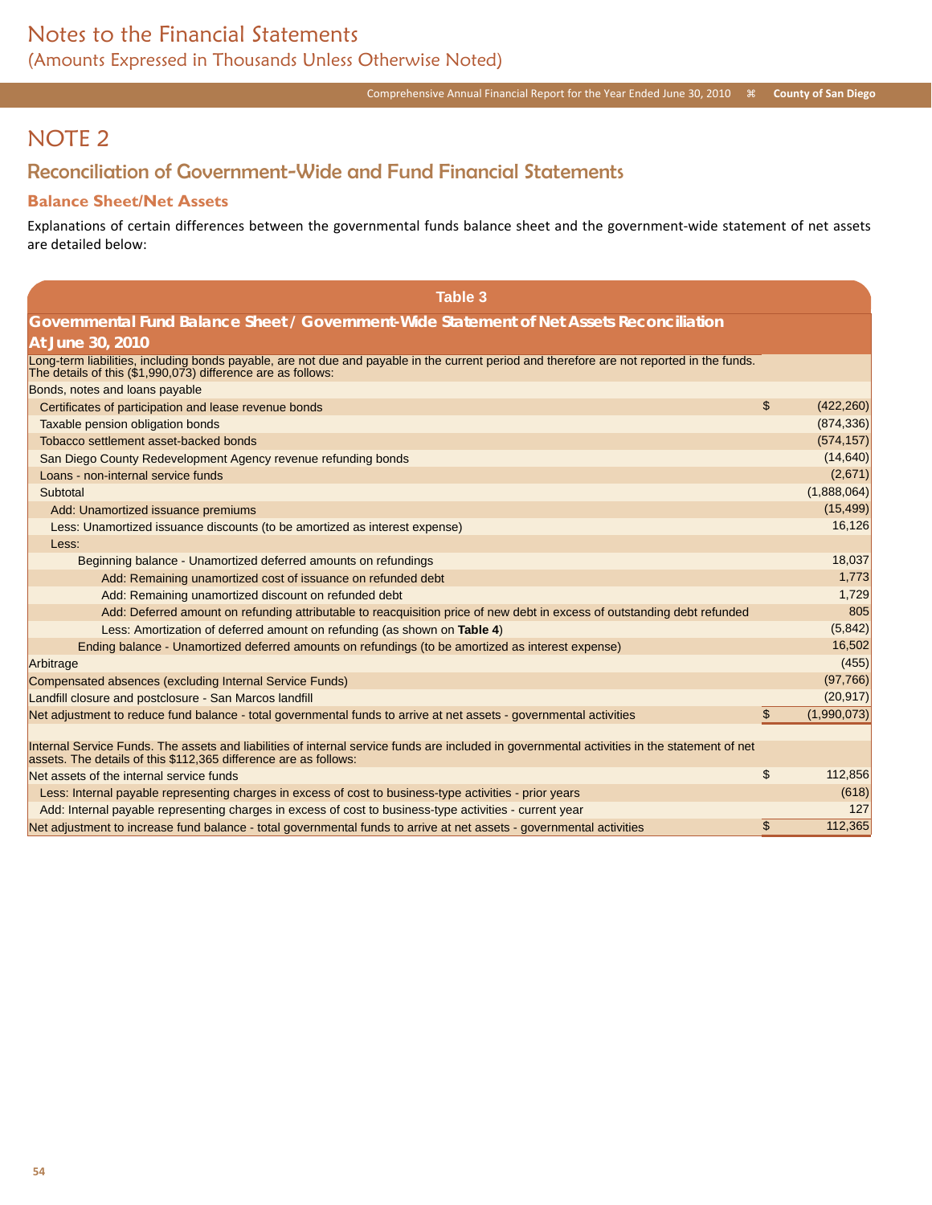# Notes to the Financial Statements

(Amounts Expressed in Thousands Unless Otherwise Noted)

## NOTE 2

## Reconciliation of Government-Wide and Fund Financial Statements

### Balance Sheet/Net Assets

Explanations of certain differences between the governmental funds balance sheet and the government-wide statement of net assets are detailed below:

**Table 3**

**Governmental Fund Balance Sheet / Government-Wide Statement of Net Assets Reconciliation At June 30, 2010**

| | | |
|---|---|---|
| Long-term liabilities, including bonds payable, are not due and payable in the current period and therefore are not reported in the funds. The details of this ($1,990,073) difference are as follows: | | |
| Bonds, notes and loans payable | | |
| Certificates of participation and lease revenue bonds | $ | (422,260) |
| Taxable pension obligation bonds | | (874,336) |
| Tobacco settlement asset-backed bonds | | (574,157) |
| San Diego County Redevelopment Agency revenue refunding bonds | | (14,640) |
| Loans - non-internal service funds | | (2,671) |
| Subtotal | | (1,888,064) |
| Add: Unamortized issuance premiums | | (15,499) |
| Less: Unamortized issuance discounts (to be amortized as interest expense) | | 16,126 |
| Less: | | |
| Beginning balance - Unamortized deferred amounts on refundings | | 18,037 |
| Add: Remaining unamortized cost of issuance on refunded debt | | 1,773 |
| Add: Remaining unamortized discount on refunded debt | | 1,729 |
| Add: Deferred amount on refunding attributable to reacquisition price of new debt in excess of outstanding debt refunded | | 805 |
| Less: Amortization of deferred amount on refunding (as shown on **Table 4**) | | (5,842) |
| Ending balance - Unamortized deferred amounts on refundings (to be amortized as interest expense) | | 16,502 |
| Arbitrage | | (455) |
| Compensated absences (excluding Internal Service Funds) | | (97,766) |
| Landfill closure and postclosure - San Marcos landfill | | (20,917) |
| Net adjustment to reduce fund balance - total governmental funds to arrive at net assets - governmental activities | $ | (1,990,073) |
| | | |
| Internal Service Funds. The assets and liabilities of internal service funds are included in governmental activities in the statement of net assets. The details of this $112,365 difference are as follows: | | |
| Net assets of the internal service funds | $ | 112,856 |
| Less: Internal payable representing charges in excess of cost to business-type activities - prior years | | (618) |
| Add: Internal payable representing charges in excess of cost to business-type activities - current year | | 127 |
| Net adjustment to increase fund balance - total governmental funds to arrive at net assets - governmental activities | $ | 112,365 |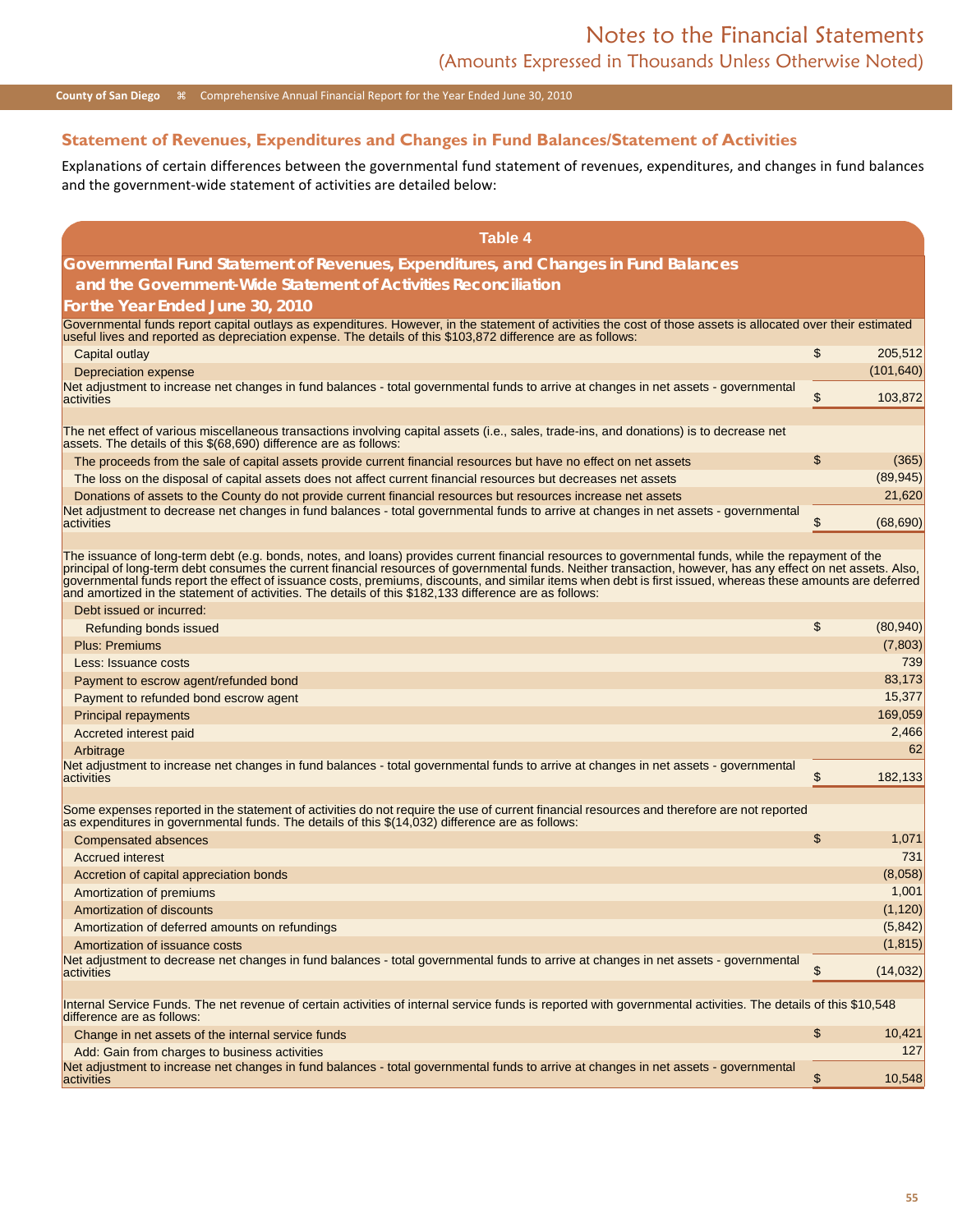## Statement of Revenues, Expenditures and Changes in Fund Balances/Statement of Activities

Explanations of certain differences between the governmental fund statement of revenues, expenditures, and changes in fund balances and the government-wide statement of activities are detailed below:

**Table 4**

**Governmental Fund Statement of Revenues, Expenditures, and Changes in Fund Balances and the Government-Wide Statement of Activities Reconciliation**
**For the Year Ended June 30, 2010**

| | | |
|---|---|---|
| Governmental funds report capital outlays as expenditures. However, in the statement of activities the cost of those assets is allocated over their estimated useful lives and reported as depreciation expense. The details of this $103,872 difference are as follows: | | |
| Capital outlay | $ | 205,512 |
| Depreciation expense | | (101,640) |
| Net adjustment to increase net changes in fund balances - total governmental funds to arrive at changes in net assets - governmental activities | $ | 103,872 |
| | | |
| The net effect of various miscellaneous transactions involving capital assets (i.e., sales, trade-ins, and donations) is to decrease net assets. The details of this $(68,690) difference are as follows: | | |
| The proceeds from the sale of capital assets provide current financial resources but have no effect on net assets | $ | (365) |
| The loss on the disposal of capital assets does not affect current financial resources but decreases net assets | | (89,945) |
| Donations of assets to the County do not provide current financial resources but resources increase net assets | | 21,620 |
| Net adjustment to decrease net changes in fund balances - total governmental funds to arrive at changes in net assets - governmental activities | $ | (68,690) |
| | | |
| The issuance of long-term debt (e.g. bonds, notes, and loans) provides current financial resources to governmental funds, while the repayment of the principal of long-term debt consumes the current financial resources of governmental funds. Neither transaction, however, has any effect on net assets. Also, governmental funds report the effect of issuance costs, premiums, discounts, and similar items when debt is first issued, whereas these amounts are deferred and amortized in the statement of activities. The details of this $182,133 difference are as follows: | | |
| Debt issued or incurred: | | |
| Refunding bonds issued | $ | (80,940) |
| Plus: Premiums | | (7,803) |
| Less: Issuance costs | | 739 |
| Payment to escrow agent/refunded bond | | 83,173 |
| Payment to refunded bond escrow agent | | 15,377 |
| Principal repayments | | 169,059 |
| Accreted interest paid | | 2,466 |
| Arbitrage | | 62 |
| Net adjustment to increase net changes in fund balances - total governmental funds to arrive at changes in net assets - governmental activities | $ | 182,133 |
| | | |
| Some expenses reported in the statement of activities do not require the use of current financial resources and therefore are not reported as expenditures in governmental funds. The details of this $(14,032) difference are as follows: | | |
| Compensated absences | $ | 1,071 |
| Accrued interest | | 731 |
| Accretion of capital appreciation bonds | | (8,058) |
| Amortization of premiums | | 1,001 |
| Amortization of discounts | | (1,120) |
| Amortization of deferred amounts on refundings | | (5,842) |
| Amortization of issuance costs | | (1,815) |
| Net adjustment to decrease net changes in fund balances - total governmental funds to arrive at changes in net assets - governmental activities | $ | (14,032) |
| | | |
| Internal Service Funds. The net revenue of certain activities of internal service funds is reported with governmental activities. The details of this $10,548 difference are as follows: | | |
| Change in net assets of the internal service funds | $ | 10,421 |
| Add: Gain from charges to business activities | | 127 |
| Net adjustment to increase net changes in fund balances - total governmental funds to arrive at changes in net assets - governmental activities | $ | 10,548 |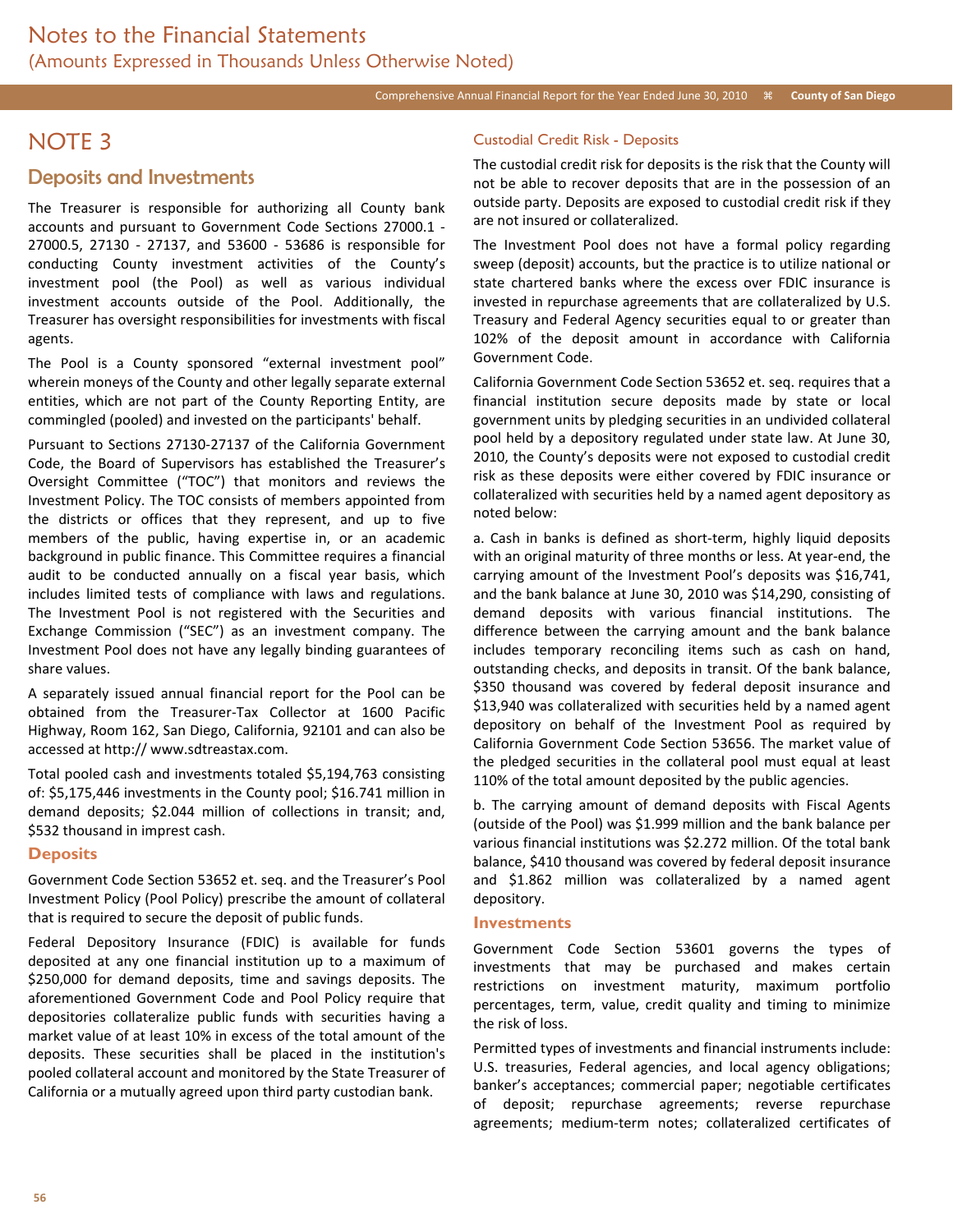# NOTE 3

## Deposits and Investments

The Treasurer is responsible for authorizing all County bank accounts and pursuant to Government Code Sections 27000.1 - 27000.5, 27130 - 27137, and 53600 - 53686 is responsible for conducting County investment activities of the County's investment pool (the Pool) as well as various individual investment accounts outside of the Pool. Additionally, the Treasurer has oversight responsibilities for investments with fiscal agents.

The Pool is a County sponsored "external investment pool" wherein moneys of the County and other legally separate external entities, which are not part of the County Reporting Entity, are commingled (pooled) and invested on the participants' behalf.

Pursuant to Sections 27130-27137 of the California Government Code, the Board of Supervisors has established the Treasurer's Oversight Committee ("TOC") that monitors and reviews the Investment Policy. The TOC consists of members appointed from the districts or offices that they represent, and up to five members of the public, having expertise in, or an academic background in public finance. This Committee requires a financial audit to be conducted annually on a fiscal year basis, which includes limited tests of compliance with laws and regulations. The Investment Pool is not registered with the Securities and Exchange Commission ("SEC") as an investment company. The Investment Pool does not have any legally binding guarantees of share values.

A separately issued annual financial report for the Pool can be obtained from the Treasurer-Tax Collector at 1600 Pacific Highway, Room 162, San Diego, California, 92101 and can also be accessed at http:// www.sdtreastax.com.

Total pooled cash and investments totaled $5,194,763 consisting of: $5,175,446 investments in the County pool; $16.741 million in demand deposits; $2.044 million of collections in transit; and, $532 thousand in imprest cash.

### Deposits

Government Code Section 53652 et. seq. and the Treasurer's Pool Investment Policy (Pool Policy) prescribe the amount of collateral that is required to secure the deposit of public funds.

Federal Depository Insurance (FDIC) is available for funds deposited at any one financial institution up to a maximum of $250,000 for demand deposits, time and savings deposits. The aforementioned Government Code and Pool Policy require that depositories collateralize public funds with securities having a market value of at least 10% in excess of the total amount of the deposits. These securities shall be placed in the institution's pooled collateral account and monitored by the State Treasurer of California or a mutually agreed upon third party custodian bank.

#### Custodial Credit Risk - Deposits

The custodial credit risk for deposits is the risk that the County will not be able to recover deposits that are in the possession of an outside party. Deposits are exposed to custodial credit risk if they are not insured or collateralized.

The Investment Pool does not have a formal policy regarding sweep (deposit) accounts, but the practice is to utilize national or state chartered banks where the excess over FDIC insurance is invested in repurchase agreements that are collateralized by U.S. Treasury and Federal Agency securities equal to or greater than 102% of the deposit amount in accordance with California Government Code.

California Government Code Section 53652 et. seq. requires that a financial institution secure deposits made by state or local government units by pledging securities in an undivided collateral pool held by a depository regulated under state law. At June 30, 2010, the County's deposits were not exposed to custodial credit risk as these deposits were either covered by FDIC insurance or collateralized with securities held by a named agent depository as noted below:

a. Cash in banks is defined as short-term, highly liquid deposits with an original maturity of three months or less. At year-end, the carrying amount of the Investment Pool's deposits was $16,741, and the bank balance at June 30, 2010 was $14,290, consisting of demand deposits with various financial institutions. The difference between the carrying amount and the bank balance includes temporary reconciling items such as cash on hand, outstanding checks, and deposits in transit. Of the bank balance, $350 thousand was covered by federal deposit insurance and $13,940 was collateralized with securities held by a named agent depository on behalf of the Investment Pool as required by California Government Code Section 53656. The market value of the pledged securities in the collateral pool must equal at least 110% of the total amount deposited by the public agencies.

b. The carrying amount of demand deposits with Fiscal Agents (outside of the Pool) was $1.999 million and the bank balance per various financial institutions was $2.272 million. Of the total bank balance, $410 thousand was covered by federal deposit insurance and $1.862 million was collateralized by a named agent depository.

### Investments

Government Code Section 53601 governs the types of investments that may be purchased and makes certain restrictions on investment maturity, maximum portfolio percentages, term, value, credit quality and timing to minimize the risk of loss.

Permitted types of investments and financial instruments include: U.S. treasuries, Federal agencies, and local agency obligations; banker's acceptances; commercial paper; negotiable certificates of deposit; repurchase agreements; reverse repurchase agreements; medium-term notes; collateralized certificates of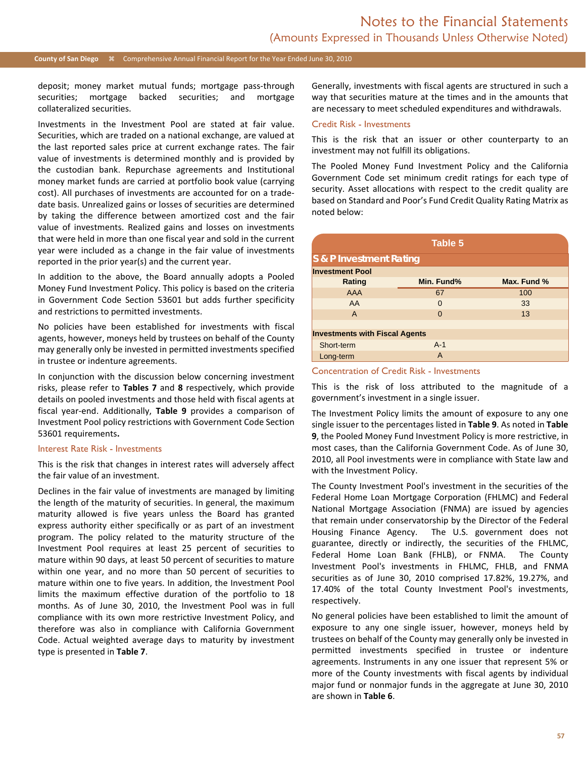deposit; money market mutual funds; mortgage pass-through securities; mortgage backed securities; and mortgage collateralized securities.

Investments in the Investment Pool are stated at fair value. Securities, which are traded on a national exchange, are valued at the last reported sales price at current exchange rates. The fair value of investments is determined monthly and is provided by the custodian bank. Repurchase agreements and Institutional money market funds are carried at portfolio book value (carrying cost). All purchases of investments are accounted for on a trade-date basis. Unrealized gains or losses of securities are determined by taking the difference between amortized cost and the fair value of investments. Realized gains and losses on investments that were held in more than one fiscal year and sold in the current year were included as a change in the fair value of investments reported in the prior year(s) and the current year.

In addition to the above, the Board annually adopts a Pooled Money Fund Investment Policy. This policy is based on the criteria in Government Code Section 53601 but adds further specificity and restrictions to permitted investments.

No policies have been established for investments with fiscal agents, however, moneys held by trustees on behalf of the County may generally only be invested in permitted investments specified in trustee or indenture agreements.

In conjunction with the discussion below concerning investment risks, please refer to **Tables 7** and **8** respectively, which provide details on pooled investments and those held with fiscal agents at fiscal year-end. Additionally, **Table 9** provides a comparison of Investment Pool policy restrictions with Government Code Section 53601 requirements.

### Interest Rate Risk - Investments

This is the risk that changes in interest rates will adversely affect the fair value of an investment.

Declines in the fair value of investments are managed by limiting the length of the maturity of securities. In general, the maximum maturity allowed is five years unless the Board has granted express authority either specifically or as part of an investment program. The policy related to the maturity structure of the Investment Pool requires at least 25 percent of securities to mature within 90 days, at least 50 percent of securities to mature within one year, and no more than 50 percent of securities to mature within one to five years. In addition, the Investment Pool limits the maximum effective duration of the portfolio to 18 months. As of June 30, 2010, the Investment Pool was in full compliance with its own more restrictive Investment Policy, and therefore was also in compliance with California Government Code. Actual weighted average days to maturity by investment type is presented in **Table 7**.

Generally, investments with fiscal agents are structured in such a way that securities mature at the times and in the amounts that are necessary to meet scheduled expenditures and withdrawals.

### Credit Risk - Investments

This is the risk that an issuer or other counterparty to an investment may not fulfill its obligations.

The Pooled Money Fund Investment Policy and the California Government Code set minimum credit ratings for each type of security. Asset allocations with respect to the credit quality are based on Standard and Poor's Fund Credit Quality Rating Matrix as noted below:

**Table 5**

**S & P Investment Rating**

| Rating | Min. Fund% | Max. Fund % |
|---|---|---|
| **Investment Pool** | | |
| AAA | 67 | 100 |
| AA | 0 | 33 |
| A | 0 | 13 |
| **Investments with Fiscal Agents** | | |
| Short-term | A-1 | |
| Long-term | A | |

### Concentration of Credit Risk - Investments

This is the risk of loss attributed to the magnitude of a government's investment in a single issuer.

The Investment Policy limits the amount of exposure to any one single issuer to the percentages listed in **Table 9**. As noted in **Table 9**, the Pooled Money Fund Investment Policy is more restrictive, in most cases, than the California Government Code. As of June 30, 2010, all Pool investments were in compliance with State law and with the Investment Policy.

The County Investment Pool's investment in the securities of the Federal Home Loan Mortgage Corporation (FHLMC) and Federal National Mortgage Association (FNMA) are issued by agencies that remain under conservatorship by the Director of the Federal Housing Finance Agency. The U.S. government does not guarantee, directly or indirectly, the securities of the FHLMC, Federal Home Loan Bank (FHLB), or FNMA. The County Investment Pool's investments in FHLMC, FHLB, and FNMA securities as of June 30, 2010 comprised 17.82%, 19.27%, and 17.40% of the total County Investment Pool's investments, respectively.

No general policies have been established to limit the amount of exposure to any one single issuer, however, moneys held by trustees on behalf of the County may generally only be invested in permitted investments specified in trustee or indenture agreements. Instruments in any one issuer that represent 5% or more of the County investments with fiscal agents by individual major fund or nonmajor funds in the aggregate at June 30, 2010 are shown in **Table 6**.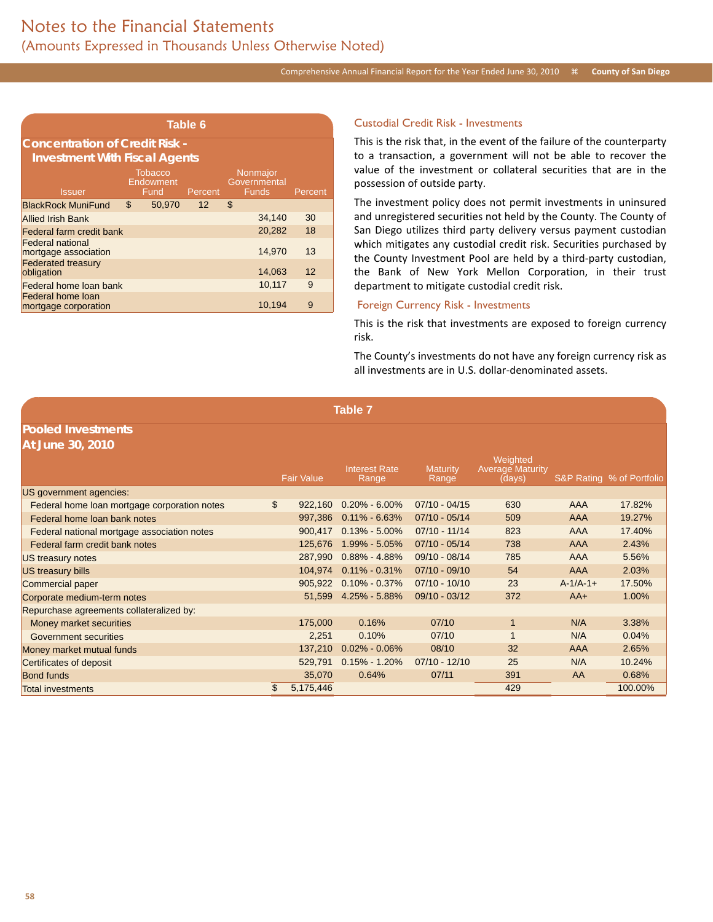## Table 6

### Concentration of Credit Risk - Investment With Fiscal Agents

| Issuer | Tobacco Endowment Fund | Percent | Nonmajor Governmental Funds | Percent |
|---|---|---|---|---|
| BlackRock MuniFund | $ 50,970 | 12 | $ | |
| Allied Irish Bank | | | 34,140 | 30 |
| Federal farm credit bank | | | 20,282 | 18 |
| Federal national mortgage association | | | 14,970 | 13 |
| Federated treasury obligation | | | 14,063 | 12 |
| Federal home loan bank | | | 10,117 | 9 |
| Federal home loan mortgage corporation | | | 10,194 | 9 |

### Custodial Credit Risk - Investments

This is the risk that, in the event of the failure of the counterparty to a transaction, a government will not be able to recover the value of the investment or collateral securities that are in the possession of outside party.

The investment policy does not permit investments in uninsured and unregistered securities not held by the County. The County of San Diego utilizes third party delivery versus payment custodian which mitigates any custodial credit risk. Securities purchased by the County Investment Pool are held by a third-party custodian, the Bank of New York Mellon Corporation, in their trust department to mitigate custodial credit risk.

### Foreign Currency Risk - Investments

This is the risk that investments are exposed to foreign currency risk.

The County's investments do not have any foreign currency risk as all investments are in U.S. dollar-denominated assets.

## Table 7

### Pooled Investments At June 30, 2010

| | Fair Value | Interest Rate Range | Maturity Range | Weighted Average Maturity (days) | S&P Rating | % of Portfolio |
|---|---|---|---|---|---|---|
| US government agencies: | | | | | | |
| Federal home loan mortgage corporation notes | $ 922,160 | 0.20% - 6.00% | 07/10 - 04/15 | 630 | AAA | 17.82% |
| Federal home loan bank notes | 997,386 | 0.11% - 6.63% | 07/10 - 05/14 | 509 | AAA | 19.27% |
| Federal national mortgage association notes | 900,417 | 0.13% - 5.00% | 07/10 - 11/14 | 823 | AAA | 17.40% |
| Federal farm credit bank notes | 125,676 | 1.99% - 5.05% | 07/10 - 05/14 | 738 | AAA | 2.43% |
| US treasury notes | 287,990 | 0.88% - 4.88% | 09/10 - 08/14 | 785 | AAA | 5.56% |
| US treasury bills | 104,974 | 0.11% - 0.31% | 07/10 - 09/10 | 54 | AAA | 2.03% |
| Commercial paper | 905,922 | 0.10% - 0.37% | 07/10 - 10/10 | 23 | A-1/A-1+ | 17.50% |
| Corporate medium-term notes | 51,599 | 4.25% - 5.88% | 09/10 - 03/12 | 372 | AA+ | 1.00% |
| Repurchase agreements collateralized by: | | | | | | |
| Money market securities | 175,000 | 0.16% | 07/10 | 1 | N/A | 3.38% |
| Government securities | 2,251 | 0.10% | 07/10 | 1 | N/A | 0.04% |
| Money market mutual funds | 137,210 | 0.02% - 0.06% | 08/10 | 32 | AAA | 2.65% |
| Certificates of deposit | 529,791 | 0.15% - 1.20% | 07/10 - 12/10 | 25 | N/A | 10.24% |
| Bond funds | 35,070 | 0.64% | 07/11 | 391 | AA | 0.68% |
| Total investments | $ 5,175,446 | | | 429 | | 100.00% |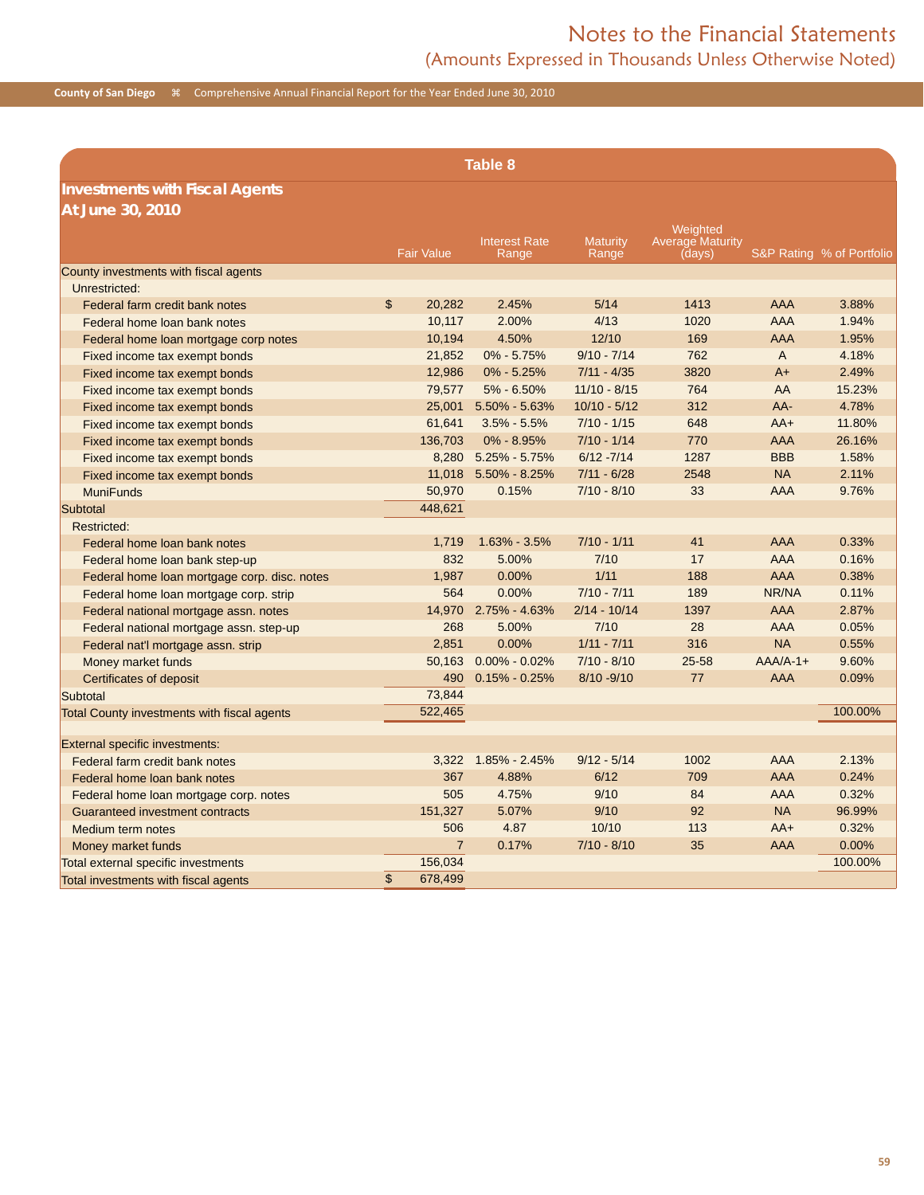## Table 8

### Investments with Fiscal Agents
### At June 30, 2010

| | Fair Value | Interest Rate Range | Maturity Range | Weighted Average Maturity (days) | S&P Rating | % of Portfolio |
|---|---|---|---|---|---|---|
| County investments with fiscal agents | | | | | | |
| Unrestricted: | | | | | | |
| Federal farm credit bank notes | $ 20,282 | 2.45% | 5/14 | 1413 | AAA | 3.88% |
| Federal home loan bank notes | 10,117 | 2.00% | 4/13 | 1020 | AAA | 1.94% |
| Federal home loan mortgage corp notes | 10,194 | 4.50% | 12/10 | 169 | AAA | 1.95% |
| Fixed income tax exempt bonds | 21,852 | 0% - 5.75% | 9/10 - 7/14 | 762 | A | 4.18% |
| Fixed income tax exempt bonds | 12,986 | 0% - 5.25% | 7/11 - 4/35 | 3820 | A+ | 2.49% |
| Fixed income tax exempt bonds | 79,577 | 5% - 6.50% | 11/10 - 8/15 | 764 | AA | 15.23% |
| Fixed income tax exempt bonds | 25,001 | 5.50% - 5.63% | 10/10 - 5/12 | 312 | AA- | 4.78% |
| Fixed income tax exempt bonds | 61,641 | 3.5% - 5.5% | 7/10 - 1/15 | 648 | AA+ | 11.80% |
| Fixed income tax exempt bonds | 136,703 | 0% - 8.95% | 7/10 - 1/14 | 770 | AAA | 26.16% |
| Fixed income tax exempt bonds | 8,280 | 5.25% - 5.75% | 6/12 -7/14 | 1287 | BBB | 1.58% |
| Fixed income tax exempt bonds | 11,018 | 5.50% - 8.25% | 7/11 - 6/28 | 2548 | NA | 2.11% |
| MuniFunds | 50,970 | 0.15% | 7/10 - 8/10 | 33 | AAA | 9.76% |
| Subtotal | 448,621 | | | | | |
| Restricted: | | | | | | |
| Federal home loan bank notes | 1,719 | 1.63% - 3.5% | 7/10 - 1/11 | 41 | AAA | 0.33% |
| Federal home loan bank step-up | 832 | 5.00% | 7/10 | 17 | AAA | 0.16% |
| Federal home loan mortgage corp. disc. notes | 1,987 | 0.00% | 1/11 | 188 | AAA | 0.38% |
| Federal home loan mortgage corp. strip | 564 | 0.00% | 7/10 - 7/11 | 189 | NR/NA | 0.11% |
| Federal national mortgage assn. notes | 14,970 | 2.75% - 4.63% | 2/14 - 10/14 | 1397 | AAA | 2.87% |
| Federal national mortgage assn. step-up | 268 | 5.00% | 7/10 | 28 | AAA | 0.05% |
| Federal nat'l mortgage assn. strip | 2,851 | 0.00% | 1/11 - 7/11 | 316 | NA | 0.55% |
| Money market funds | 50,163 | 0.00% - 0.02% | 7/10 - 8/10 | 25-58 | AAA/A-1+ | 9.60% |
| Certificates of deposit | 490 | 0.15% - 0.25% | 8/10 -9/10 | 77 | AAA | 0.09% |
| Subtotal | 73,844 | | | | | |
| Total County investments with fiscal agents | 522,465 | | | | | 100.00% |
| | | | | | | |
| External specific investments: | | | | | | |
| Federal farm credit bank notes | 3,322 | 1.85% - 2.45% | 9/12 - 5/14 | 1002 | AAA | 2.13% |
| Federal home loan bank notes | 367 | 4.88% | 6/12 | 709 | AAA | 0.24% |
| Federal home loan mortgage corp. notes | 505 | 4.75% | 9/10 | 84 | AAA | 0.32% |
| Guaranteed investment contracts | 151,327 | 5.07% | 9/10 | 92 | NA | 96.99% |
| Medium term notes | 506 | 4.87 | 10/10 | 113 | AA+ | 0.32% |
| Money market funds | 7 | 0.17% | 7/10 - 8/10 | 35 | AAA | 0.00% |
| Total external specific investments | 156,034 | | | | | 100.00% |
| Total investments with fiscal agents | $ 678,499 | | | | | |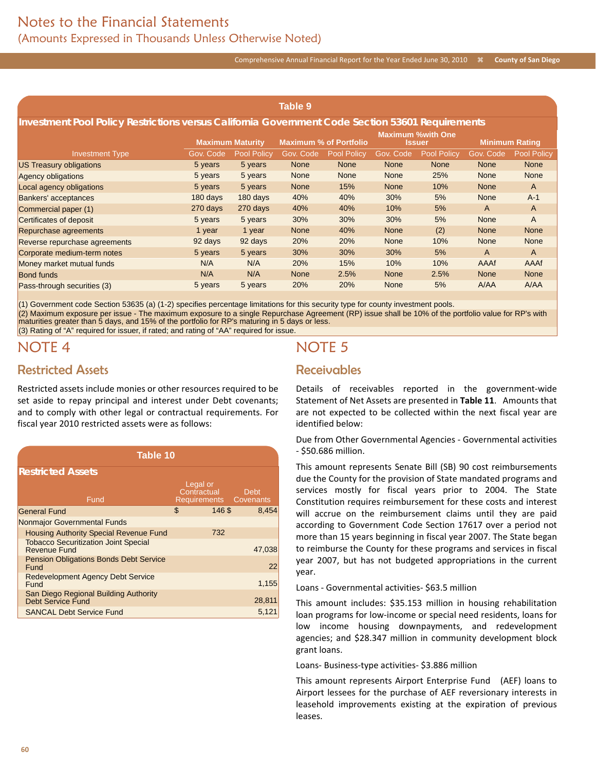**Table 9**

**Investment Pool Policy Restrictions versus California Government Code Section 53601 Requirements**

| Investment Type | Maximum Maturity | | Maximum % of Portfolio | | Maximum %with One Issuer | | Minimum Rating | |
|---|---|---|---|---|---|---|---|---|
| | Gov. Code | Pool Policy | Gov. Code | Pool Policy | Gov. Code | Pool Policy | Gov. Code | Pool Policy |
| US Treasury obligations | 5 years | 5 years | None | None | None | None | None | None |
| Agency obligations | 5 years | 5 years | None | None | None | 25% | None | None |
| Local agency obligations | 5 years | 5 years | None | 15% | None | 10% | None | A |
| Bankers' acceptances | 180 days | 180 days | 40% | 40% | 30% | 5% | None | A-1 |
| Commercial paper (1) | 270 days | 270 days | 40% | 40% | 10% | 5% | A | A |
| Certificates of deposit | 5 years | 5 years | 30% | 30% | 30% | 5% | None | A |
| Repurchase agreements | 1 year | 1 year | None | 40% | None | (2) | None | None |
| Reverse repurchase agreements | 92 days | 92 days | 20% | 20% | None | 10% | None | None |
| Corporate medium-term notes | 5 years | 5 years | 30% | 30% | 30% | 5% | A | A |
| Money market mutual funds | N/A | N/A | 20% | 15% | 10% | 10% | AAAf | AAAf |
| Bond funds | N/A | N/A | None | 2.5% | None | 2.5% | None | None |
| Pass-through securities (3) | 5 years | 5 years | 20% | 20% | None | 5% | A/AA | A/AA |

(1) Government code Section 53635 (a) (1-2) specifies percentage limitations for this security type for county investment pools.
(2) Maximum exposure per issue - The maximum exposure to a single Repurchase Agreement (RP) issue shall be 10% of the portfolio value for RP's with maturities greater than 5 days, and 15% of the portfolio for RP's maturing in 5 days or less.
(3) Rating of "A" required for issuer, if rated; and rating of "AA" required for issue.

# NOTE 4

## Restricted Assets

Restricted assets include monies or other resources required to be set aside to repay principal and interest under Debt covenants; and to comply with other legal or contractual requirements. For fiscal year 2010 restricted assets were as follows:

**Table 10**

**Restricted Assets**

| Fund | Legal or Contractual Requirements | Debt Covenants |
|---|---|---|
| General Fund | $ 146 | $ 8,454 |
| Nonmajor Governmental Funds | | |
| Housing Authority Special Revenue Fund | 732 | |
| Tobacco Securitization Joint Special Revenue Fund | | 47,038 |
| Pension Obligations Bonds Debt Service Fund | | 22 |
| Redevelopment Agency Debt Service Fund | | 1,155 |
| San Diego Regional Building Authority Debt Service Fund | | 28,811 |
| SANCAL Debt Service Fund | | 5,121 |

# NOTE 5

## Receivables

Details of receivables reported in the government-wide Statement of Net Assets are presented in **Table 11**. Amounts that are not expected to be collected within the next fiscal year are identified below:

Due from Other Governmental Agencies - Governmental activities - $50.686 million.

This amount represents Senate Bill (SB) 90 cost reimbursements due the County for the provision of State mandated programs and services mostly for fiscal years prior to 2004. The State Constitution requires reimbursement for these costs and interest will accrue on the reimbursement claims until they are paid according to Government Code Section 17617 over a period not more than 15 years beginning in fiscal year 2007. The State began to reimburse the County for these programs and services in fiscal year 2007, but has not budgeted appropriations in the current year.

Loans - Governmental activities- $63.5 million

This amount includes: $35.153 million in housing rehabilitation loan programs for low-income or special need residents, loans for low income housing downpayments, and redevelopment agencies; and $28.347 million in community development block grant loans.

Loans- Business-type activities- $3.886 million

This amount represents Airport Enterprise Fund (AEF) loans to Airport lessees for the purchase of AEF reversionary interests in leasehold improvements existing at the expiration of previous leases.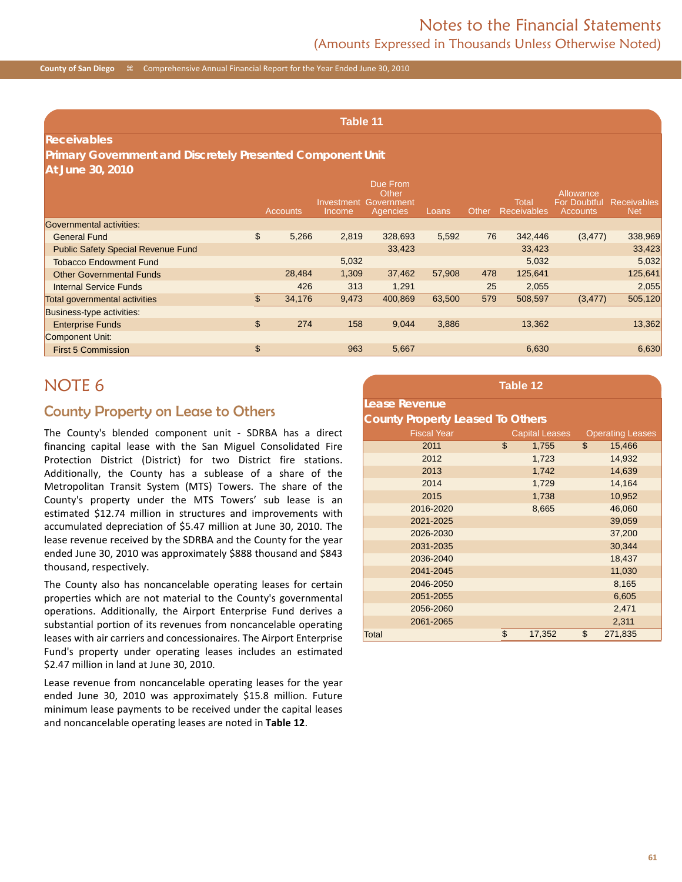**Table 11**

**Receivables**
**Primary Government and Discretely Presented Component Unit**
**At June 30, 2010**

| | Accounts | Investment Income | Due From Other Government Agencies | Loans | Other | Total Receivables | Allowance For Doubtful Accounts | Receivables Net |
|---|---|---|---|---|---|---|---|---|
| Governmental activities: | | | | | | | | |
| General Fund | $ 5,266 | 2,819 | 328,693 | 5,592 | 76 | 342,446 | (3,477) | 338,969 |
| Public Safety Special Revenue Fund | | | 33,423 | | | 33,423 | | 33,423 |
| Tobacco Endowment Fund | | 5,032 | | | | 5,032 | | 5,032 |
| Other Governmental Funds | 28,484 | 1,309 | 37,462 | 57,908 | 478 | 125,641 | | 125,641 |
| Internal Service Funds | 426 | 313 | 1,291 | | 25 | 2,055 | | 2,055 |
| Total governmental activities | $ 34,176 | 9,473 | 400,869 | 63,500 | 579 | 508,597 | (3,477) | 505,120 |
| Business-type activities: | | | | | | | | |
| Enterprise Funds | $ 274 | 158 | 9,044 | 3,886 | | 13,362 | | 13,362 |
| Component Unit: | | | | | | | | |
| First 5 Commission | $ | 963 | 5,667 | | | 6,630 | | 6,630 |

# NOTE 6

## County Property on Lease to Others

The County's blended component unit - SDRBA has a direct financing capital lease with the San Miguel Consolidated Fire Protection District (District) for two District fire stations. Additionally, the County has a sublease of a share of the Metropolitan Transit System (MTS) Towers. The share of the County's property under the MTS Towers' sub lease is an estimated $12.74 million in structures and improvements with accumulated depreciation of $5.47 million at June 30, 2010. The lease revenue received by the SDRBA and the County for the year ended June 30, 2010 was approximately $888 thousand and $843 thousand, respectively.

The County also has noncancelable operating leases for certain properties which are not material to the County's governmental operations. Additionally, the Airport Enterprise Fund derives a substantial portion of its revenues from noncancelable operating leases with air carriers and concessionaires. The Airport Enterprise Fund's property under operating leases includes an estimated $2.47 million in land at June 30, 2010.

Lease revenue from noncancelable operating leases for the year ended June 30, 2010 was approximately $15.8 million. Future minimum lease payments to be received under the capital leases and noncancelable operating leases are noted in **Table 12**.

**Table 12**

**Lease Revenue**
**County Property Leased To Others**

| Fiscal Year | Capital Leases | Operating Leases |
|---|---|---|
| 2011 | $ 1,755 | $ 15,466 |
| 2012 | 1,723 | 14,932 |
| 2013 | 1,742 | 14,639 |
| 2014 | 1,729 | 14,164 |
| 2015 | 1,738 | 10,952 |
| 2016-2020 | 8,665 | 46,060 |
| 2021-2025 | | 39,059 |
| 2026-2030 | | 37,200 |
| 2031-2035 | | 30,344 |
| 2036-2040 | | 18,437 |
| 2041-2045 | | 11,030 |
| 2046-2050 | | 8,165 |
| 2051-2055 | | 6,605 |
| 2056-2060 | | 2,471 |
| 2061-2065 | | 2,311 |
| Total | $ 17,352 | $ 271,835 |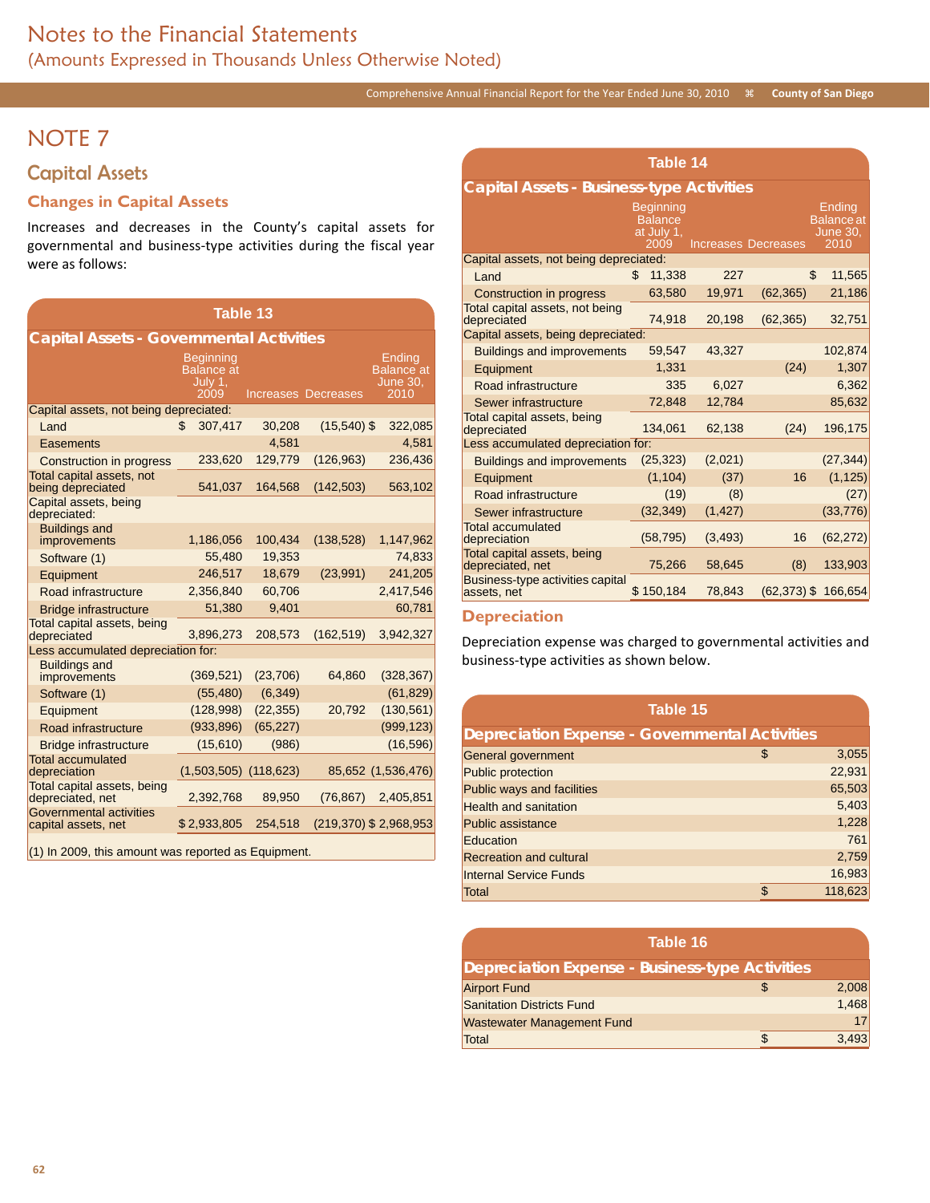# NOTE 7

## Capital Assets

### Changes in Capital Assets

Increases and decreases in the County's capital assets for governmental and business-type activities during the fiscal year were as follows:

**Table 13**

**Capital Assets - Governmental Activities**

| | Beginning Balance at July 1, 2009 | Increases | Decreases | Ending Balance at June 30, 2010 |
|---|---|---|---|---|
| Capital assets, not being depreciated: | | | | |
| Land | $ 307,417 | 30,208 | (15,540) | $ 322,085 |
| Easements | | 4,581 | | 4,581 |
| Construction in progress | 233,620 | 129,779 | (126,963) | 236,436 |
| Total capital assets, not being depreciated | 541,037 | 164,568 | (142,503) | 563,102 |
| Capital assets, being depreciated: | | | | |
| Buildings and improvements | 1,186,056 | 100,434 | (138,528) | 1,147,962 |
| Software (1) | 55,480 | 19,353 | | 74,833 |
| Equipment | 246,517 | 18,679 | (23,991) | 241,205 |
| Road infrastructure | 2,356,840 | 60,706 | | 2,417,546 |
| Bridge infrastructure | 51,380 | 9,401 | | 60,781 |
| Total capital assets, being depreciated | 3,896,273 | 208,573 | (162,519) | 3,942,327 |
| Less accumulated depreciation for: | | | | |
| Buildings and improvements | (369,521) | (23,706) | 64,860 | (328,367) |
| Software (1) | (55,480) | (6,349) | | (61,829) |
| Equipment | (128,998) | (22,355) | 20,792 | (130,561) |
| Road infrastructure | (933,896) | (65,227) | | (999,123) |
| Bridge infrastructure | (15,610) | (986) | | (16,596) |
| Total accumulated depreciation | (1,503,505) | (118,623) | 85,652 | (1,536,476) |
| Total capital assets, being depreciated, net | 2,392,768 | 89,950 | (76,867) | 2,405,851 |
| Governmental activities capital assets, net | $ 2,933,805 | 254,518 | (219,370) | $ 2,968,953 |

(1) In 2009, this amount was reported as Equipment.

**Table 14**

**Capital Assets - Business-type Activities**

| | Beginning Balance at July 1, 2009 | Increases | Decreases | Ending Balance at June 30, 2010 |
|---|---|---|---|---|
| Capital assets, not being depreciated: | | | | |
| Land | $ 11,338 | 227 | | $ 11,565 |
| Construction in progress | 63,580 | 19,971 | (62,365) | 21,186 |
| Total capital assets, not being depreciated | 74,918 | 20,198 | (62,365) | 32,751 |
| Capital assets, being depreciated: | | | | |
| Buildings and improvements | 59,547 | 43,327 | | 102,874 |
| Equipment | 1,331 | | (24) | 1,307 |
| Road infrastructure | 335 | 6,027 | | 6,362 |
| Sewer infrastructure | 72,848 | 12,784 | | 85,632 |
| Total capital assets, being depreciated | 134,061 | 62,138 | (24) | 196,175 |
| Less accumulated depreciation for: | | | | |
| Buildings and improvements | (25,323) | (2,021) | | (27,344) |
| Equipment | (1,104) | (37) | 16 | (1,125) |
| Road infrastructure | (19) | (8) | | (27) |
| Sewer infrastructure | (32,349) | (1,427) | | (33,776) |
| Total accumulated depreciation | (58,795) | (3,493) | 16 | (62,272) |
| Total capital assets, being depreciated, net | 75,266 | 58,645 | (8) | 133,903 |
| Business-type activities capital assets, net | $ 150,184 | 78,843 | (62,373) | $ 166,654 |

### Depreciation

Depreciation expense was charged to governmental activities and business-type activities as shown below.

**Table 15**

**Depreciation Expense - Governmental Activities**

| | |
|---|---|
| General government | $ 3,055 |
| Public protection | 22,931 |
| Public ways and facilities | 65,503 |
| Health and sanitation | 5,403 |
| Public assistance | 1,228 |
| Education | 761 |
| Recreation and cultural | 2,759 |
| Internal Service Funds | 16,983 |
| Total | $ 118,623 |

**Table 16**

**Depreciation Expense - Business-type Activities**

| | |
|---|---|
| Airport Fund | $ 2,008 |
| Sanitation Districts Fund | 1,468 |
| Wastewater Management Fund | 17 |
| Total | $ 3,493 |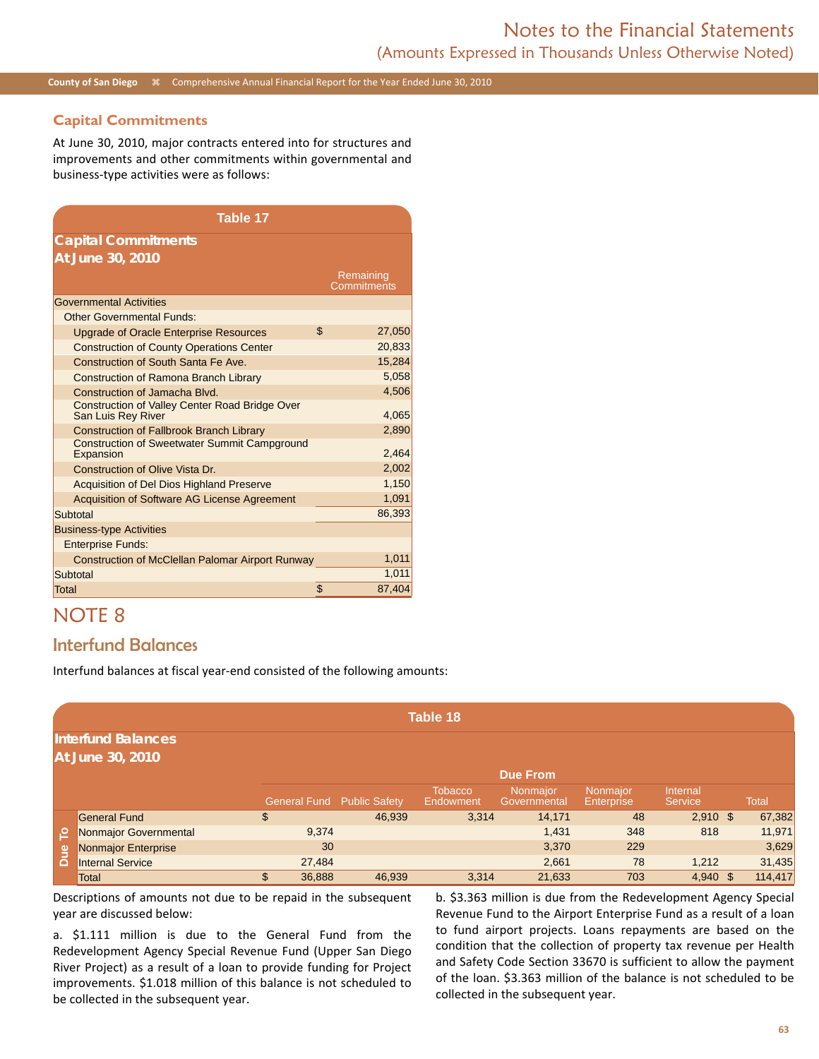### Capital Commitments

At June 30, 2010, major contracts entered into for structures and improvements and other commitments within governmental and business-type activities were as follows:

**Table 17**

**Capital Commitments**
**At June 30, 2010**

| | | Remaining Commitments |
|---|---|---|
| Governmental Activities | | |
| Other Governmental Funds: | | |
| Upgrade of Oracle Enterprise Resources | $ | 27,050 |
| Construction of County Operations Center | | 20,833 |
| Construction of South Santa Fe Ave. | | 15,284 |
| Construction of Ramona Branch Library | | 5,058 |
| Construction of Jamacha Blvd. | | 4,506 |
| Construction of Valley Center Road Bridge Over San Luis Rey River | | 4,065 |
| Construction of Fallbrook Branch Library | | 2,890 |
| Construction of Sweetwater Summit Campground Expansion | | 2,464 |
| Construction of Olive Vista Dr. | | 2,002 |
| Acquisition of Del Dios Highland Preserve | | 1,150 |
| Acquisition of Software AG License Agreement | | 1,091 |
| Subtotal | | 86,393 |
| Business-type Activities | | |
| Enterprise Funds: | | |
| Construction of McClellan Palomar Airport Runway | | 1,011 |
| Subtotal | | 1,011 |
| Total | $ | 87,404 |

# NOTE 8

## Interfund Balances

Interfund balances at fiscal year-end consisted of the following amounts:

**Table 18**

**Interfund Balances**
**At June 30, 2010**

| | Due From | | | | | | |
|---|---|---|---|---|---|---|---|
| Due To | General Fund | Public Safety | Tobacco Endowment | Nonmajor Governmental | Nonmajor Enterprise | Internal Service | Total |
| General Fund | $ | 46,939 | 3,314 | 14,171 | 48 | 2,910 | $ 67,382 |
| Nonmajor Governmental | 9,374 | | | 1,431 | 348 | 818 | 11,971 |
| Nonmajor Enterprise | 30 | | | 3,370 | 229 | | 3,629 |
| Internal Service | 27,484 | | | 2,661 | 78 | 1,212 | 31,435 |
| Total | $ 36,888 | 46,939 | 3,314 | 21,633 | 703 | 4,940 | $ 114,417 |

Descriptions of amounts not due to be repaid in the subsequent year are discussed below:

a. $1.111 million is due to the General Fund from the Redevelopment Agency Special Revenue Fund (Upper San Diego River Project) as a result of a loan to provide funding for Project improvements. $1.018 million of this balance is not scheduled to be collected in the subsequent year.

b. $3.363 million is due from the Redevelopment Agency Special Revenue Fund to the Airport Enterprise Fund as a result of a loan to fund airport projects. Loans repayments are based on the condition that the collection of property tax revenue per Health and Safety Code Section 33670 is sufficient to allow the payment of the loan. $3.363 million of the balance is not scheduled to be collected in the subsequent year.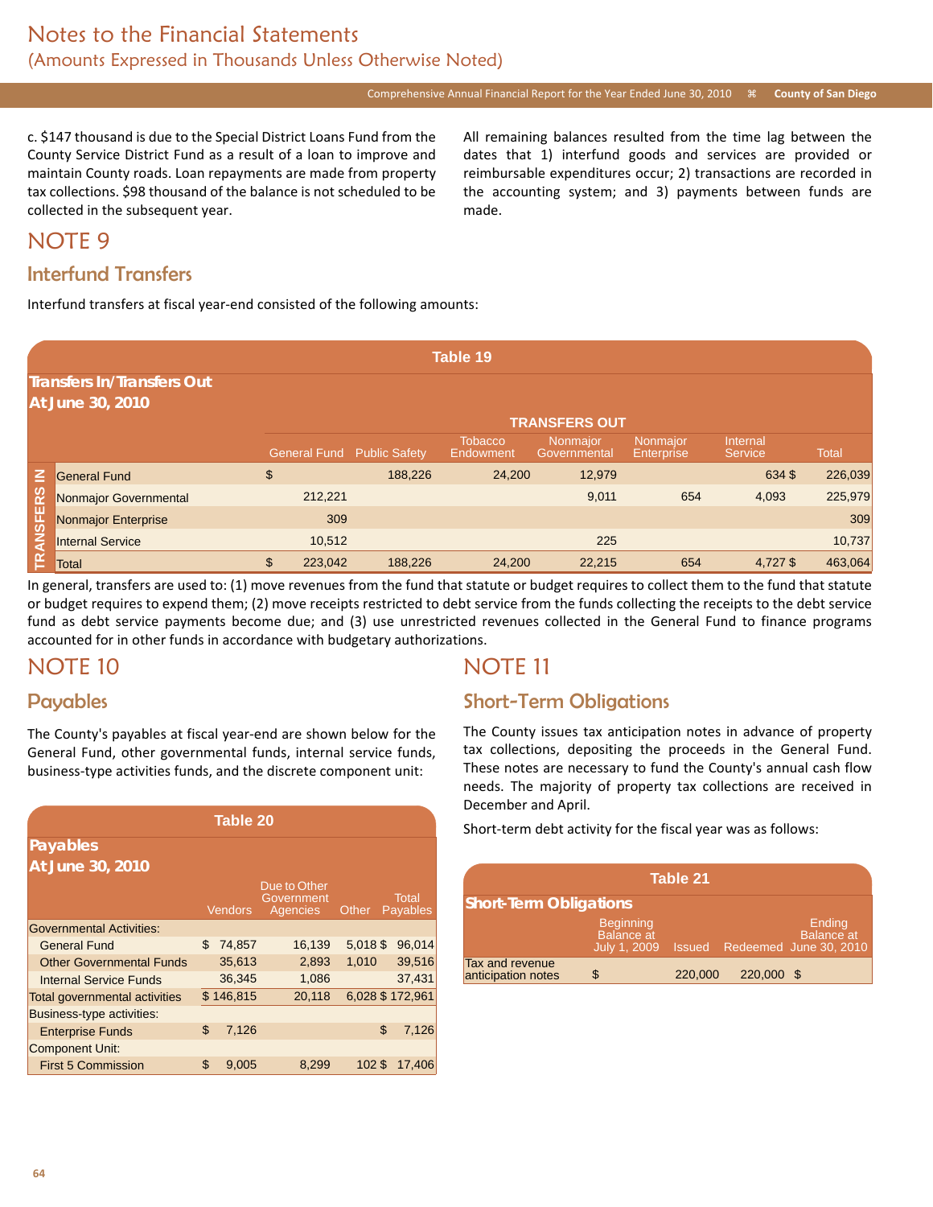c. $147 thousand is due to the Special District Loans Fund from the County Service District Fund as a result of a loan to improve and maintain County roads. Loan repayments are made from property tax collections. $98 thousand of the balance is not scheduled to be collected in the subsequent year.

All remaining balances resulted from the time lag between the dates that 1) interfund goods and services are provided or reimbursable expenditures occur; 2) transactions are recorded in the accounting system; and 3) payments between funds are made.

# NOTE 9

## Interfund Transfers

Interfund transfers at fiscal year-end consisted of the following amounts:

**Table 19**

**Transfers In/Transfers Out At June 30, 2010**

| | | TRANSFERS OUT | | | | | | |
|---|---|---|---|---|---|---|---|---|
| | | General Fund | Public Safety | Tobacco Endowment | Nonmajor Governmental | Nonmajor Enterprise | Internal Service | Total |
| TRANSFERS IN | General Fund | $ | 188,226 | 24,200 | 12,979 | | 634 | $ 226,039 |
| | Nonmajor Governmental | 212,221 | | | 9,011 | 654 | 4,093 | 225,979 |
| | Nonmajor Enterprise | 309 | | | | | | 309 |
| | Internal Service | 10,512 | | | 225 | | | 10,737 |
| | Total | $ 223,042 | 188,226 | 24,200 | 22,215 | 654 | 4,727 | $ 463,064 |

In general, transfers are used to: (1) move revenues from the fund that statute or budget requires to collect them to the fund that statute or budget requires to expend them; (2) move receipts restricted to debt service from the funds collecting the receipts to the debt service fund as debt service payments become due; and (3) use unrestricted revenues collected in the General Fund to finance programs accounted for in other funds in accordance with budgetary authorizations.

# NOTE 10

## Payables

The County's payables at fiscal year-end are shown below for the General Fund, other governmental funds, internal service funds, business-type activities funds, and the discrete component unit:

**Table 20**

**Payables At June 30, 2010**

| | Vendors | Due to Other Government Agencies | Other | Total Payables |
|---|---|---|---|---|
| Governmental Activities: | | | | |
| General Fund | $ 74,857 | 16,139 | 5,018 | $ 96,014 |
| Other Governmental Funds | 35,613 | 2,893 | 1,010 | 39,516 |
| Internal Service Funds | 36,345 | 1,086 | | 37,431 |
| Total governmental activities | $ 146,815 | 20,118 | 6,028 | $ 172,961 |
| Business-type activities: | | | | |
| Enterprise Funds | $ 7,126 | | | $ 7,126 |
| Component Unit: | | | | |
| First 5 Commission | $ 9,005 | 8,299 | 102 | $ 17,406 |

# NOTE 11

## Short-Term Obligations

The County issues tax anticipation notes in advance of property tax collections, depositing the proceeds in the General Fund. These notes are necessary to fund the County's annual cash flow needs. The majority of property tax collections are received in December and April.

Short-term debt activity for the fiscal year was as follows:

**Table 21**

**Short-Term Obligations**

| | Beginning Balance at July 1, 2009 | Issued | Redeemed | Ending Balance at June 30, 2010 |
|---|---|---|---|---|
| Tax and revenue anticipation notes | $ | 220,000 | 220,000 | $ |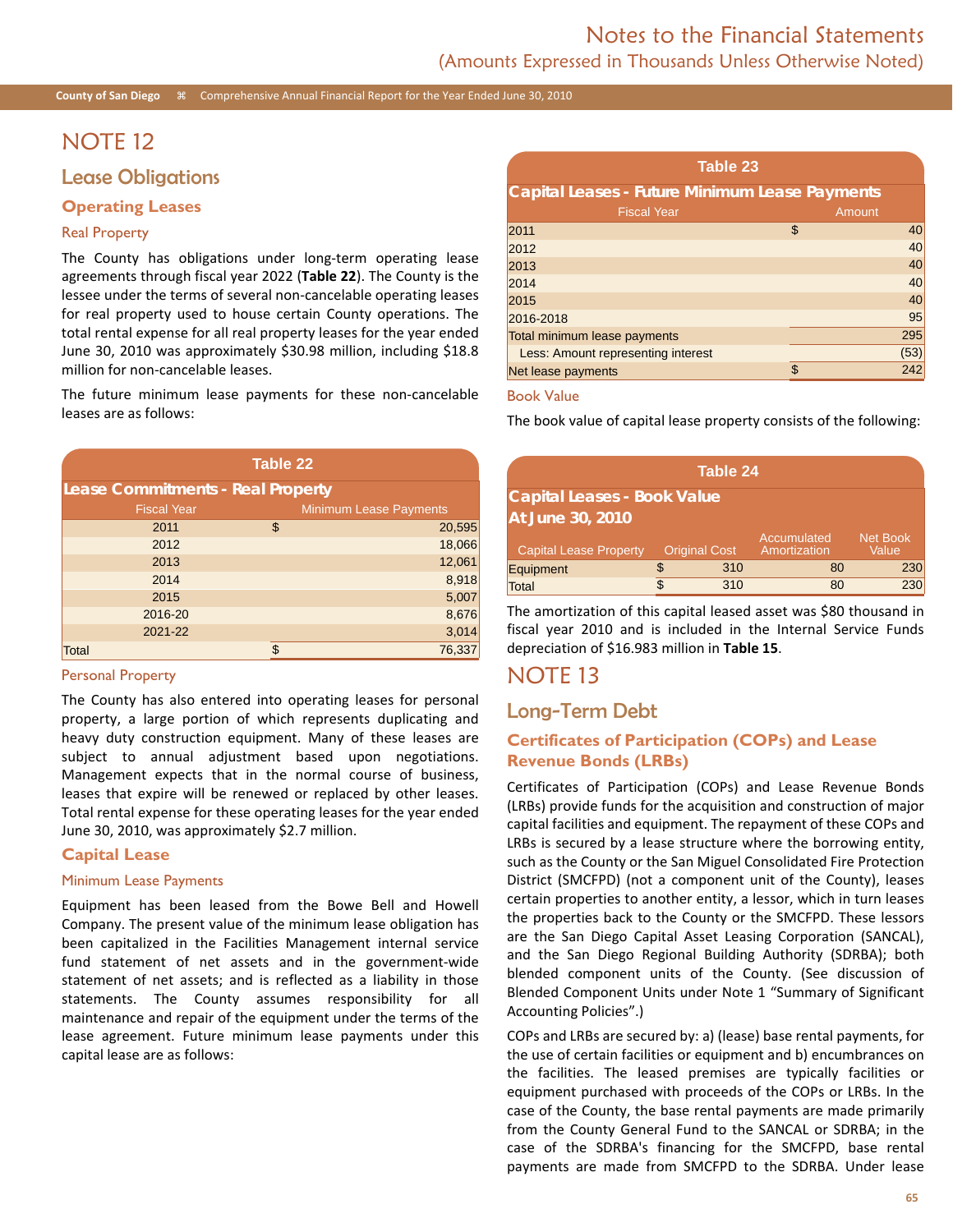# NOTE 12

## Lease Obligations

### Operating Leases

#### Real Property

The County has obligations under long-term operating lease agreements through fiscal year 2022 (**Table 22**). The County is the lessee under the terms of several non-cancelable operating leases for real property used to house certain County operations. The total rental expense for all real property leases for the year ended June 30, 2010 was approximately $30.98 million, including $18.8 million for non-cancelable leases.

The future minimum lease payments for these non-cancelable leases are as follows:

**Table 22**

**Lease Commitments - Real Property**

| Fiscal Year | Minimum Lease Payments |
|---|---|
| 2011 | $ 20,595 |
| 2012 | 18,066 |
| 2013 | 12,061 |
| 2014 | 8,918 |
| 2015 | 5,007 |
| 2016-20 | 8,676 |
| 2021-22 | 3,014 |
| Total | $ 76,337 |

#### Personal Property

The County has also entered into operating leases for personal property, a large portion of which represents duplicating and heavy duty construction equipment. Many of these leases are subject to annual adjustment based upon negotiations. Management expects that in the normal course of business, leases that expire will be renewed or replaced by other leases. Total rental expense for these operating leases for the year ended June 30, 2010, was approximately $2.7 million.

### Capital Lease

#### Minimum Lease Payments

Equipment has been leased from the Bowe Bell and Howell Company. The present value of the minimum lease obligation has been capitalized in the Facilities Management internal service fund statement of net assets and in the government-wide statement of net assets; and is reflected as a liability in those statements. The County assumes responsibility for all maintenance and repair of the equipment under the terms of the lease agreement. Future minimum lease payments under this capital lease are as follows:

**Table 23**

**Capital Leases - Future Minimum Lease Payments**

| Fiscal Year | Amount |
|---|---|
| 2011 | $ 40 |
| 2012 | 40 |
| 2013 | 40 |
| 2014 | 40 |
| 2015 | 40 |
| 2016-2018 | 95 |
| Total minimum lease payments | 295 |
| Less: Amount representing interest | (53) |
| Net lease payments | $ 242 |

#### Book Value

The book value of capital lease property consists of the following:

**Table 24**

**Capital Leases - Book Value**
**At June 30, 2010**

| Capital Lease Property | Original Cost | Accumulated Amortization | Net Book Value |
|---|---|---|---|
| Equipment | $ 310 | 80 | 230 |
| Total | $ 310 | 80 | 230 |

The amortization of this capital leased asset was $80 thousand in fiscal year 2010 and is included in the Internal Service Funds depreciation of $16.983 million in **Table 15**.

# NOTE 13

## Long-Term Debt

### Certificates of Participation (COPs) and Lease Revenue Bonds (LRBs)

Certificates of Participation (COPs) and Lease Revenue Bonds (LRBs) provide funds for the acquisition and construction of major capital facilities and equipment. The repayment of these COPs and LRBs is secured by a lease structure where the borrowing entity, such as the County or the San Miguel Consolidated Fire Protection District (SMCFPD) (not a component unit of the County), leases certain properties to another entity, a lessor, which in turn leases the properties back to the County or the SMCFPD. These lessors are the San Diego Capital Asset Leasing Corporation (SANCAL), and the San Diego Regional Building Authority (SDRBA); both blended component units of the County. (See discussion of Blended Component Units under Note 1 "Summary of Significant Accounting Policies".)

COPs and LRBs are secured by: a) (lease) base rental payments, for the use of certain facilities or equipment and b) encumbrances on the facilities. The leased premises are typically facilities or equipment purchased with proceeds of the COPs or LRBs. In the case of the County, the base rental payments are made primarily from the County General Fund to the SANCAL or SDRBA; in the case of the SDRBA's financing for the SMCFPD, base rental payments are made from SMCFPD to the SDRBA. Under lease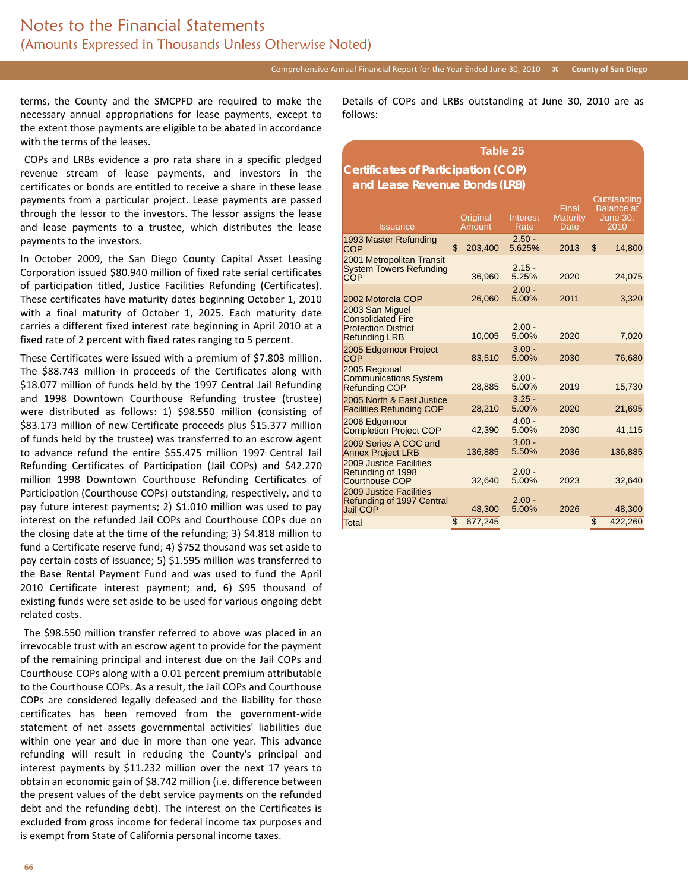terms, the County and the SMCPFD are required to make the necessary annual appropriations for lease payments, except to the extent those payments are eligible to be abated in accordance with the terms of the leases.

COPs and LRBs evidence a pro rata share in a specific pledged revenue stream of lease payments, and investors in the certificates or bonds are entitled to receive a share in these lease payments from a particular project. Lease payments are passed through the lessor to the investors. The lessor assigns the lease and lease payments to a trustee, which distributes the lease payments to the investors.

In October 2009, the San Diego County Capital Asset Leasing Corporation issued $80.940 million of fixed rate serial certificates of participation titled, Justice Facilities Refunding (Certificates). These certificates have maturity dates beginning October 1, 2010 with a final maturity of October 1, 2025. Each maturity date carries a different fixed interest rate beginning in April 2010 at a fixed rate of 2 percent with fixed rates ranging to 5 percent.

These Certificates were issued with a premium of $7.803 million. The $88.743 million in proceeds of the Certificates along with $18.077 million of funds held by the 1997 Central Jail Refunding and 1998 Downtown Courthouse Refunding trustee (trustee) were distributed as follows: 1) $98.550 million (consisting of $83.173 million of new Certificate proceeds plus $15.377 million of funds held by the trustee) was transferred to an escrow agent to advance refund the entire $55.475 million 1997 Central Jail Refunding Certificates of Participation (Jail COPs) and $42.270 million 1998 Downtown Courthouse Refunding Certificates of Participation (Courthouse COPs) outstanding, respectively, and to pay future interest payments; 2) $1.010 million was used to pay interest on the refunded Jail COPs and Courthouse COPs due on the closing date at the time of the refunding; 3) $4.818 million to fund a Certificate reserve fund; 4) $752 thousand was set aside to pay certain costs of issuance; 5) $1.595 million was transferred to the Base Rental Payment Fund and was used to fund the April 2010 Certificate interest payment; and, 6) $95 thousand of existing funds were set aside to be used for various ongoing debt related costs.

The $98.550 million transfer referred to above was placed in an irrevocable trust with an escrow agent to provide for the payment of the remaining principal and interest due on the Jail COPs and Courthouse COPs along with a 0.01 percent premium attributable to the Courthouse COPs. As a result, the Jail COPs and Courthouse COPs are considered legally defeased and the liability for those certificates has been removed from the government-wide statement of net assets governmental activities' liabilities due within one year and due in more than one year. This advance refunding will result in reducing the County's principal and interest payments by $11.232 million over the next 17 years to obtain an economic gain of $8.742 million (i.e. difference between the present values of the debt service payments on the refunded debt and the refunding debt). The interest on the Certificates is excluded from gross income for federal income tax purposes and is exempt from State of California personal income taxes.

Details of COPs and LRBs outstanding at June 30, 2010 are as follows:

**Table 25**

**Certificates of Participation (COP) and Lease Revenue Bonds (LRB)**

| Issuance | Original Amount | Interest Rate | Final Maturity Date | Outstanding Balance at June 30, 2010 |
|---|---|---|---|---|
| 1993 Master Refunding COP | $ 203,400 | 2.50 - 5.625% | 2013 | $ 14,800 |
| 2001 Metropolitan Transit System Towers Refunding COP | 36,960 | 2.15 - 5.25% | 2020 | 24,075 |
| 2002 Motorola COP | 26,060 | 2.00 - 5.00% | 2011 | 3,320 |
| 2003 San Miguel Consolidated Fire Protection District Refunding LRB | 10,005 | 2.00 - 5.00% | 2020 | 7,020 |
| 2005 Edgemoor Project COP | 83,510 | 3.00 - 5.00% | 2030 | 76,680 |
| 2005 Regional Communications System Refunding COP | 28,885 | 3.00 - 5.00% | 2019 | 15,730 |
| 2005 North & East Justice Facilities Refunding COP | 28,210 | 3.25 - 5.00% | 2020 | 21,695 |
| 2006 Edgemoor Completion Project COP | 42,390 | 4.00 - 5.00% | 2030 | 41,115 |
| 2009 Series A COC and Annex Project LRB | 136,885 | 3.00 - 5.50% | 2036 | 136,885 |
| 2009 Justice Facilities Refunding of 1998 Courthouse COP | 32,640 | 2.00 - 5.00% | 2023 | 32,640 |
| 2009 Justice Facilities Refunding of 1997 Central Jail COP | 48,300 | 2.00 - 5.00% | 2026 | 48,300 |
| Total | $ 677,245 | | | $ 422,260 |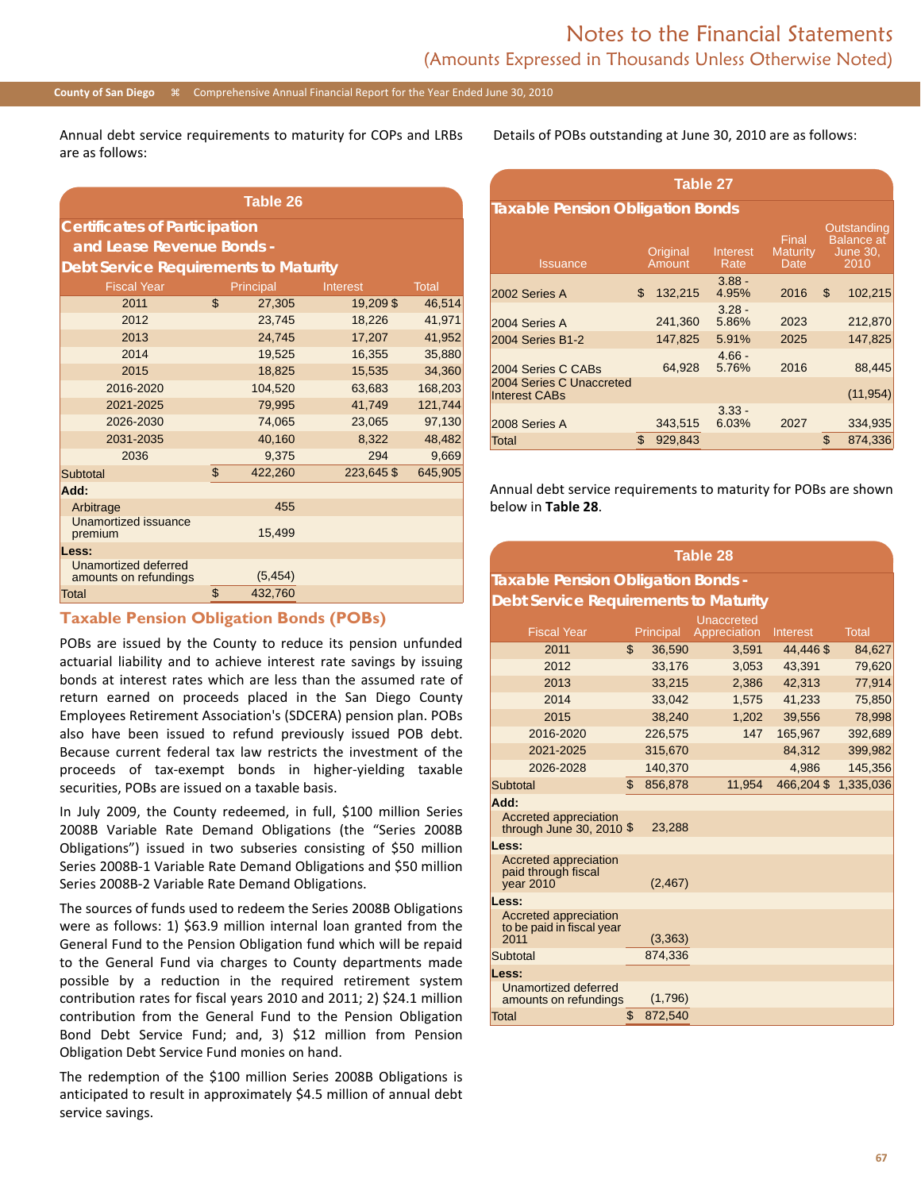Annual debt service requirements to maturity for COPs and LRBs are as follows:

**Table 26**

**Certificates of Participation and Lease Revenue Bonds - Debt Service Requirements to Maturity**

| Fiscal Year | Principal | Interest | Total |
|---|---|---|---|
| 2011 | $ 27,305 | 19,209 $ | 46,514 |
| 2012 | 23,745 | 18,226 | 41,971 |
| 2013 | 24,745 | 17,207 | 41,952 |
| 2014 | 19,525 | 16,355 | 35,880 |
| 2015 | 18,825 | 15,535 | 34,360 |
| 2016-2020 | 104,520 | 63,683 | 168,203 |
| 2021-2025 | 79,995 | 41,749 | 121,744 |
| 2026-2030 | 74,065 | 23,065 | 97,130 |
| 2031-2035 | 40,160 | 8,322 | 48,482 |
| 2036 | 9,375 | 294 | 9,669 |
| Subtotal | $ 422,260 | 223,645 $ | 645,905 |
| **Add:** | | | |
| Arbitrage | 455 | | |
| Unamortized issuance premium | 15,499 | | |
| **Less:** | | | |
| Unamortized deferred amounts on refundings | (5,454) | | |
| Total | $ 432,760 | | |

## Taxable Pension Obligation Bonds (POBs)

POBs are issued by the County to reduce its pension unfunded actuarial liability and to achieve interest rate savings by issuing bonds at interest rates which are less than the assumed rate of return earned on proceeds placed in the San Diego County Employees Retirement Association's (SDCERA) pension plan. POBs also have been issued to refund previously issued POB debt. Because current federal tax law restricts the investment of the proceeds of tax-exempt bonds in higher-yielding taxable securities, POBs are issued on a taxable basis.

In July 2009, the County redeemed, in full, $100 million Series 2008B Variable Rate Demand Obligations (the "Series 2008B Obligations") issued in two subseries consisting of $50 million Series 2008B-1 Variable Rate Demand Obligations and $50 million Series 2008B-2 Variable Rate Demand Obligations.

The sources of funds used to redeem the Series 2008B Obligations were as follows: 1) $63.9 million internal loan granted from the General Fund to the Pension Obligation fund which will be repaid to the General Fund via charges to County departments made possible by a reduction in the required retirement system contribution rates for fiscal years 2010 and 2011; 2) $24.1 million contribution from the General Fund to the Pension Obligation Bond Debt Service Fund; and, 3) $12 million from Pension Obligation Debt Service Fund monies on hand.

The redemption of the $100 million Series 2008B Obligations is anticipated to result in approximately $4.5 million of annual debt service savings.

Details of POBs outstanding at June 30, 2010 are as follows:

**Table 27**

**Taxable Pension Obligation Bonds**

| Issuance | Original Amount | Interest Rate | Final Maturity Date | Outstanding Balance at June 30, 2010 |
|---|---|---|---|---|
| 2002 Series A | $ 132,215 | 3.88 - 4.95% | 2016 | $ 102,215 |
| 2004 Series A | 241,360 | 3.28 - 5.86% | 2023 | 212,870 |
| 2004 Series B1-2 | 147,825 | 5.91% | 2025 | 147,825 |
| 2004 Series C CABs | 64,928 | 4.66 - 5.76% | 2016 | 88,445 |
| 2004 Series C Unaccreted Interest CABs | | | | (11,954) |
| 2008 Series A | 343,515 | 3.33 - 6.03% | 2027 | 334,935 |
| Total | $ 929,843 | | | $ 874,336 |

Annual debt service requirements to maturity for POBs are shown below in **Table 28**.

**Table 28**

**Taxable Pension Obligation Bonds - Debt Service Requirements to Maturity**

| Fiscal Year | Principal | Unaccreted Appreciation | Interest | Total |
|---|---|---|---|---|
| 2011 | $ 36,590 | 3,591 | 44,446 $ | 84,627 |
| 2012 | 33,176 | 3,053 | 43,391 | 79,620 |
| 2013 | 33,215 | 2,386 | 42,313 | 77,914 |
| 2014 | 33,042 | 1,575 | 41,233 | 75,850 |
| 2015 | 38,240 | 1,202 | 39,556 | 78,998 |
| 2016-2020 | 226,575 | 147 | 165,967 | 392,689 |
| 2021-2025 | 315,670 | | 84,312 | 399,982 |
| 2026-2028 | 140,370 | | 4,986 | 145,356 |
| Subtotal | $ 856,878 | 11,954 | 466,204 $ | 1,335,036 |
| **Add:** | | | | |
| Accreted appreciation through June 30, 2010 | $ 23,288 | | | |
| **Less:** | | | | |
| Accreted appreciation paid through fiscal year 2010 | (2,467) | | | |
| **Less:** | | | | |
| Accreted appreciation to be paid in fiscal year 2011 | (3,363) | | | |
| Subtotal | 874,336 | | | |
| **Less:** | | | | |
| Unamortized deferred amounts on refundings | (1,796) | | | |
| Total | $ 872,540 | | | |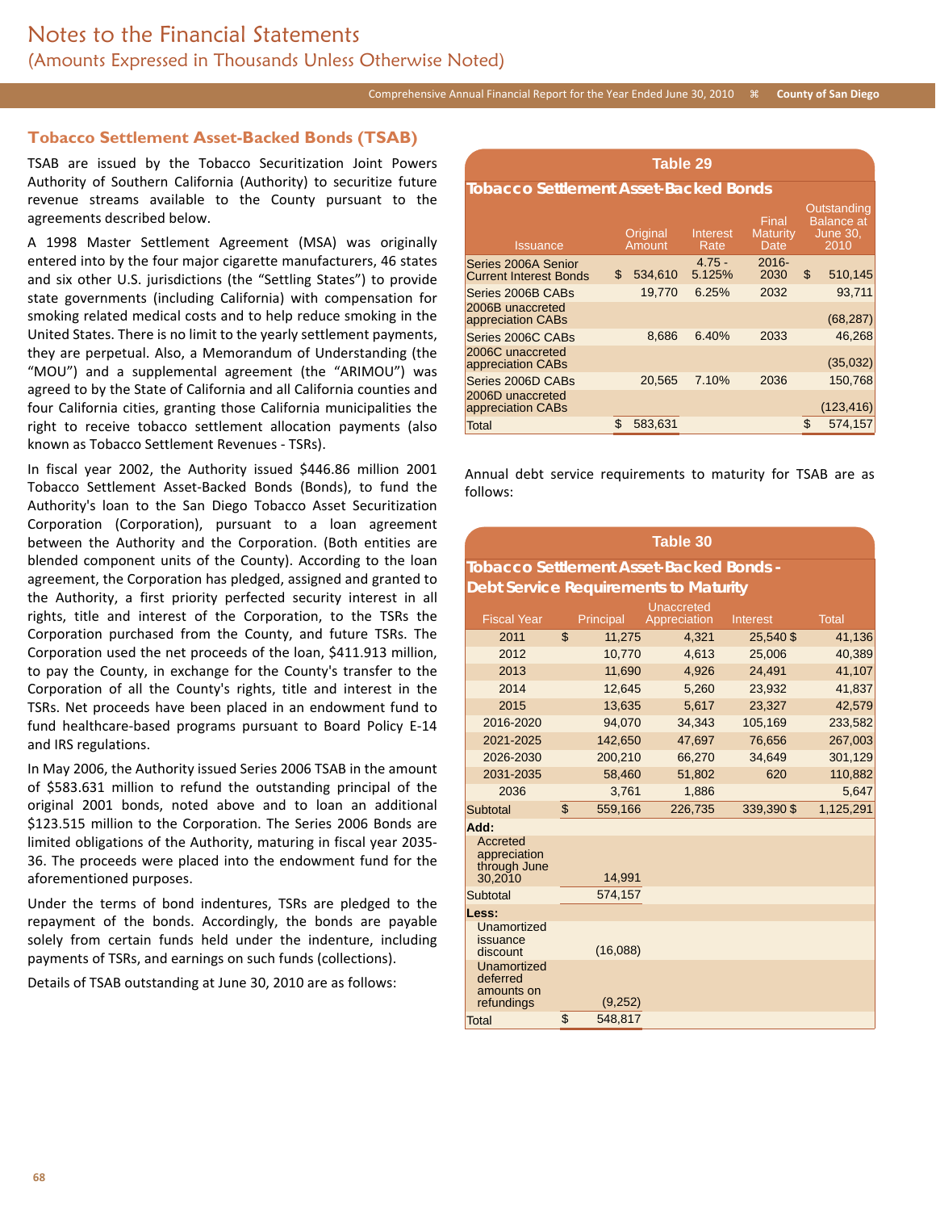## Tobacco Settlement Asset-Backed Bonds (TSAB)

TSAB are issued by the Tobacco Securitization Joint Powers Authority of Southern California (Authority) to securitize future revenue streams available to the County pursuant to the agreements described below.

A 1998 Master Settlement Agreement (MSA) was originally entered into by the four major cigarette manufacturers, 46 states and six other U.S. jurisdictions (the "Settling States") to provide state governments (including California) with compensation for smoking related medical costs and to help reduce smoking in the United States. There is no limit to the yearly settlement payments, they are perpetual. Also, a Memorandum of Understanding (the "MOU") and a supplemental agreement (the "ARIMOU") was agreed to by the State of California and all California counties and four California cities, granting those California municipalities the right to receive tobacco settlement allocation payments (also known as Tobacco Settlement Revenues - TSRs).

In fiscal year 2002, the Authority issued $446.86 million 2001 Tobacco Settlement Asset-Backed Bonds (Bonds), to fund the Authority's loan to the San Diego Tobacco Asset Securitization Corporation (Corporation), pursuant to a loan agreement between the Authority and the Corporation. (Both entities are blended component units of the County). According to the loan agreement, the Corporation has pledged, assigned and granted to the Authority, a first priority perfected security interest in all rights, title and interest of the Corporation, to the TSRs the Corporation purchased from the County, and future TSRs. The Corporation used the net proceeds of the loan, $411.913 million, to pay the County, in exchange for the County's transfer to the Corporation of all the County's rights, title and interest in the TSRs. Net proceeds have been placed in an endowment fund to fund healthcare-based programs pursuant to Board Policy E-14 and IRS regulations.

In May 2006, the Authority issued Series 2006 TSAB in the amount of $583.631 million to refund the outstanding principal of the original 2001 bonds, noted above and to loan an additional $123.515 million to the Corporation. The Series 2006 Bonds are limited obligations of the Authority, maturing in fiscal year 2035-36. The proceeds were placed into the endowment fund for the aforementioned purposes.

Under the terms of bond indentures, TSRs are pledged to the repayment of the bonds. Accordingly, the bonds are payable solely from certain funds held under the indenture, including payments of TSRs, and earnings on such funds (collections).

Details of TSAB outstanding at June 30, 2010 are as follows:

**Table 29**

**Tobacco Settlement Asset-Backed Bonds**

| Issuance | Original Amount | Interest Rate | Final Maturity Date | Outstanding Balance at June 30, 2010 |
|---|---|---|---|---|
| Series 2006A Senior Current Interest Bonds | $ 534,610 | 4.75 - 5.125% | 2016-2030 | $ 510,145 |
| Series 2006B CABs | 19,770 | 6.25% | 2032 | 93,711 |
| 2006B unaccreted appreciation CABs | | | | (68,287) |
| Series 2006C CABs | 8,686 | 6.40% | 2033 | 46,268 |
| 2006C unaccreted appreciation CABs | | | | (35,032) |
| Series 2006D CABs | 20,565 | 7.10% | 2036 | 150,768 |
| 2006D unaccreted appreciation CABs | | | | (123,416) |
| Total | $ 583,631 | | | $ 574,157 |

Annual debt service requirements to maturity for TSAB are as follows:

**Table 30**

**Tobacco Settlement Asset-Backed Bonds - Debt Service Requirements to Maturity**

| Fiscal Year | Principal | Unaccreted Appreciation | Interest | Total |
|---|---|---|---|---|
| 2011 | $ 11,275 | 4,321 | 25,540 $ | 41,136 |
| 2012 | 10,770 | 4,613 | 25,006 | 40,389 |
| 2013 | 11,690 | 4,926 | 24,491 | 41,107 |
| 2014 | 12,645 | 5,260 | 23,932 | 41,837 |
| 2015 | 13,635 | 5,617 | 23,327 | 42,579 |
| 2016-2020 | 94,070 | 34,343 | 105,169 | 233,582 |
| 2021-2025 | 142,650 | 47,697 | 76,656 | 267,003 |
| 2026-2030 | 200,210 | 66,270 | 34,649 | 301,129 |
| 2031-2035 | 58,460 | 51,802 | 620 | 110,882 |
| 2036 | 3,761 | 1,886 | | 5,647 |
| Subtotal | $ 559,166 | 226,735 | 339,390 $ | 1,125,291 |
| **Add:** | | | | |
| Accreted appreciation through June 30,2010 | 14,991 | | | |
| Subtotal | 574,157 | | | |
| **Less:** | | | | |
| Unamortized issuance discount | (16,088) | | | |
| Unamortized deferred amounts on refundings | (9,252) | | | |
| Total | $ 548,817 | | | |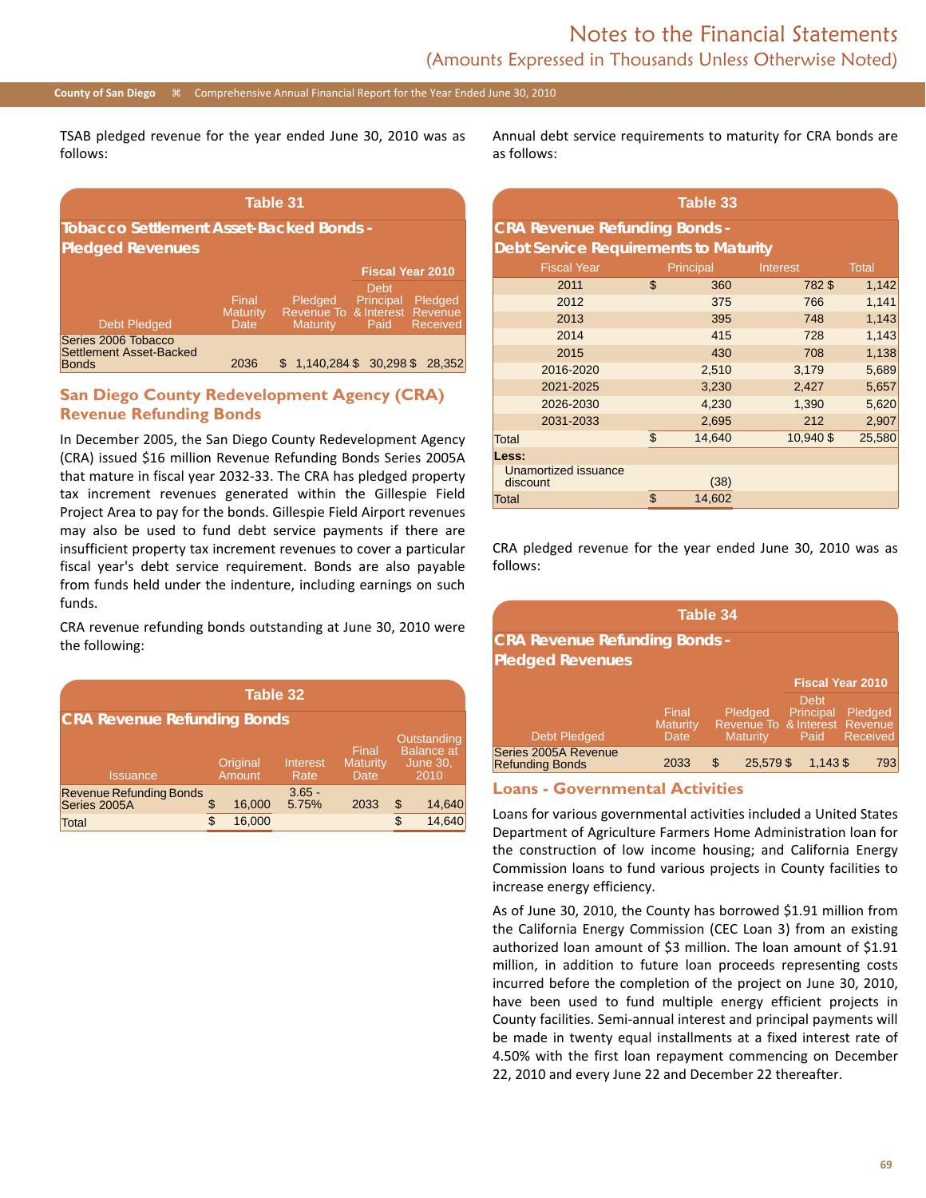TSAB pledged revenue for the year ended June 30, 2010 was as follows:

**Table 31**

**Tobacco Settlement Asset-Backed Bonds - Pledged Revenues**

| | | | Fiscal Year 2010 | |
|---|---|---|---|---|
| Debt Pledged | Final Maturity Date | Pledged Revenue To Maturity | Debt Principal & Interest Paid | Pledged Revenue Received |
| Series 2006 Tobacco Settlement Asset-Backed Bonds | 2036 | $ 1,140,284 | $ 30,298 | $ 28,352 |

## San Diego County Redevelopment Agency (CRA) Revenue Refunding Bonds

In December 2005, the San Diego County Redevelopment Agency (CRA) issued $16 million Revenue Refunding Bonds Series 2005A that mature in fiscal year 2032-33. The CRA has pledged property tax increment revenues generated within the Gillespie Field Project Area to pay for the bonds. Gillespie Field Airport revenues may also be used to fund debt service payments if there are insufficient property tax increment revenues to cover a particular fiscal year's debt service requirement. Bonds are also payable from funds held under the indenture, including earnings on such funds.

CRA revenue refunding bonds outstanding at June 30, 2010 were the following:

**Table 32**

**CRA Revenue Refunding Bonds**

| Issuance | Original Amount | Interest Rate | Final Maturity Date | Outstanding Balance at June 30, 2010 |
|---|---|---|---|---|
| Revenue Refunding Bonds Series 2005A | $ 16,000 | 3.65 - 5.75% | 2033 | $ 14,640 |
| Total | $ 16,000 | | | $ 14,640 |

Annual debt service requirements to maturity for CRA bonds are as follows:

**Table 33**

**CRA Revenue Refunding Bonds - Debt Service Requirements to Maturity**

| Fiscal Year | Principal | Interest | Total |
|---|---|---|---|
| 2011 | $ 360 | 782 | $ 1,142 |
| 2012 | 375 | 766 | 1,141 |
| 2013 | 395 | 748 | 1,143 |
| 2014 | 415 | 728 | 1,143 |
| 2015 | 430 | 708 | 1,138 |
| 2016-2020 | 2,510 | 3,179 | 5,689 |
| 2021-2025 | 3,230 | 2,427 | 5,657 |
| 2026-2030 | 4,230 | 1,390 | 5,620 |
| 2031-2033 | 2,695 | 212 | 2,907 |
| Total | $ 14,640 | 10,940 | $ 25,580 |
| **Less:** | | | |
| Unamortized issuance discount | (38) | | |
| Total | $ 14,602 | | |

CRA pledged revenue for the year ended June 30, 2010 was as follows:

**Table 34**

**CRA Revenue Refunding Bonds - Pledged Revenues**

| | | | Fiscal Year 2010 | |
|---|---|---|---|---|
| Debt Pledged | Final Maturity Date | Pledged Revenue To Maturity | Debt Principal & Interest Paid | Pledged Revenue Received |
| Series 2005A Revenue Refunding Bonds | 2033 | $ 25,579 | $ 1,143 | $ 793 |

## Loans - Governmental Activities

Loans for various governmental activities included a United States Department of Agriculture Farmers Home Administration loan for the construction of low income housing; and California Energy Commission loans to fund various projects in County facilities to increase energy efficiency.

As of June 30, 2010, the County has borrowed $1.91 million from the California Energy Commission (CEC Loan 3) from an existing authorized loan amount of $3 million. The loan amount of $1.91 million, in addition to future loan proceeds representing costs incurred before the completion of the project on June 30, 2010, have been used to fund multiple energy efficient projects in County facilities. Semi-annual interest and principal payments will be made in twenty equal installments at a fixed interest rate of 4.50% with the first loan repayment commencing on December 22, 2010 and every June 22 and December 22 thereafter.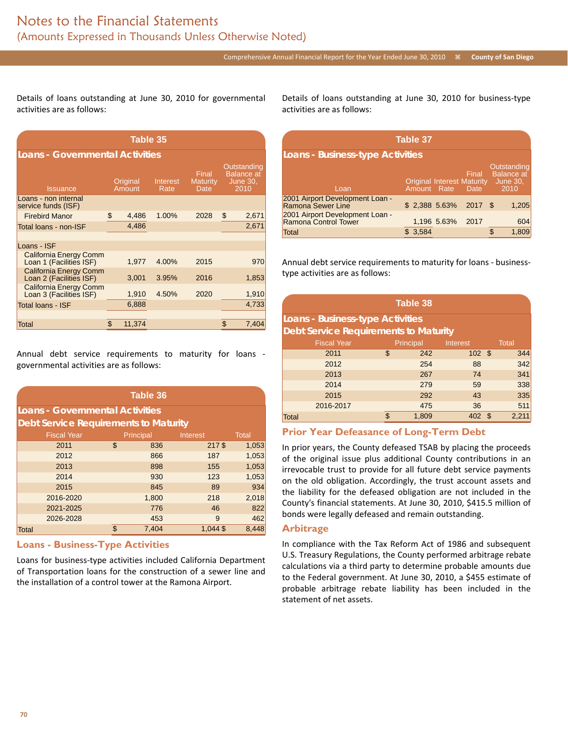# Notes to the Financial Statements

(Amounts Expressed in Thousands Unless Otherwise Noted)

Details of loans outstanding at June 30, 2010 for governmental activities are as follows:

**Table 35**

**Loans - Governmental Activities**

| Issuance | Original Amount | Interest Rate | Final Maturity Date | Outstanding Balance at June 30, 2010 |
|---|---|---|---|---|
| Loans - non internal service funds (ISF) | | | | |
| Firebird Manor | $ 4,486 | 1.00% | 2028 | $ 2,671 |
| Total loans - non-ISF | 4,486 | | | 2,671 |
| | | | | |
| Loans - ISF | | | | |
| California Energy Comm Loan 1 (Facilities ISF) | 1,977 | 4.00% | 2015 | 970 |
| California Energy Comm Loan 2 (Facilities ISF) | 3,001 | 3.95% | 2016 | 1,853 |
| California Energy Comm Loan 3 (Facilities ISF) | 1,910 | 4.50% | 2020 | 1,910 |
| Total loans - ISF | 6,888 | | | 4,733 |
| | | | | |
| Total | $ 11,374 | | | $ 7,404 |

Annual debt service requirements to maturity for loans - governmental activities are as follows:

**Table 36**

**Loans - Governmental Activities Debt Service Requirements to Maturity**

| Fiscal Year | Principal | Interest | Total |
|---|---|---|---|
| 2011 | $ 836 | 217 | $ 1,053 |
| 2012 | 866 | 187 | 1,053 |
| 2013 | 898 | 155 | 1,053 |
| 2014 | 930 | 123 | 1,053 |
| 2015 | 845 | 89 | 934 |
| 2016-2020 | 1,800 | 218 | 2,018 |
| 2021-2025 | 776 | 46 | 822 |
| 2026-2028 | 453 | 9 | 462 |
| Total | $ 7,404 | 1,044 | $ 8,448 |

## Loans - Business-Type Activities

Loans for business-type activities included California Department of Transportation loans for the construction of a sewer line and the installation of a control tower at the Ramona Airport.

Details of loans outstanding at June 30, 2010 for business-type activities are as follows:

**Table 37**

**Loans - Business-type Activities**

| Loan | Original Amount | Interest Rate | Final Maturity Date | Outstanding Balance at June 30, 2010 |
|---|---|---|---|---|
| 2001 Airport Development Loan - Ramona Sewer Line | $ 2,388 | 5.63% | 2017 | $ 1,205 |
| 2001 Airport Development Loan - Ramona Control Tower | 1,196 | 5.63% | 2017 | 604 |
| Total | $ 3,584 | | | $ 1,809 |

Annual debt service requirements to maturity for loans - business-type activities are as follows:

**Table 38**

**Loans - Business-type Activities Debt Service Requirements to Maturity**

| Fiscal Year | Principal | Interest | Total |
|---|---|---|---|
| 2011 | $ 242 | 102 | $ 344 |
| 2012 | 254 | 88 | 342 |
| 2013 | 267 | 74 | 341 |
| 2014 | 279 | 59 | 338 |
| 2015 | 292 | 43 | 335 |
| 2016-2017 | 475 | 36 | 511 |
| Total | $ 1,809 | 402 | $ 2,211 |

## Prior Year Defeasance of Long-Term Debt

In prior years, the County defeased TSAB by placing the proceeds of the original issue plus additional County contributions in an irrevocable trust to provide for all future debt service payments on the old obligation. Accordingly, the trust account assets and the liability for the defeased obligation are not included in the County's financial statements. At June 30, 2010, $415.5 million of bonds were legally defeased and remain outstanding.

## Arbitrage

In compliance with the Tax Reform Act of 1986 and subsequent U.S. Treasury Regulations, the County performed arbitrage rebate calculations via a third party to determine probable amounts due to the Federal government. At June 30, 2010, a $455 estimate of probable arbitrage rebate liability has been included in the statement of net assets.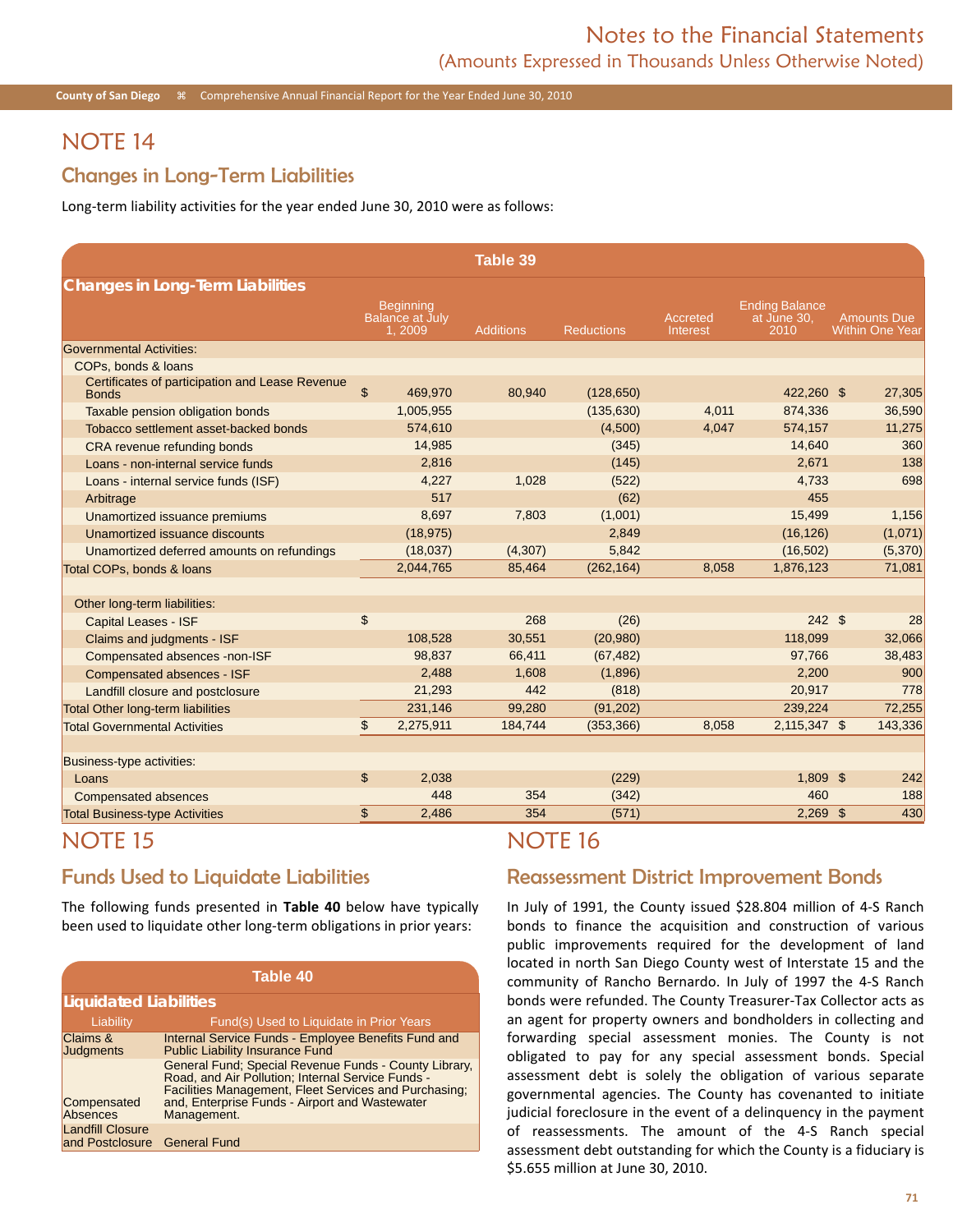# NOTE 14

## Changes in Long-Term Liabilities

Long-term liability activities for the year ended June 30, 2010 were as follows:

**Table 39**

**Changes in Long-Term Liabilities**

| | Beginning Balance at July 1, 2009 | Additions | Reductions | Accreted Interest | Ending Balance at June 30, 2010 | Amounts Due Within One Year |
|---|---|---|---|---|---|---|
| Governmental Activities: | | | | | | |
| COPs, bonds & loans | | | | | | |
| Certificates of participation and Lease Revenue Bonds | $ 469,970 | 80,940 | (128,650) | | 422,260 | $ 27,305 |
| Taxable pension obligation bonds | 1,005,955 | | (135,630) | 4,011 | 874,336 | 36,590 |
| Tobacco settlement asset-backed bonds | 574,610 | | (4,500) | 4,047 | 574,157 | 11,275 |
| CRA revenue refunding bonds | 14,985 | | (345) | | 14,640 | 360 |
| Loans - non-internal service funds | 2,816 | | (145) | | 2,671 | 138 |
| Loans - internal service funds (ISF) | 4,227 | 1,028 | (522) | | 4,733 | 698 |
| Arbitrage | 517 | | (62) | | 455 | |
| Unamortized issuance premiums | 8,697 | 7,803 | (1,001) | | 15,499 | 1,156 |
| Unamortized issuance discounts | (18,975) | | 2,849 | | (16,126) | (1,071) |
| Unamortized deferred amounts on refundings | (18,037) | (4,307) | 5,842 | | (16,502) | (5,370) |
| Total COPs, bonds & loans | 2,044,765 | 85,464 | (262,164) | 8,058 | 1,876,123 | 71,081 |
| | | | | | | |
| Other long-term liabilities: | | | | | | |
| Capital Leases - ISF | $ | 268 | (26) | | 242 | $ 28 |
| Claims and judgments - ISF | 108,528 | 30,551 | (20,980) | | 118,099 | 32,066 |
| Compensated absences -non-ISF | 98,837 | 66,411 | (67,482) | | 97,766 | 38,483 |
| Compensated absences - ISF | 2,488 | 1,608 | (1,896) | | 2,200 | 900 |
| Landfill closure and postclosure | 21,293 | 442 | (818) | | 20,917 | 778 |
| Total Other long-term liabilities | 231,146 | 99,280 | (91,202) | | 239,224 | 72,255 |
| Total Governmental Activities | $ 2,275,911 | 184,744 | (353,366) | 8,058 | 2,115,347 | $ 143,336 |
| | | | | | | |
| Business-type activities: | | | | | | |
| Loans | $ 2,038 | | (229) | | 1,809 | $ 242 |
| Compensated absences | 448 | 354 | (342) | | 460 | 188 |
| Total Business-type Activities | $ 2,486 | 354 | (571) | | 2,269 | $ 430 |

# NOTE 15

## Funds Used to Liquidate Liabilities

The following funds presented in **Table 40** below have typically been used to liquidate other long-term obligations in prior years:

**Table 40**

**Liquidated Liabilities**

| Liability | Fund(s) Used to Liquidate in Prior Years |
|---|---|
| Claims & Judgments | Internal Service Funds - Employee Benefits Fund and Public Liability Insurance Fund |
| Compensated Absences | General Fund; Special Revenue Funds - County Library, Road, and Air Pollution; Internal Service Funds - Facilities Management, Fleet Services and Purchasing; and, Enterprise Funds - Airport and Wastewater Management. |
| Landfill Closure and Postclosure | General Fund |

# NOTE 16

## Reassessment District Improvement Bonds

In July of 1991, the County issued $28.804 million of 4-S Ranch bonds to finance the acquisition and construction of various public improvements required for the development of land located in north San Diego County west of Interstate 15 and the community of Rancho Bernardo. In July of 1997 the 4-S Ranch bonds were refunded. The County Treasurer-Tax Collector acts as an agent for property owners and bondholders in collecting and forwarding special assessment monies. The County is not obligated to pay for any special assessment bonds. Special assessment debt is solely the obligation of various separate governmental agencies. The County has covenanted to initiate judicial foreclosure in the event of a delinquency in the payment of reassessments. The amount of the 4-S Ranch special assessment debt outstanding for which the County is a fiduciary is $5.655 million at June 30, 2010.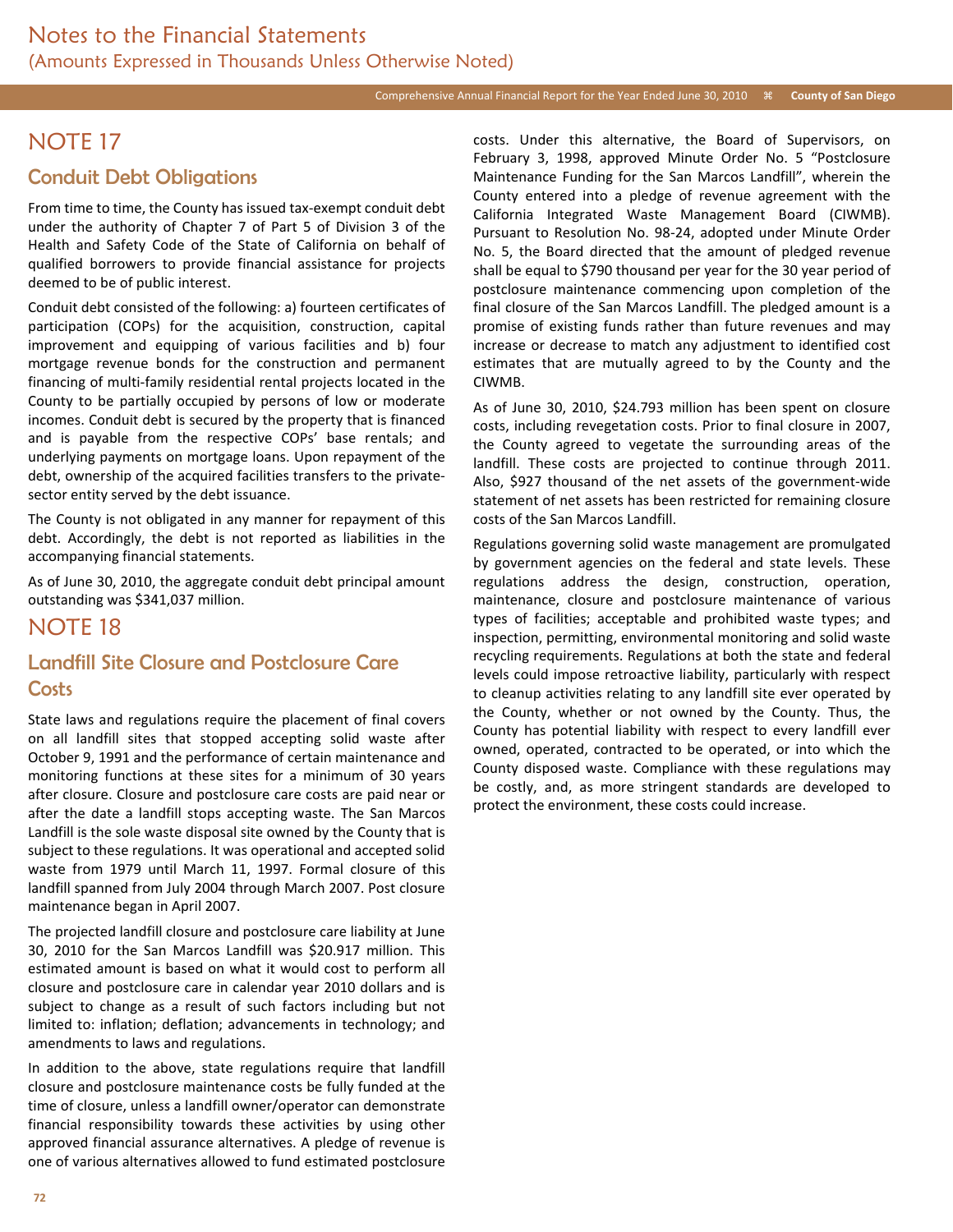# Notes to the Financial Statements

(Amounts Expressed in Thousands Unless Otherwise Noted)

# NOTE 17

## Conduit Debt Obligations

From time to time, the County has issued tax-exempt conduit debt under the authority of Chapter 7 of Part 5 of Division 3 of the Health and Safety Code of the State of California on behalf of qualified borrowers to provide financial assistance for projects deemed to be of public interest.

Conduit debt consisted of the following: a) fourteen certificates of participation (COPs) for the acquisition, construction, capital improvement and equipping of various facilities and b) four mortgage revenue bonds for the construction and permanent financing of multi-family residential rental projects located in the County to be partially occupied by persons of low or moderate incomes. Conduit debt is secured by the property that is financed and is payable from the respective COPs' base rentals; and underlying payments on mortgage loans. Upon repayment of the debt, ownership of the acquired facilities transfers to the private-sector entity served by the debt issuance.

The County is not obligated in any manner for repayment of this debt. Accordingly, the debt is not reported as liabilities in the accompanying financial statements.

As of June 30, 2010, the aggregate conduit debt principal amount outstanding was $341,037 million.

# NOTE 18

## Landfill Site Closure and Postclosure Care Costs

State laws and regulations require the placement of final covers on all landfill sites that stopped accepting solid waste after October 9, 1991 and the performance of certain maintenance and monitoring functions at these sites for a minimum of 30 years after closure. Closure and postclosure care costs are paid near or after the date a landfill stops accepting waste. The San Marcos Landfill is the sole waste disposal site owned by the County that is subject to these regulations. It was operational and accepted solid waste from 1979 until March 11, 1997. Formal closure of this landfill spanned from July 2004 through March 2007. Post closure maintenance began in April 2007.

The projected landfill closure and postclosure care liability at June 30, 2010 for the San Marcos Landfill was $20.917 million. This estimated amount is based on what it would cost to perform all closure and postclosure care in calendar year 2010 dollars and is subject to change as a result of such factors including but not limited to: inflation; deflation; advancements in technology; and amendments to laws and regulations.

In addition to the above, state regulations require that landfill closure and postclosure maintenance costs be fully funded at the time of closure, unless a landfill owner/operator can demonstrate financial responsibility towards these activities by using other approved financial assurance alternatives. A pledge of revenue is one of various alternatives allowed to fund estimated postclosure costs. Under this alternative, the Board of Supervisors, on February 3, 1998, approved Minute Order No. 5 "Postclosure Maintenance Funding for the San Marcos Landfill", wherein the County entered into a pledge of revenue agreement with the California Integrated Waste Management Board (CIWMB). Pursuant to Resolution No. 98-24, adopted under Minute Order No. 5, the Board directed that the amount of pledged revenue shall be equal to $790 thousand per year for the 30 year period of postclosure maintenance commencing upon completion of the final closure of the San Marcos Landfill. The pledged amount is a promise of existing funds rather than future revenues and may increase or decrease to match any adjustment to identified cost estimates that are mutually agreed to by the County and the CIWMB.

As of June 30, 2010, $24.793 million has been spent on closure costs, including revegetation costs. Prior to final closure in 2007, the County agreed to vegetate the surrounding areas of the landfill. These costs are projected to continue through 2011. Also, $927 thousand of the net assets of the government-wide statement of net assets has been restricted for remaining closure costs of the San Marcos Landfill.

Regulations governing solid waste management are promulgated by government agencies on the federal and state levels. These regulations address the design, construction, operation, maintenance, closure and postclosure maintenance of various types of facilities; acceptable and prohibited waste types; and inspection, permitting, environmental monitoring and solid waste recycling requirements. Regulations at both the state and federal levels could impose retroactive liability, particularly with respect to cleanup activities relating to any landfill site ever operated by the County, whether or not owned by the County. Thus, the County has potential liability with respect to every landfill ever owned, operated, contracted to be operated, or into which the County disposed waste. Compliance with these regulations may be costly, and, as more stringent standards are developed to protect the environment, these costs could increase.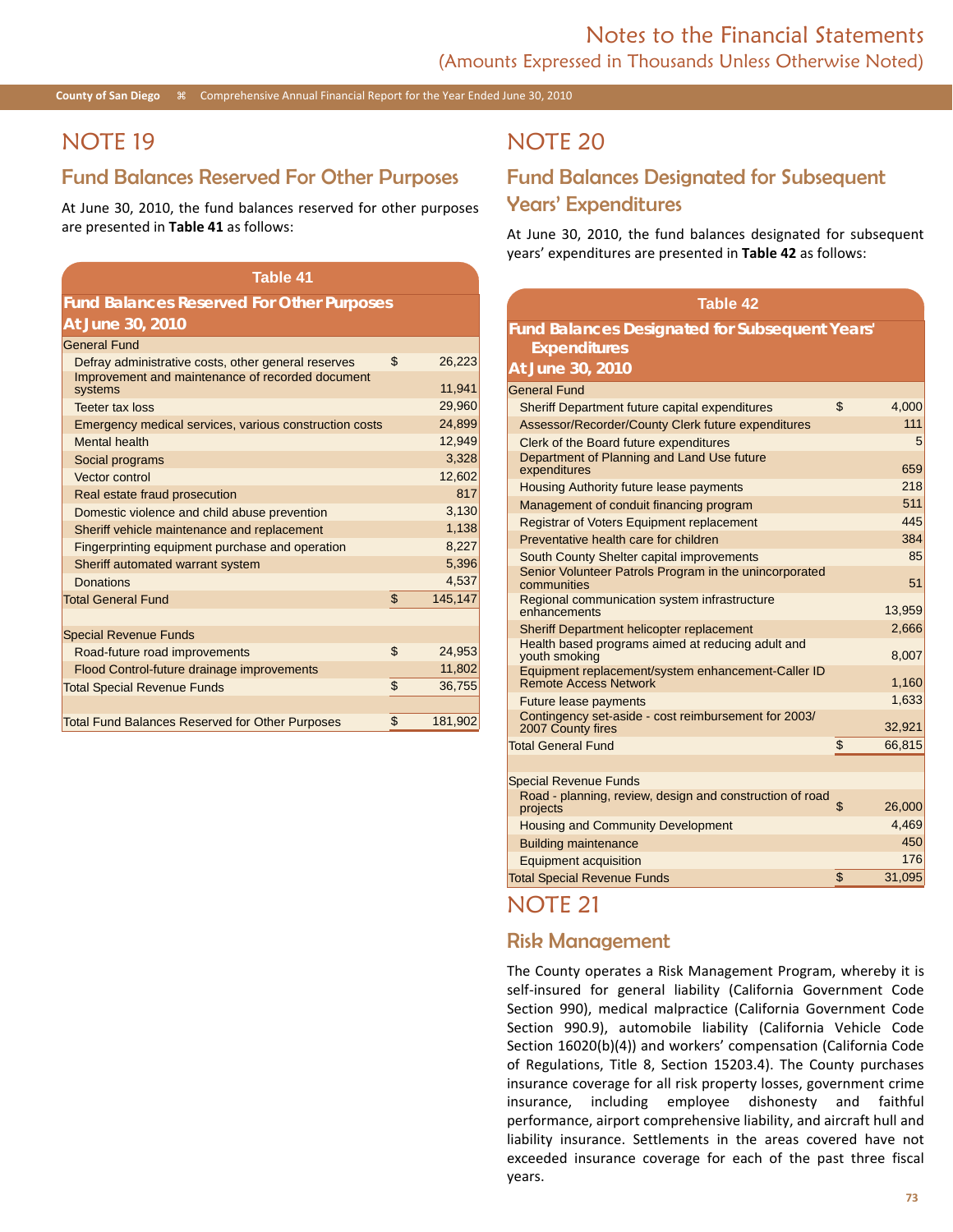## NOTE 19

### Fund Balances Reserved For Other Purposes

At June 30, 2010, the fund balances reserved for other purposes are presented in **Table 41** as follows:

**Table 41**

**Fund Balances Reserved For Other Purposes At June 30, 2010**

| | | |
|---|---|---|
| General Fund | | |
| Defray administrative costs, other general reserves | $ | 26,223 |
| Improvement and maintenance of recorded document systems | | 11,941 |
| Teeter tax loss | | 29,960 |
| Emergency medical services, various construction costs | | 24,899 |
| Mental health | | 12,949 |
| Social programs | | 3,328 |
| Vector control | | 12,602 |
| Real estate fraud prosecution | | 817 |
| Domestic violence and child abuse prevention | | 3,130 |
| Sheriff vehicle maintenance and replacement | | 1,138 |
| Fingerprinting equipment purchase and operation | | 8,227 |
| Sheriff automated warrant system | | 5,396 |
| Donations | | 4,537 |
| Total General Fund | $ | 145,147 |
| | | |
| Special Revenue Funds | | |
| Road-future road improvements | $ | 24,953 |
| Flood Control-future drainage improvements | | 11,802 |
| Total Special Revenue Funds | $ | 36,755 |
| | | |
| Total Fund Balances Reserved for Other Purposes | $ | 181,902 |

## NOTE 20

### Fund Balances Designated for Subsequent Years' Expenditures

At June 30, 2010, the fund balances designated for subsequent years' expenditures are presented in **Table 42** as follows:

**Table 42**

**Fund Balances Designated for Subsequent Years' Expenditures At June 30, 2010**

| | | |
|---|---|---|
| General Fund | | |
| Sheriff Department future capital expenditures | $ | 4,000 |
| Assessor/Recorder/County Clerk future expenditures | | 111 |
| Clerk of the Board future expenditures | | 5 |
| Department of Planning and Land Use future expenditures | | 659 |
| Housing Authority future lease payments | | 218 |
| Management of conduit financing program | | 511 |
| Registrar of Voters Equipment replacement | | 445 |
| Preventative health care for children | | 384 |
| South County Shelter capital improvements | | 85 |
| Senior Volunteer Patrols Program in the unincorporated communities | | 51 |
| Regional communication system infrastructure enhancements | | 13,959 |
| Sheriff Department helicopter replacement | | 2,666 |
| Health based programs aimed at reducing adult and youth smoking | | 8,007 |
| Equipment replacement/system enhancement-Caller ID Remote Access Network | | 1,160 |
| Future lease payments | | 1,633 |
| Contingency set-aside - cost reimbursement for 2003/2007 County fires | | 32,921 |
| Total General Fund | $ | 66,815 |
| | | |
| Special Revenue Funds | | |
| Road - planning, review, design and construction of road projects | $ | 26,000 |
| Housing and Community Development | | 4,469 |
| Building maintenance | | 450 |
| Equipment acquisition | | 176 |
| Total Special Revenue Funds | $ | 31,095 |

## NOTE 21

### Risk Management

The County operates a Risk Management Program, whereby it is self-insured for general liability (California Government Code Section 990), medical malpractice (California Government Code Section 990.9), automobile liability (California Vehicle Code Section 16020(b)(4)) and workers' compensation (California Code of Regulations, Title 8, Section 15203.4). The County purchases insurance coverage for all risk property losses, government crime insurance, including employee dishonesty and faithful performance, airport comprehensive liability, and aircraft hull and liability insurance. Settlements in the areas covered have not exceeded insurance coverage for each of the past three fiscal years.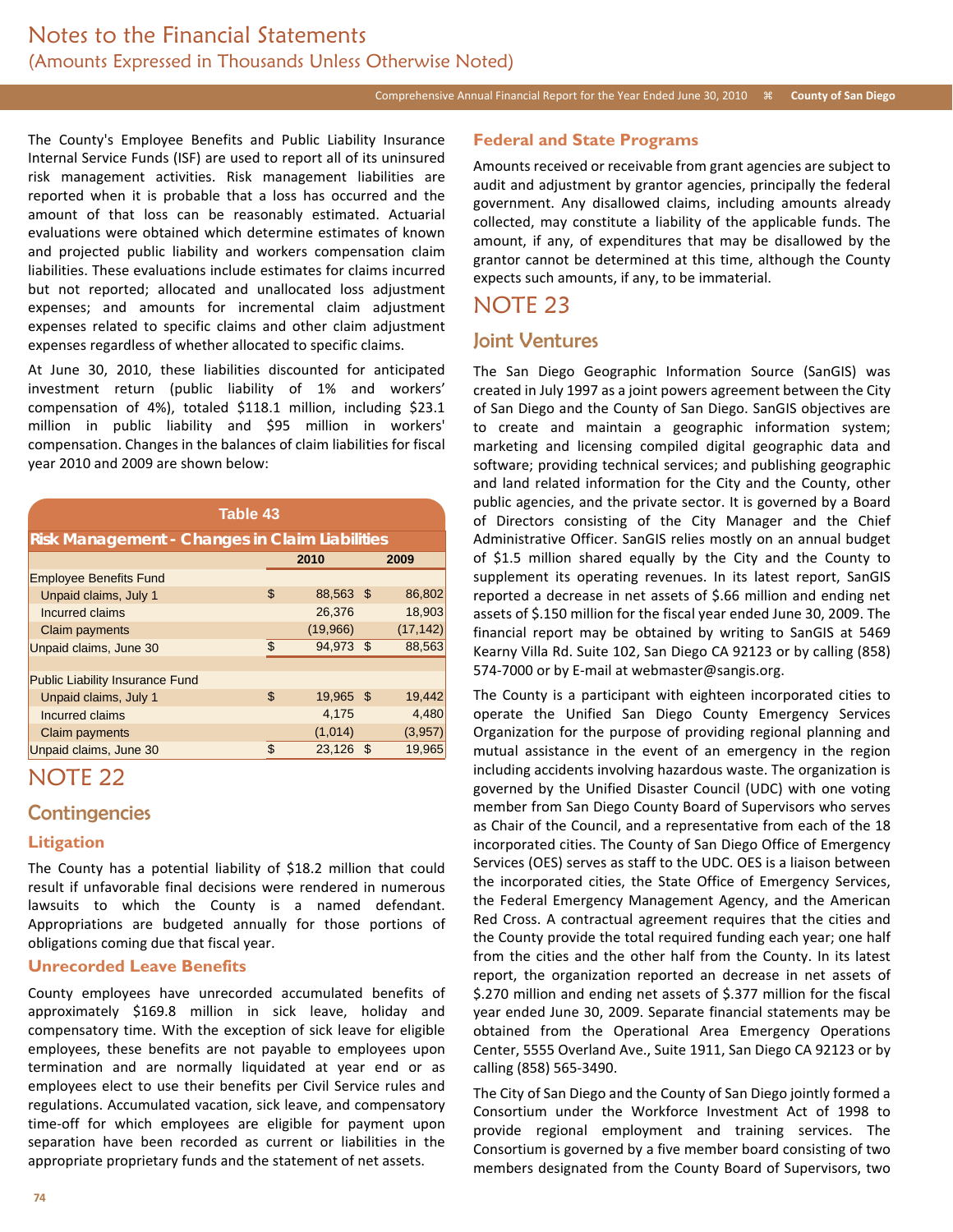The County's Employee Benefits and Public Liability Insurance Internal Service Funds (ISF) are used to report all of its uninsured risk management activities. Risk management liabilities are reported when it is probable that a loss has occurred and the amount of that loss can be reasonably estimated. Actuarial evaluations were obtained which determine estimates of known and projected public liability and workers compensation claim liabilities. These evaluations include estimates for claims incurred but not reported; allocated and unallocated loss adjustment expenses; and amounts for incremental claim adjustment expenses related to specific claims and other claim adjustment expenses regardless of whether allocated to specific claims.

At June 30, 2010, these liabilities discounted for anticipated investment return (public liability of 1% and workers' compensation of 4%), totaled $118.1 million, including $23.1 million in public liability and $95 million in workers' compensation. Changes in the balances of claim liabilities for fiscal year 2010 and 2009 are shown below:

**Table 43**

**Risk Management - Changes in Claim Liabilities**

| | 2010 | 2009 |
|---|---|---|
| Employee Benefits Fund | | |
| Unpaid claims, July 1 | $ 88,563 | $ 86,802 |
| Incurred claims | 26,376 | 18,903 |
| Claim payments | (19,966) | (17,142) |
| Unpaid claims, June 30 | $ 94,973 | $ 88,563 |
| | | |
| Public Liability Insurance Fund | | |
| Unpaid claims, July 1 | $ 19,965 | $ 19,442 |
| Incurred claims | 4,175 | 4,480 |
| Claim payments | (1,014) | (3,957) |
| Unpaid claims, June 30 | $ 23,126 | $ 19,965 |

# NOTE 22

## Contingencies

### Litigation

The County has a potential liability of $18.2 million that could result if unfavorable final decisions were rendered in numerous lawsuits to which the County is a named defendant. Appropriations are budgeted annually for those portions of obligations coming due that fiscal year.

### Unrecorded Leave Benefits

County employees have unrecorded accumulated benefits of approximately $169.8 million in sick leave, holiday and compensatory time. With the exception of sick leave for eligible employees, these benefits are not payable to employees upon termination and are normally liquidated at year end or as employees elect to use their benefits per Civil Service rules and regulations. Accumulated vacation, sick leave, and compensatory time-off for which employees are eligible for payment upon separation have been recorded as current or liabilities in the appropriate proprietary funds and the statement of net assets.

### Federal and State Programs

Amounts received or receivable from grant agencies are subject to audit and adjustment by grantor agencies, principally the federal government. Any disallowed claims, including amounts already collected, may constitute a liability of the applicable funds. The amount, if any, of expenditures that may be disallowed by the grantor cannot be determined at this time, although the County expects such amounts, if any, to be immaterial.

# NOTE 23

## Joint Ventures

The San Diego Geographic Information Source (SanGIS) was created in July 1997 as a joint powers agreement between the City of San Diego and the County of San Diego. SanGIS objectives are to create and maintain a geographic information system; marketing and licensing compiled digital geographic data and software; providing technical services; and publishing geographic and land related information for the City and the County, other public agencies, and the private sector. It is governed by a Board of Directors consisting of the City Manager and the Chief Administrative Officer. SanGIS relies mostly on an annual budget of $1.5 million shared equally by the City and the County to supplement its operating revenues. In its latest report, SanGIS reported a decrease in net assets of $.66 million and ending net assets of $.150 million for the fiscal year ended June 30, 2009. The financial report may be obtained by writing to SanGIS at 5469 Kearny Villa Rd. Suite 102, San Diego CA 92123 or by calling (858) 574-7000 or by E-mail at webmaster@sangis.org.

The County is a participant with eighteen incorporated cities to operate the Unified San Diego County Emergency Services Organization for the purpose of providing regional planning and mutual assistance in the event of an emergency in the region including accidents involving hazardous waste. The organization is governed by the Unified Disaster Council (UDC) with one voting member from San Diego County Board of Supervisors who serves as Chair of the Council, and a representative from each of the 18 incorporated cities. The County of San Diego Office of Emergency Services (OES) serves as staff to the UDC. OES is a liaison between the incorporated cities, the State Office of Emergency Services, the Federal Emergency Management Agency, and the American Red Cross. A contractual agreement requires that the cities and the County provide the total required funding each year; one half from the cities and the other half from the County. In its latest report, the organization reported an decrease in net assets of $.270 million and ending net assets of $.377 million for the fiscal year ended June 30, 2009. Separate financial statements may be obtained from the Operational Area Emergency Operations Center, 5555 Overland Ave., Suite 1911, San Diego CA 92123 or by calling (858) 565-3490.

The City of San Diego and the County of San Diego jointly formed a Consortium under the Workforce Investment Act of 1998 to provide regional employment and training services. The Consortium is governed by a five member board consisting of two members designated from the County Board of Supervisors, two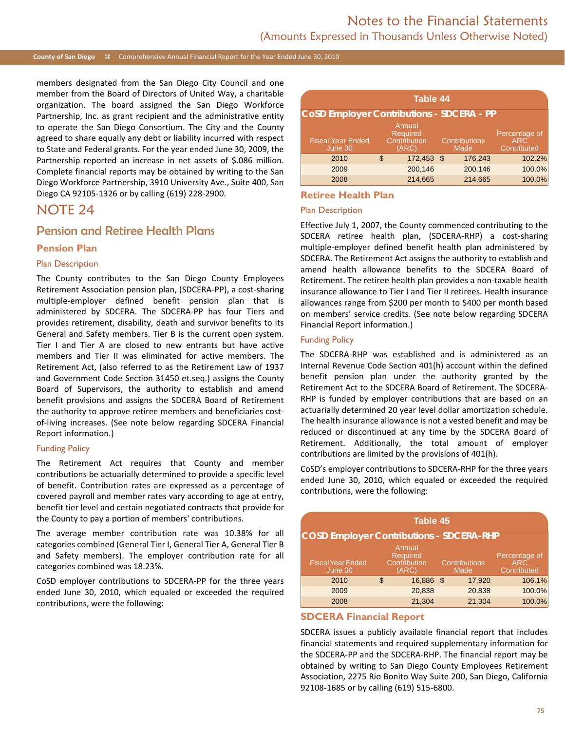members designated from the San Diego City Council and one member from the Board of Directors of United Way, a charitable organization. The board assigned the San Diego Workforce Partnership, Inc. as grant recipient and the administrative entity to operate the San Diego Consortium. The City and the County agreed to share equally any debt or liability incurred with respect to State and Federal grants. For the year ended June 30, 2009, the Partnership reported an increase in net assets of $.086 million. Complete financial reports may be obtained by writing to the San Diego Workforce Partnership, 3910 University Ave., Suite 400, San Diego CA 92105-1326 or by calling (619) 228-2900.

# NOTE 24

## Pension and Retiree Health Plans

### Pension Plan

#### Plan Description

The County contributes to the San Diego County Employees Retirement Association pension plan, (SDCERA-PP), a cost-sharing multiple-employer defined benefit pension plan that is administered by SDCERA. The SDCERA-PP has four Tiers and provides retirement, disability, death and survivor benefits to its General and Safety members. Tier B is the current open system. Tier I and Tier A are closed to new entrants but have active members and Tier II was eliminated for active members. The Retirement Act, (also referred to as the Retirement Law of 1937 and Government Code Section 31450 et.seq.) assigns the County Board of Supervisors, the authority to establish and amend benefit provisions and assigns the SDCERA Board of Retirement the authority to approve retiree members and beneficiaries cost-of-living increases. (See note below regarding SDCERA Financial Report information.)

#### Funding Policy

The Retirement Act requires that County and member contributions be actuarially determined to provide a specific level of benefit. Contribution rates are expressed as a percentage of covered payroll and member rates vary according to age at entry, benefit tier level and certain negotiated contracts that provide for the County to pay a portion of members' contributions.

The average member contribution rate was 10.38% for all categories combined (General Tier I, General Tier A, General Tier B and Safety members). The employer contribution rate for all categories combined was 18.23%.

CoSD employer contributions to SDCERA-PP for the three years ended June 30, 2010, which equaled or exceeded the required contributions, were the following:

**Table 44**

**CoSD Employer Contributions - SDCERA - PP**

| Fiscal Year Ended June 30 | Annual Required Contribution (ARC) | Contributions Made | Percentage of ARC Contributed |
|---|---|---|---|
| 2010 | $ 172,453 | $ 176,243 | 102.2% |
| 2009 | 200,146 | 200,146 | 100.0% |
| 2008 | 214,665 | 214,665 | 100.0% |

### Retiree Health Plan

#### Plan Description

Effective July 1, 2007, the County commenced contributing to the SDCERA retiree health plan, (SDCERA-RHP) a cost-sharing multiple-employer defined benefit health plan administered by SDCERA. The Retirement Act assigns the authority to establish and amend health allowance benefits to the SDCERA Board of Retirement. The retiree health plan provides a non-taxable health insurance allowance to Tier I and Tier II retirees. Health insurance allowances range from $200 per month to $400 per month based on members' service credits. (See note below regarding SDCERA Financial Report information.)

#### Funding Policy

The SDCERA-RHP was established and is administered as an Internal Revenue Code Section 401(h) account within the defined benefit pension plan under the authority granted by the Retirement Act to the SDCERA Board of Retirement. The SDCERA-RHP is funded by employer contributions that are based on an actuarially determined 20 year level dollar amortization schedule. The health insurance allowance is not a vested benefit and may be reduced or discontinued at any time by the SDCERA Board of Retirement. Additionally, the total amount of employer contributions are limited by the provisions of 401(h).

CoSD's employer contributions to SDCERA-RHP for the three years ended June 30, 2010, which equaled or exceeded the required contributions, were the following:

**Table 45**

**COSD Employer Contributions - SDCERA-RHP**

| Fiscal Year Ended June 30 | Annual Required Contribution (ARC) | Contributions Made | Percentage of ARC Contributed |
|---|---|---|---|
| 2010 | $ 16,886 | $ 17,920 | 106.1% |
| 2009 | 20,838 | 20,838 | 100.0% |
| 2008 | 21,304 | 21,304 | 100.0% |

### SDCERA Financial Report

SDCERA issues a publicly available financial report that includes financial statements and required supplementary information for the SDCERA-PP and the SDCERA-RHP. The financial report may be obtained by writing to San Diego County Employees Retirement Association, 2275 Rio Bonito Way Suite 200, San Diego, California 92108-1685 or by calling (619) 515-6800.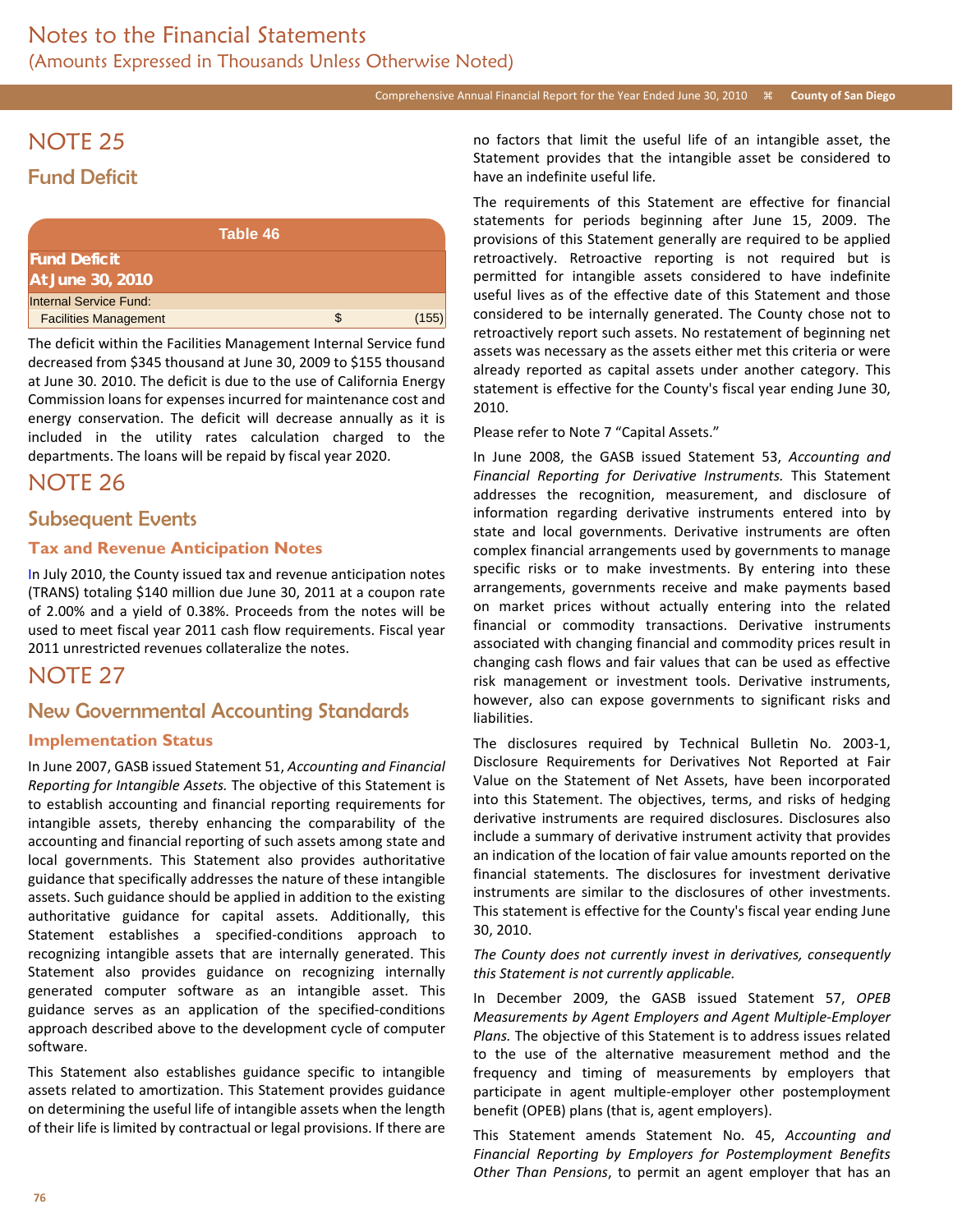# NOTE 25

## Fund Deficit

| Table 46 | | |
|---|---|---|
| **Fund Deficit At June 30, 2010** | | |
| Internal Service Fund: | | |
| Facilities Management | $ | (155) |

The deficit within the Facilities Management Internal Service fund decreased from $345 thousand at June 30, 2009 to $155 thousand at June 30. 2010. The deficit is due to the use of California Energy Commission loans for expenses incurred for maintenance cost and energy conservation. The deficit will decrease annually as it is included in the utility rates calculation charged to the departments. The loans will be repaid by fiscal year 2020.

# NOTE 26

## Subsequent Events

### Tax and Revenue Anticipation Notes

In July 2010, the County issued tax and revenue anticipation notes (TRANS) totaling $140 million due June 30, 2011 at a coupon rate of 2.00% and a yield of 0.38%. Proceeds from the notes will be used to meet fiscal year 2011 cash flow requirements. Fiscal year 2011 unrestricted revenues collateralize the notes.

# NOTE 27

## New Governmental Accounting Standards

### Implementation Status

In June 2007, GASB issued Statement 51, *Accounting and Financial Reporting for Intangible Assets.* The objective of this Statement is to establish accounting and financial reporting requirements for intangible assets, thereby enhancing the comparability of the accounting and financial reporting of such assets among state and local governments. This Statement also provides authoritative guidance that specifically addresses the nature of these intangible assets. Such guidance should be applied in addition to the existing authoritative guidance for capital assets. Additionally, this Statement establishes a specified-conditions approach to recognizing intangible assets that are internally generated. This Statement also provides guidance on recognizing internally generated computer software as an intangible asset. This guidance serves as an application of the specified-conditions approach described above to the development cycle of computer software.

This Statement also establishes guidance specific to intangible assets related to amortization. This Statement provides guidance on determining the useful life of intangible assets when the length of their life is limited by contractual or legal provisions. If there are no factors that limit the useful life of an intangible asset, the Statement provides that the intangible asset be considered to have an indefinite useful life.

The requirements of this Statement are effective for financial statements for periods beginning after June 15, 2009. The provisions of this Statement generally are required to be applied retroactively. Retroactive reporting is not required but is permitted for intangible assets considered to have indefinite useful lives as of the effective date of this Statement and those considered to be internally generated. The County chose not to retroactively report such assets. No restatement of beginning net assets was necessary as the assets either met this criteria or were already reported as capital assets under another category. This statement is effective for the County's fiscal year ending June 30, 2010.

Please refer to Note 7 "Capital Assets."

In June 2008, the GASB issued Statement 53, *Accounting and Financial Reporting for Derivative Instruments.* This Statement addresses the recognition, measurement, and disclosure of information regarding derivative instruments entered into by state and local governments. Derivative instruments are often complex financial arrangements used by governments to manage specific risks or to make investments. By entering into these arrangements, governments receive and make payments based on market prices without actually entering into the related financial or commodity transactions. Derivative instruments associated with changing financial and commodity prices result in changing cash flows and fair values that can be used as effective risk management or investment tools. Derivative instruments, however, also can expose governments to significant risks and liabilities.

The disclosures required by Technical Bulletin No. 2003-1, Disclosure Requirements for Derivatives Not Reported at Fair Value on the Statement of Net Assets, have been incorporated into this Statement. The objectives, terms, and risks of hedging derivative instruments are required disclosures. Disclosures also include a summary of derivative instrument activity that provides an indication of the location of fair value amounts reported on the financial statements. The disclosures for investment derivative instruments are similar to the disclosures of other investments. This statement is effective for the County's fiscal year ending June 30, 2010.

*The County does not currently invest in derivatives, consequently this Statement is not currently applicable.*

In December 2009, the GASB issued Statement 57, *OPEB Measurements by Agent Employers and Agent Multiple-Employer Plans.* The objective of this Statement is to address issues related to the use of the alternative measurement method and the frequency and timing of measurements by employers that participate in agent multiple-employer other postemployment benefit (OPEB) plans (that is, agent employers).

This Statement amends Statement No. 45, *Accounting and Financial Reporting by Employers for Postemployment Benefits Other Than Pensions*, to permit an agent employer that has an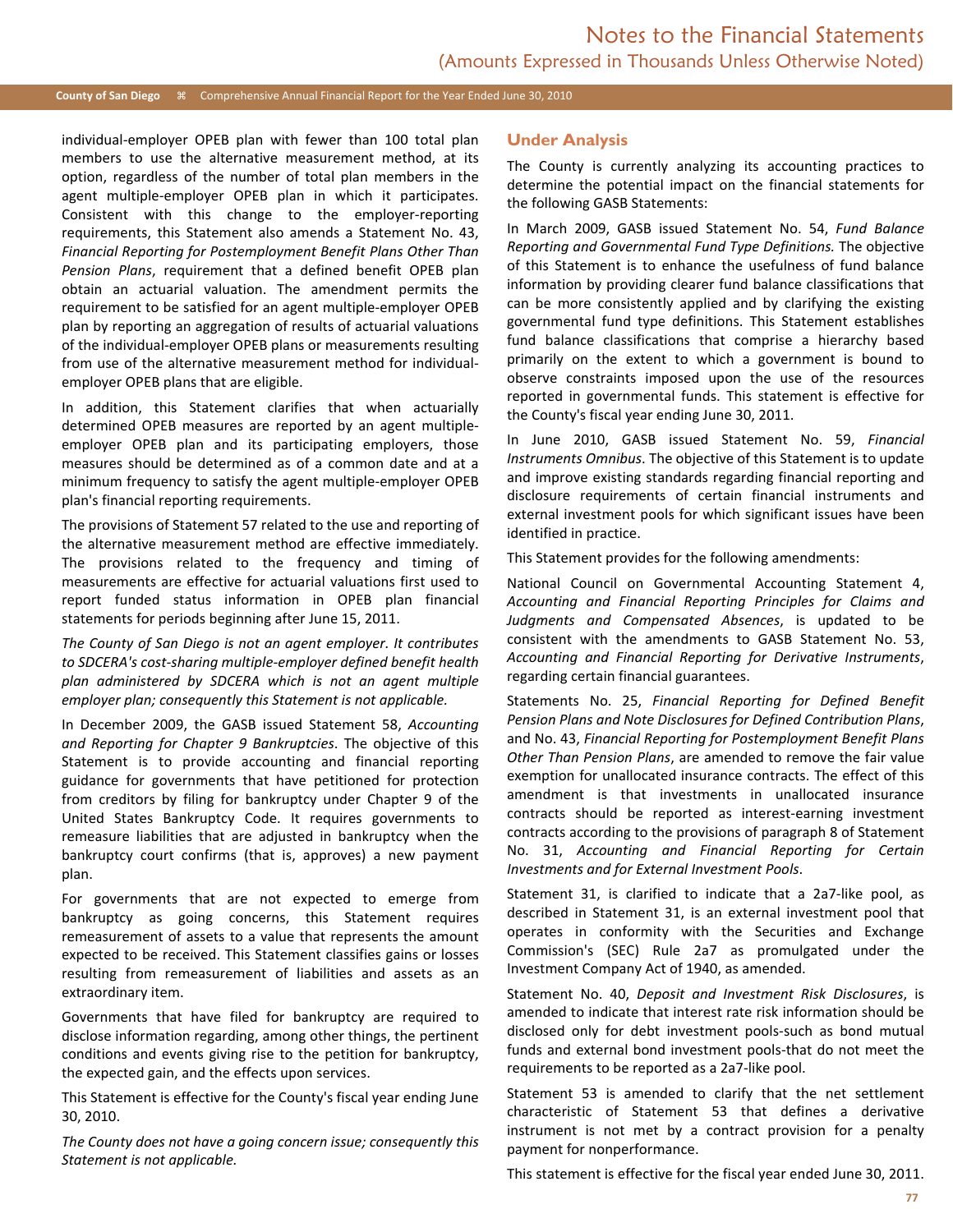individual-employer OPEB plan with fewer than 100 total plan members to use the alternative measurement method, at its option, regardless of the number of total plan members in the agent multiple-employer OPEB plan in which it participates. Consistent with this change to the employer-reporting requirements, this Statement also amends a Statement No. 43, *Financial Reporting for Postemployment Benefit Plans Other Than Pension Plans*, requirement that a defined benefit OPEB plan obtain an actuarial valuation. The amendment permits the requirement to be satisfied for an agent multiple-employer OPEB plan by reporting an aggregation of results of actuarial valuations of the individual-employer OPEB plans or measurements resulting from use of the alternative measurement method for individual-employer OPEB plans that are eligible.

In addition, this Statement clarifies that when actuarially determined OPEB measures are reported by an agent multiple-employer OPEB plan and its participating employers, those measures should be determined as of a common date and at a minimum frequency to satisfy the agent multiple-employer OPEB plan's financial reporting requirements.

The provisions of Statement 57 related to the use and reporting of the alternative measurement method are effective immediately. The provisions related to the frequency and timing of measurements are effective for actuarial valuations first used to report funded status information in OPEB plan financial statements for periods beginning after June 15, 2011.

*The County of San Diego is not an agent employer. It contributes to SDCERA's cost-sharing multiple-employer defined benefit health plan administered by SDCERA which is not an agent multiple employer plan; consequently this Statement is not applicable.*

In December 2009, the GASB issued Statement 58, *Accounting and Reporting for Chapter 9 Bankruptcies*. The objective of this Statement is to provide accounting and financial reporting guidance for governments that have petitioned for protection from creditors by filing for bankruptcy under Chapter 9 of the United States Bankruptcy Code. It requires governments to remeasure liabilities that are adjusted in bankruptcy when the bankruptcy court confirms (that is, approves) a new payment plan.

For governments that are not expected to emerge from bankruptcy as going concerns, this Statement requires remeasurement of assets to a value that represents the amount expected to be received. This Statement classifies gains or losses resulting from remeasurement of liabilities and assets as an extraordinary item.

Governments that have filed for bankruptcy are required to disclose information regarding, among other things, the pertinent conditions and events giving rise to the petition for bankruptcy, the expected gain, and the effects upon services.

This Statement is effective for the County's fiscal year ending June 30, 2010.

*The County does not have a going concern issue; consequently this Statement is not applicable.*

## Under Analysis

The County is currently analyzing its accounting practices to determine the potential impact on the financial statements for the following GASB Statements:

In March 2009, GASB issued Statement No. 54, *Fund Balance Reporting and Governmental Fund Type Definitions.* The objective of this Statement is to enhance the usefulness of fund balance information by providing clearer fund balance classifications that can be more consistently applied and by clarifying the existing governmental fund type definitions. This Statement establishes fund balance classifications that comprise a hierarchy based primarily on the extent to which a government is bound to observe constraints imposed upon the use of the resources reported in governmental funds. This statement is effective for the County's fiscal year ending June 30, 2011.

In June 2010, GASB issued Statement No. 59, *Financial Instruments Omnibus*. The objective of this Statement is to update and improve existing standards regarding financial reporting and disclosure requirements of certain financial instruments and external investment pools for which significant issues have been identified in practice.

This Statement provides for the following amendments:

National Council on Governmental Accounting Statement 4, *Accounting and Financial Reporting Principles for Claims and Judgments and Compensated Absences*, is updated to be consistent with the amendments to GASB Statement No. 53, *Accounting and Financial Reporting for Derivative Instruments*, regarding certain financial guarantees.

Statements No. 25, *Financial Reporting for Defined Benefit Pension Plans and Note Disclosures for Defined Contribution Plans*, and No. 43, *Financial Reporting for Postemployment Benefit Plans Other Than Pension Plans*, are amended to remove the fair value exemption for unallocated insurance contracts. The effect of this amendment is that investments in unallocated insurance contracts should be reported as interest-earning investment contracts according to the provisions of paragraph 8 of Statement No. 31, *Accounting and Financial Reporting for Certain Investments and for External Investment Pools*.

Statement 31, is clarified to indicate that a 2a7-like pool, as described in Statement 31, is an external investment pool that operates in conformity with the Securities and Exchange Commission's (SEC) Rule 2a7 as promulgated under the Investment Company Act of 1940, as amended.

Statement No. 40, *Deposit and Investment Risk Disclosures*, is amended to indicate that interest rate risk information should be disclosed only for debt investment pools-such as bond mutual funds and external bond investment pools-that do not meet the requirements to be reported as a 2a7-like pool.

Statement 53 is amended to clarify that the net settlement characteristic of Statement 53 that defines a derivative instrument is not met by a contract provision for a penalty payment for nonperformance.

This statement is effective for the fiscal year ended June 30, 2011.